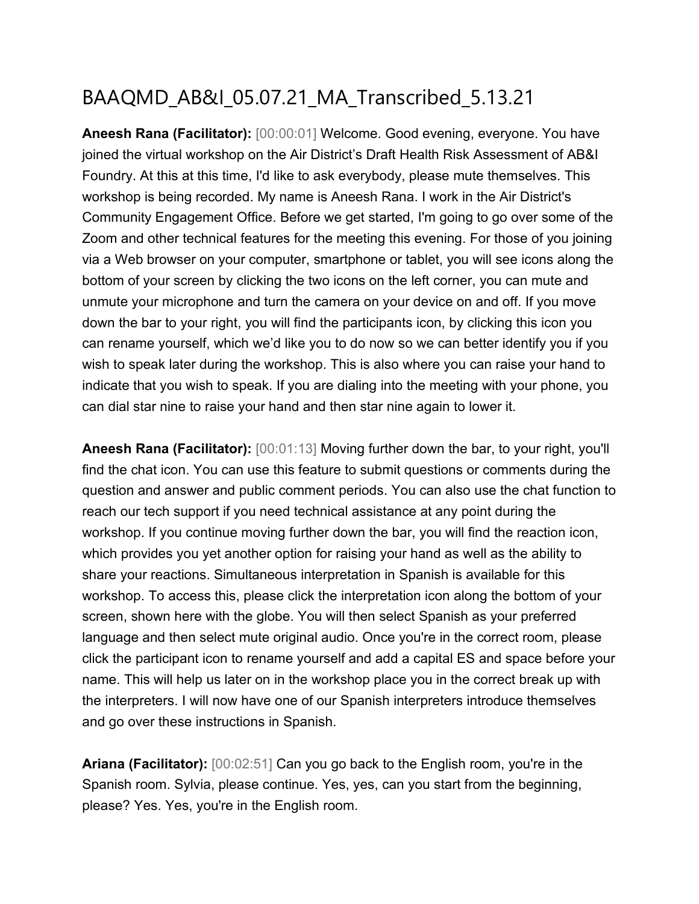# BAAQMD_AB&I_05.07.21_MA_Transcribed_5.13.21

**Aneesh Rana (Facilitator):** [00:00:01] Welcome. Good evening, everyone. You have joined the virtual workshop on the Air District's Draft Health Risk Assessment of AB&I Foundry. At this at this time, I'd like to ask everybody, please mute themselves. This workshop is being recorded. My name is Aneesh Rana. I work in the Air District's Community Engagement Office. Before we get started, I'm going to go over some of the Zoom and other technical features for the meeting this evening. For those of you joining via a Web browser on your computer, smartphone or tablet, you will see icons along the bottom of your screen by clicking the two icons on the left corner, you can mute and unmute your microphone and turn the camera on your device on and off. If you move down the bar to your right, you will find the participants icon, by clicking this icon you can rename yourself, which we'd like you to do now so we can better identify you if you wish to speak later during the workshop. This is also where you can raise your hand to indicate that you wish to speak. If you are dialing into the meeting with your phone, you can dial star nine to raise your hand and then star nine again to lower it.

**Aneesh Rana (Facilitator):** [00:01:13] Moving further down the bar, to your right, you'll find the chat icon. You can use this feature to submit questions or comments during the question and answer and public comment periods. You can also use the chat function to reach our tech support if you need technical assistance at any point during the workshop. If you continue moving further down the bar, you will find the reaction icon, which provides you yet another option for raising your hand as well as the ability to share your reactions. Simultaneous interpretation in Spanish is available for this workshop. To access this, please click the interpretation icon along the bottom of your screen, shown here with the globe. You will then select Spanish as your preferred language and then select mute original audio. Once you're in the correct room, please click the participant icon to rename yourself and add a capital ES and space before your name. This will help us later on in the workshop place you in the correct break up with the interpreters. I will now have one of our Spanish interpreters introduce themselves and go over these instructions in Spanish.

**Ariana (Facilitator):** [00:02:51] Can you go back to the English room, you're in the Spanish room. Sylvia, please continue. Yes, yes, can you start from the beginning, please? Yes. Yes, you're in the English room.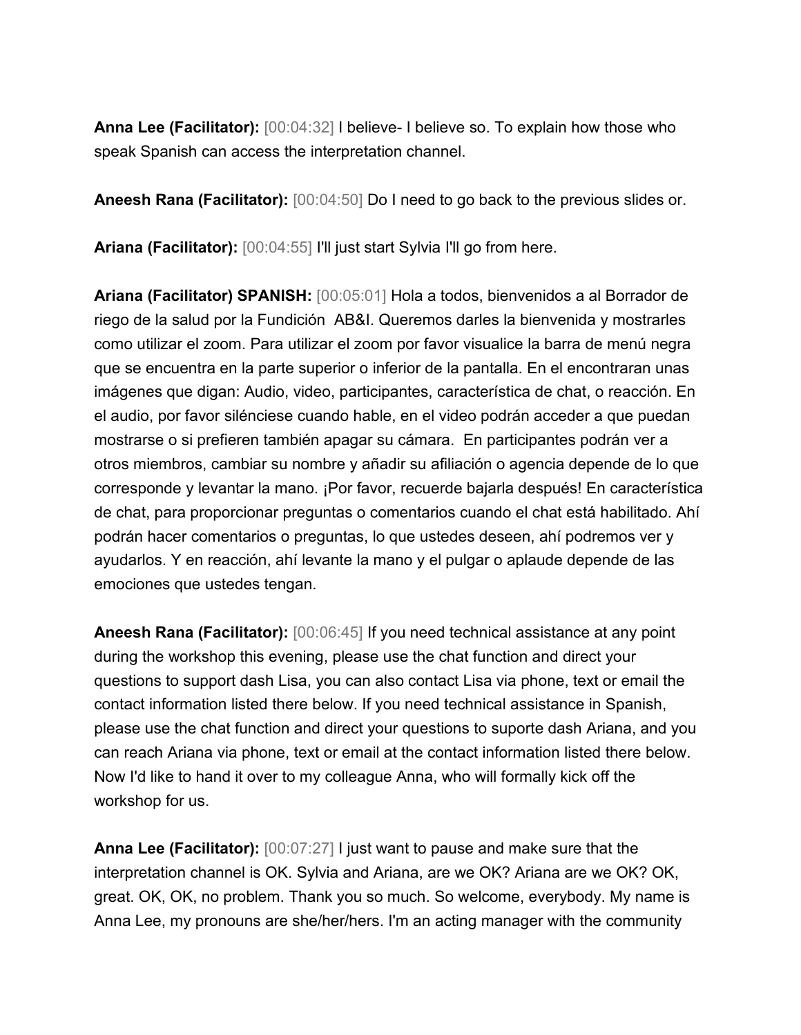**Anna Lee (Facilitator):** [00:04:32] I believe- I believe so. To explain how those who speak Spanish can access the interpretation channel.

**Aneesh Rana (Facilitator):** [00:04:50] Do I need to go back to the previous slides or.

**Ariana (Facilitator):** [00:04:55] I'll just start Sylvia I'll go from here.

**Ariana (Facilitator) SPANISH:** [00:05:01] Hola a todos, bienvenidos a al Borrador de riego de la salud por la Fundición AB&I. Queremos darles la bienvenida y mostrarles como utilizar el zoom. Para utilizar el zoom por favor visualice la barra de menú negra que se encuentra en la parte superior o inferior de la pantalla. En el encontraran unas imágenes que digan: Audio, video, participantes, característica de chat, o reacción. En el audio, por favor siléncíese cuando hable, en el video podrán acceder a que puedan mostrarse o si prefieren también apagar su cámara. En participantes podrán ver a otros miembros, cambiar su nombre y añadir su afiliación o agencia depende de lo que corresponde y levantar la mano. ¡Por favor, recuerde bajarla después! En característica de chat, para proporcionar preguntas o comentarios cuando el chat está habilitado. Ahí podrán hacer comentarios o preguntas, lo que ustedes deseen, ahí podremos ver y ayudarlos. Y en reacción, ahí levante la mano y el pulgar o aplaude depende de las emociones que ustedes tengan.

**Aneesh Rana (Facilitator):** [00:06:45] If you need technical assistance at any point during the workshop this evening, please use the chat function and direct your questions to support dash Lisa, you can also contact Lisa via phone, text or email the contact information listed there below. If you need technical assistance in Spanish, please use the chat function and direct your questions to suporte dash Ariana, and you can reach Ariana via phone, text or email at the contact information listed there below. Now I'd like to hand it over to my colleague Anna, who will formally kick off the workshop for us.

**Anna Lee (Facilitator):** [00:07:27] I just want to pause and make sure that the interpretation channel is OK. Sylvia and Ariana, are we OK? Ariana are we OK? OK, great. OK, OK, no problem. Thank you so much. So welcome, everybody. My name is Anna Lee, my pronouns are she/her/hers. I'm an acting manager with the community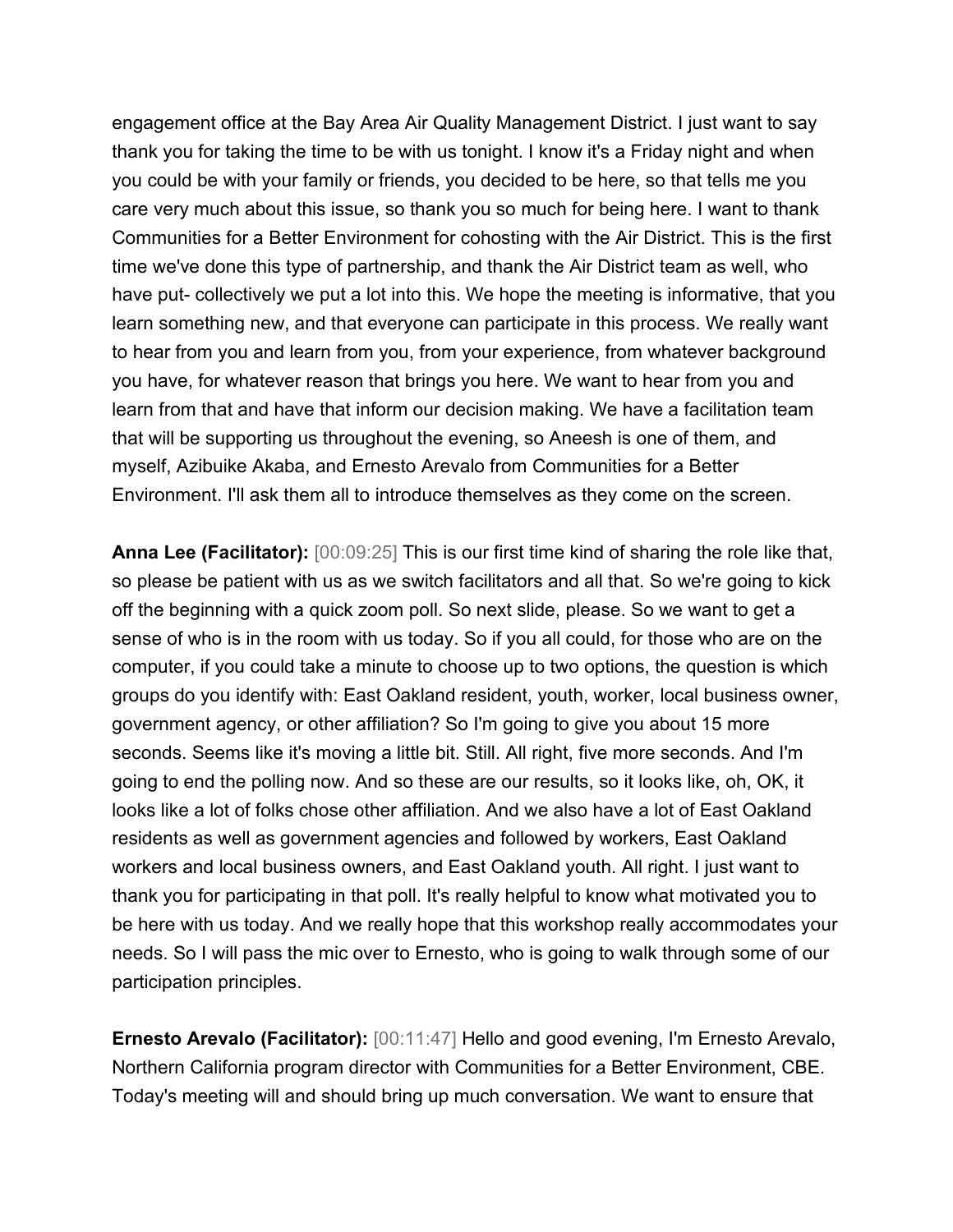engagement office at the Bay Area Air Quality Management District. I just want to say thank you for taking the time to be with us tonight. I know it's a Friday night and when you could be with your family or friends, you decided to be here, so that tells me you care very much about this issue, so thank you so much for being here. I want to thank Communities for a Better Environment for cohosting with the Air District. This is the first time we've done this type of partnership, and thank the Air District team as well, who have put- collectively we put a lot into this. We hope the meeting is informative, that you learn something new, and that everyone can participate in this process. We really want to hear from you and learn from you, from your experience, from whatever background you have, for whatever reason that brings you here. We want to hear from you and learn from that and have that inform our decision making. We have a facilitation team that will be supporting us throughout the evening, so Aneesh is one of them, and myself, Azibuike Akaba, and Ernesto Arevalo from Communities for a Better Environment. I'll ask them all to introduce themselves as they come on the screen.

**Anna Lee (Facilitator):** [00:09:25] This is our first time kind of sharing the role like that, so please be patient with us as we switch facilitators and all that. So we're going to kick off the beginning with a quick zoom poll. So next slide, please. So we want to get a sense of who is in the room with us today. So if you all could, for those who are on the computer, if you could take a minute to choose up to two options, the question is which groups do you identify with: East Oakland resident, youth, worker, local business owner, government agency, or other affiliation? So I'm going to give you about 15 more seconds. Seems like it's moving a little bit. Still. All right, five more seconds. And I'm going to end the polling now. And so these are our results, so it looks like, oh, OK, it looks like a lot of folks chose other affiliation. And we also have a lot of East Oakland residents as well as government agencies and followed by workers, East Oakland workers and local business owners, and East Oakland youth. All right. I just want to thank you for participating in that poll. It's really helpful to know what motivated you to be here with us today. And we really hope that this workshop really accommodates your needs. So I will pass the mic over to Ernesto, who is going to walk through some of our participation principles.

**Ernesto Arevalo (Facilitator):** [00:11:47] Hello and good evening, I'm Ernesto Arevalo, Northern California program director with Communities for a Better Environment, CBE. Today's meeting will and should bring up much conversation. We want to ensure that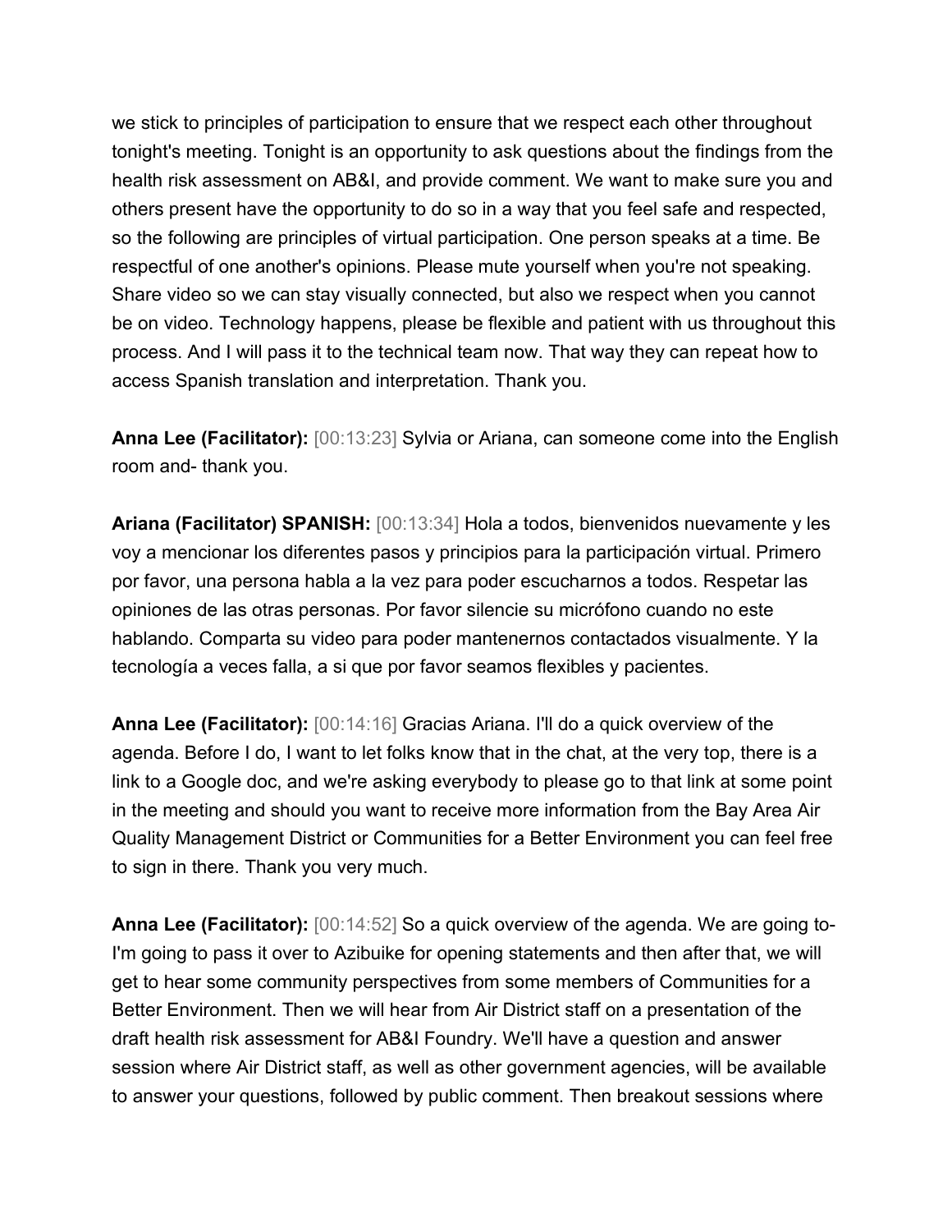we stick to principles of participation to ensure that we respect each other throughout tonight's meeting. Tonight is an opportunity to ask questions about the findings from the health risk assessment on AB&I, and provide comment. We want to make sure you and others present have the opportunity to do so in a way that you feel safe and respected, so the following are principles of virtual participation. One person speaks at a time. Be respectful of one another's opinions. Please mute yourself when you're not speaking. Share video so we can stay visually connected, but also we respect when you cannot be on video. Technology happens, please be flexible and patient with us throughout this process. And I will pass it to the technical team now. That way they can repeat how to access Spanish translation and interpretation. Thank you.

**Anna Lee (Facilitator):** [00:13:23] Sylvia or Ariana, can someone come into the English room and- thank you.

**Ariana (Facilitator) SPANISH:** [00:13:34] Hola a todos, bienvenidos nuevamente y les voy a mencionar los diferentes pasos y principios para la participación virtual. Primero por favor, una persona habla a la vez para poder escucharnos a todos. Respetar las opiniones de las otras personas. Por favor silencie su micrófono cuando no este hablando. Comparta su video para poder mantenernos contactados visualmente. Y la tecnología a veces falla, a si que por favor seamos flexibles y pacientes.

**Anna Lee (Facilitator):** [00:14:16] Gracias Ariana. I'll do a quick overview of the agenda. Before I do, I want to let folks know that in the chat, at the very top, there is a link to a Google doc, and we're asking everybody to please go to that link at some point in the meeting and should you want to receive more information from the Bay Area Air Quality Management District or Communities for a Better Environment you can feel free to sign in there. Thank you very much.

**Anna Lee (Facilitator):** [00:14:52] So a quick overview of the agenda. We are going to- I'm going to pass it over to Azibuike for opening statements and then after that, we will get to hear some community perspectives from some members of Communities for a Better Environment. Then we will hear from Air District staff on a presentation of the draft health risk assessment for AB&I Foundry. We'll have a question and answer session where Air District staff, as well as other government agencies, will be available to answer your questions, followed by public comment. Then breakout sessions where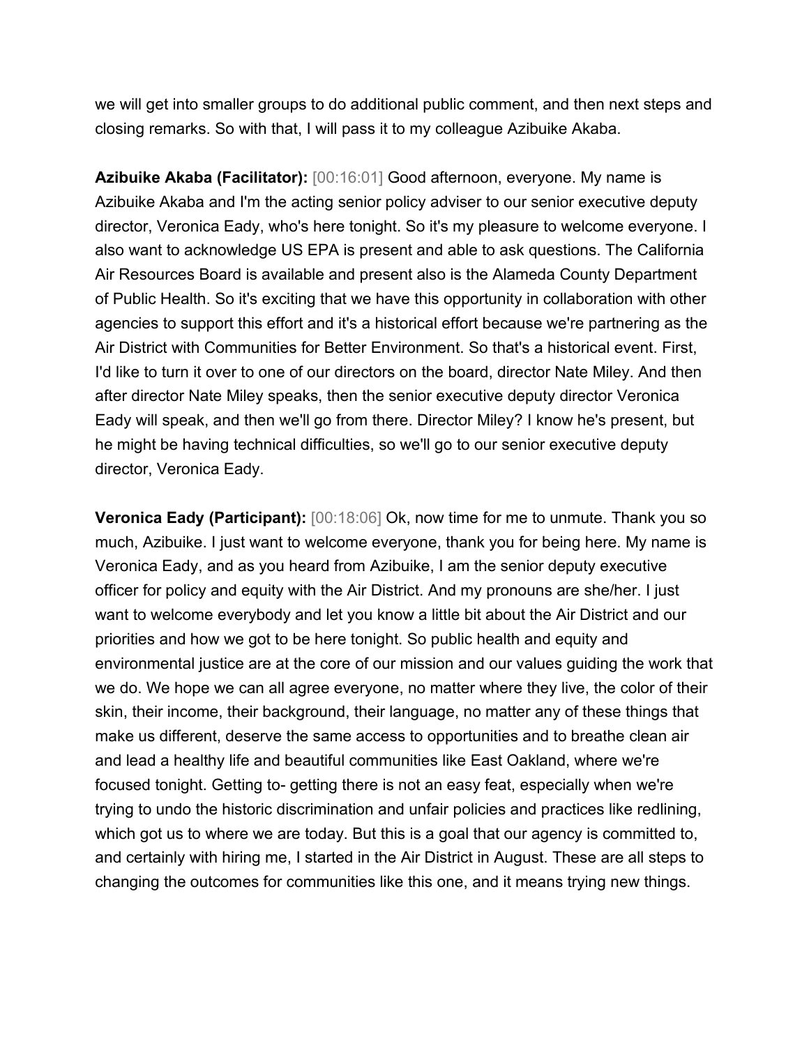we will get into smaller groups to do additional public comment, and then next steps and closing remarks. So with that, I will pass it to my colleague Azibuike Akaba.

**Azibuike Akaba (Facilitator):** [00:16:01] Good afternoon, everyone. My name is Azibuike Akaba and I'm the acting senior policy adviser to our senior executive deputy director, Veronica Eady, who's here tonight. So it's my pleasure to welcome everyone. I also want to acknowledge US EPA is present and able to ask questions. The California Air Resources Board is available and present also is the Alameda County Department of Public Health. So it's exciting that we have this opportunity in collaboration with other agencies to support this effort and it's a historical effort because we're partnering as the Air District with Communities for Better Environment. So that's a historical event. First, I'd like to turn it over to one of our directors on the board, director Nate Miley. And then after director Nate Miley speaks, then the senior executive deputy director Veronica Eady will speak, and then we'll go from there. Director Miley? I know he's present, but he might be having technical difficulties, so we'll go to our senior executive deputy director, Veronica Eady.

**Veronica Eady (Participant):** [00:18:06] Ok, now time for me to unmute. Thank you so much, Azibuike. I just want to welcome everyone, thank you for being here. My name is Veronica Eady, and as you heard from Azibuike, I am the senior deputy executive officer for policy and equity with the Air District. And my pronouns are she/her. I just want to welcome everybody and let you know a little bit about the Air District and our priorities and how we got to be here tonight. So public health and equity and environmental justice are at the core of our mission and our values guiding the work that we do. We hope we can all agree everyone, no matter where they live, the color of their skin, their income, their background, their language, no matter any of these things that make us different, deserve the same access to opportunities and to breathe clean air and lead a healthy life and beautiful communities like East Oakland, where we're focused tonight. Getting to- getting there is not an easy feat, especially when we're trying to undo the historic discrimination and unfair policies and practices like redlining, which got us to where we are today. But this is a goal that our agency is committed to, and certainly with hiring me, I started in the Air District in August. These are all steps to changing the outcomes for communities like this one, and it means trying new things.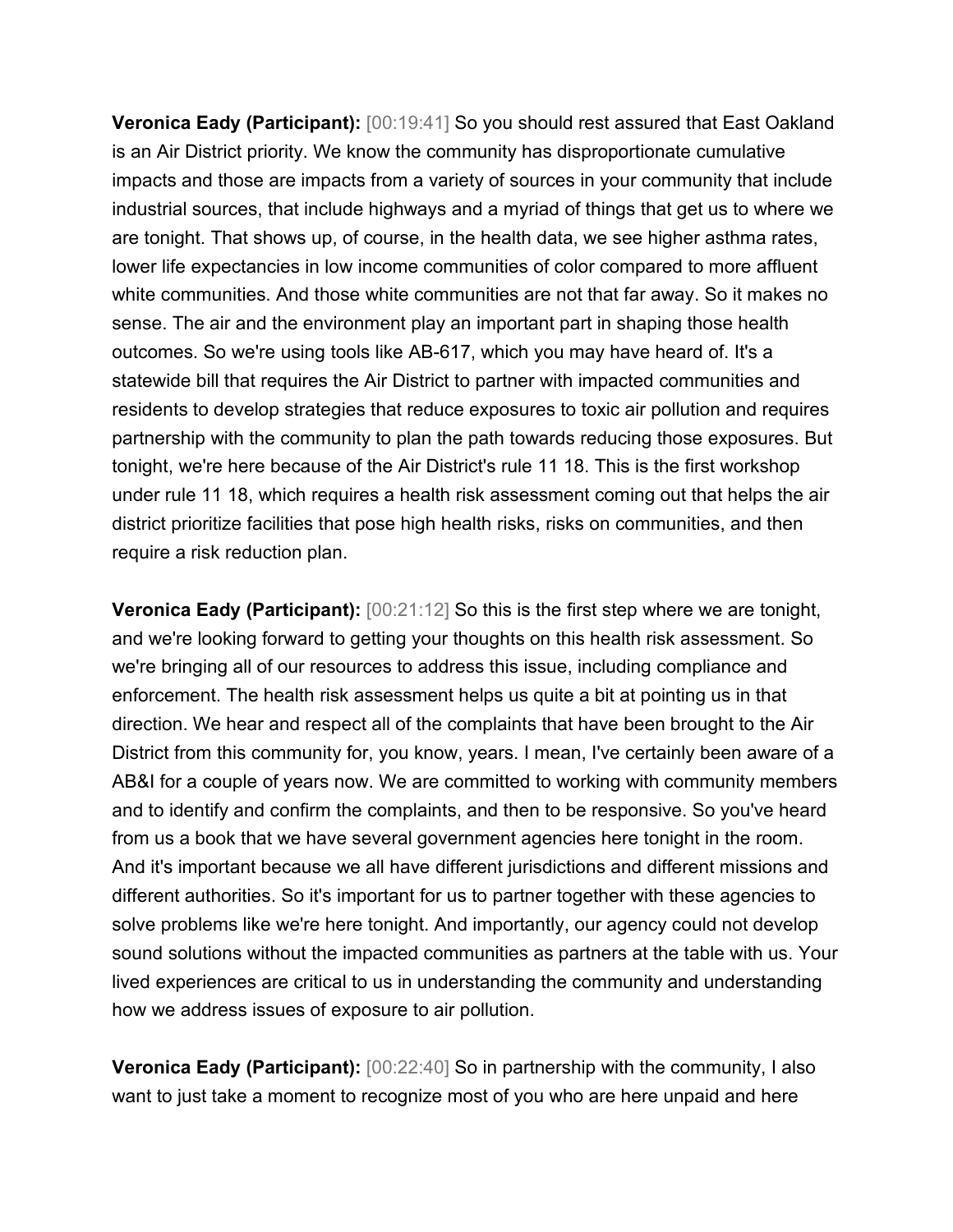**Veronica Eady (Participant):** [00:19:41] So you should rest assured that East Oakland is an Air District priority. We know the community has disproportionate cumulative impacts and those are impacts from a variety of sources in your community that include industrial sources, that include highways and a myriad of things that get us to where we are tonight. That shows up, of course, in the health data, we see higher asthma rates, lower life expectancies in low income communities of color compared to more affluent white communities. And those white communities are not that far away. So it makes no sense. The air and the environment play an important part in shaping those health outcomes. So we're using tools like AB-617, which you may have heard of. It's a statewide bill that requires the Air District to partner with impacted communities and residents to develop strategies that reduce exposures to toxic air pollution and requires partnership with the community to plan the path towards reducing those exposures. But tonight, we're here because of the Air District's rule 11 18. This is the first workshop under rule 11 18, which requires a health risk assessment coming out that helps the air district prioritize facilities that pose high health risks, risks on communities, and then require a risk reduction plan.

**Veronica Eady (Participant):** [00:21:12] So this is the first step where we are tonight, and we're looking forward to getting your thoughts on this health risk assessment. So we're bringing all of our resources to address this issue, including compliance and enforcement. The health risk assessment helps us quite a bit at pointing us in that direction. We hear and respect all of the complaints that have been brought to the Air District from this community for, you know, years. I mean, I've certainly been aware of a AB&I for a couple of years now. We are committed to working with community members and to identify and confirm the complaints, and then to be responsive. So you've heard from us a book that we have several government agencies here tonight in the room. And it's important because we all have different jurisdictions and different missions and different authorities. So it's important for us to partner together with these agencies to solve problems like we're here tonight. And importantly, our agency could not develop sound solutions without the impacted communities as partners at the table with us. Your lived experiences are critical to us in understanding the community and understanding how we address issues of exposure to air pollution.

**Veronica Eady (Participant):** [00:22:40] So in partnership with the community, I also want to just take a moment to recognize most of you who are here unpaid and here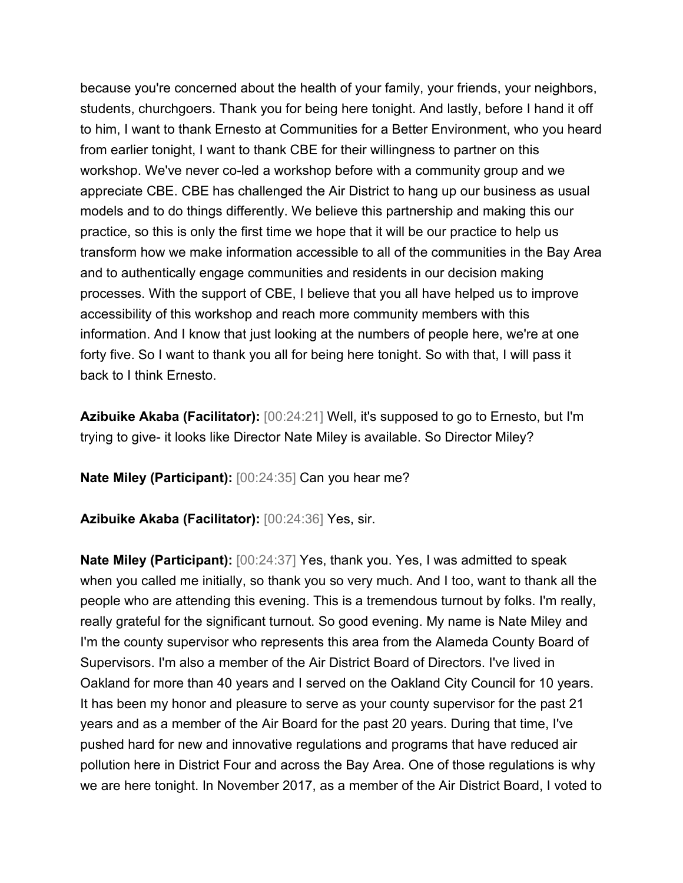because you're concerned about the health of your family, your friends, your neighbors, students, churchgoers. Thank you for being here tonight. And lastly, before I hand it off to him, I want to thank Ernesto at Communities for a Better Environment, who you heard from earlier tonight, I want to thank CBE for their willingness to partner on this workshop. We've never co-led a workshop before with a community group and we appreciate CBE. CBE has challenged the Air District to hang up our business as usual models and to do things differently. We believe this partnership and making this our practice, so this is only the first time we hope that it will be our practice to help us transform how we make information accessible to all of the communities in the Bay Area and to authentically engage communities and residents in our decision making processes. With the support of CBE, I believe that you all have helped us to improve accessibility of this workshop and reach more community members with this information. And I know that just looking at the numbers of people here, we're at one forty five. So I want to thank you all for being here tonight. So with that, I will pass it back to I think Ernesto.

**Azibuike Akaba (Facilitator):** [00:24:21] Well, it's supposed to go to Ernesto, but I'm trying to give- it looks like Director Nate Miley is available. So Director Miley?

**Nate Miley (Participant):** [00:24:35] Can you hear me?

**Azibuike Akaba (Facilitator):** [00:24:36] Yes, sir.

**Nate Miley (Participant):** [00:24:37] Yes, thank you. Yes, I was admitted to speak when you called me initially, so thank you so very much. And I too, want to thank all the people who are attending this evening. This is a tremendous turnout by folks. I'm really, really grateful for the significant turnout. So good evening. My name is Nate Miley and I'm the county supervisor who represents this area from the Alameda County Board of Supervisors. I'm also a member of the Air District Board of Directors. I've lived in Oakland for more than 40 years and I served on the Oakland City Council for 10 years. It has been my honor and pleasure to serve as your county supervisor for the past 21 years and as a member of the Air Board for the past 20 years. During that time, I've pushed hard for new and innovative regulations and programs that have reduced air pollution here in District Four and across the Bay Area. One of those regulations is why we are here tonight. In November 2017, as a member of the Air District Board, I voted to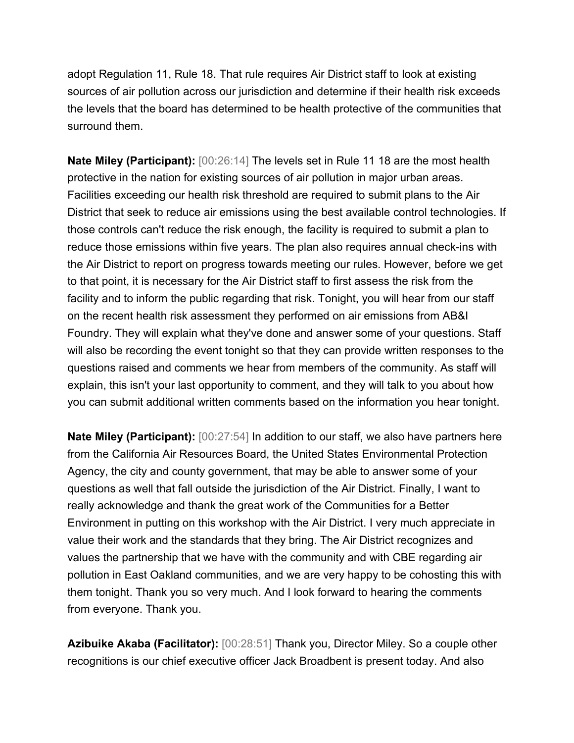adopt Regulation 11, Rule 18. That rule requires Air District staff to look at existing sources of air pollution across our jurisdiction and determine if their health risk exceeds the levels that the board has determined to be health protective of the communities that surround them.

**Nate Miley (Participant):** [00:26:14] The levels set in Rule 11 18 are the most health protective in the nation for existing sources of air pollution in major urban areas. Facilities exceeding our health risk threshold are required to submit plans to the Air District that seek to reduce air emissions using the best available control technologies. If those controls can't reduce the risk enough, the facility is required to submit a plan to reduce those emissions within five years. The plan also requires annual check-ins with the Air District to report on progress towards meeting our rules. However, before we get to that point, it is necessary for the Air District staff to first assess the risk from the facility and to inform the public regarding that risk. Tonight, you will hear from our staff on the recent health risk assessment they performed on air emissions from AB&I Foundry. They will explain what they've done and answer some of your questions. Staff will also be recording the event tonight so that they can provide written responses to the questions raised and comments we hear from members of the community. As staff will explain, this isn't your last opportunity to comment, and they will talk to you about how you can submit additional written comments based on the information you hear tonight.

**Nate Miley (Participant):** [00:27:54] In addition to our staff, we also have partners here from the California Air Resources Board, the United States Environmental Protection Agency, the city and county government, that may be able to answer some of your questions as well that fall outside the jurisdiction of the Air District. Finally, I want to really acknowledge and thank the great work of the Communities for a Better Environment in putting on this workshop with the Air District. I very much appreciate in value their work and the standards that they bring. The Air District recognizes and values the partnership that we have with the community and with CBE regarding air pollution in East Oakland communities, and we are very happy to be cohosting this with them tonight. Thank you so very much. And I look forward to hearing the comments from everyone. Thank you.

**Azibuike Akaba (Facilitator):** [00:28:51] Thank you, Director Miley. So a couple other recognitions is our chief executive officer Jack Broadbent is present today. And also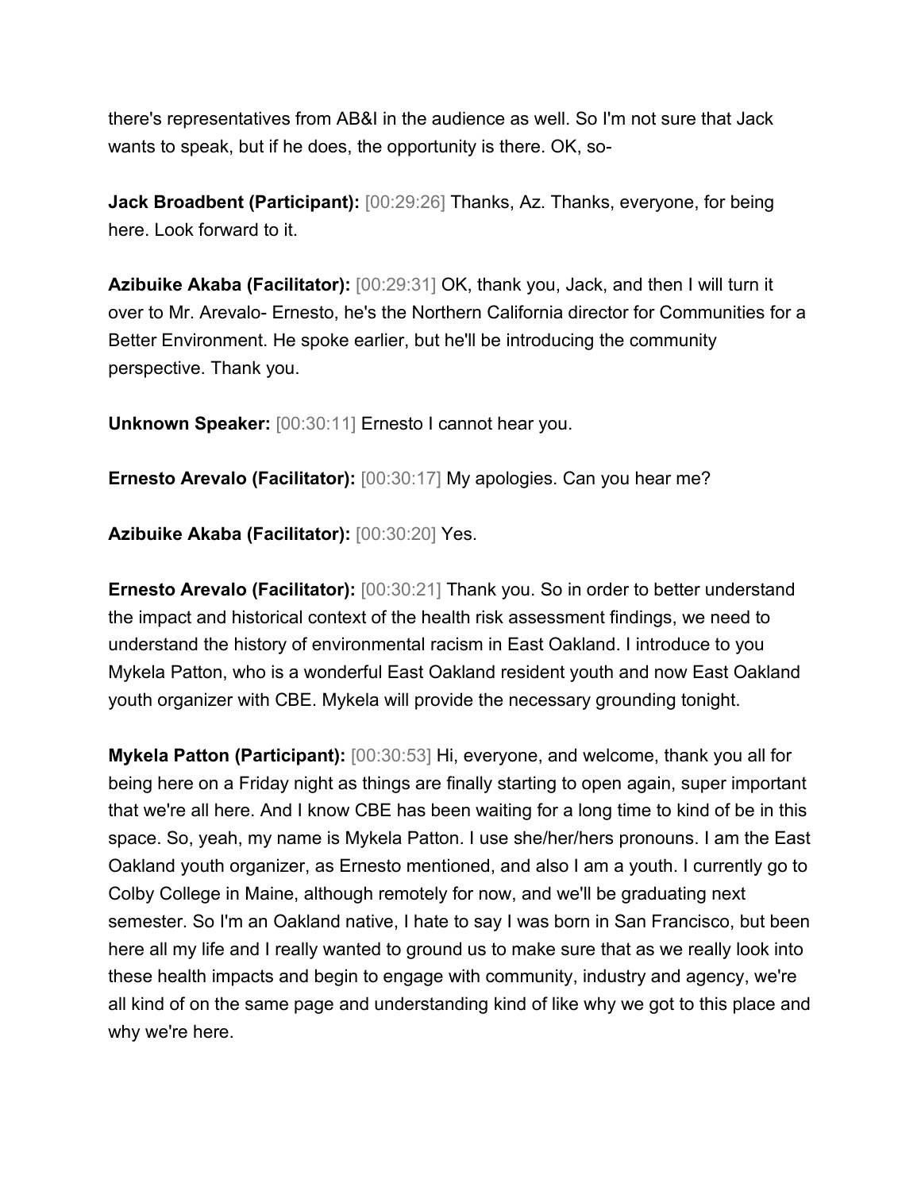there's representatives from AB&I in the audience as well. So I'm not sure that Jack wants to speak, but if he does, the opportunity is there. OK, so-

**Jack Broadbent (Participant):** [00:29:26] Thanks, Az. Thanks, everyone, for being here. Look forward to it.

**Azibuike Akaba (Facilitator):** [00:29:31] OK, thank you, Jack, and then I will turn it over to Mr. Arevalo- Ernesto, he's the Northern California director for Communities for a Better Environment. He spoke earlier, but he'll be introducing the community perspective. Thank you.

**Unknown Speaker:** [00:30:11] Ernesto I cannot hear you.

**Ernesto Arevalo (Facilitator):** [00:30:17] My apologies. Can you hear me?

**Azibuike Akaba (Facilitator):** [00:30:20] Yes.

**Ernesto Arevalo (Facilitator):** [00:30:21] Thank you. So in order to better understand the impact and historical context of the health risk assessment findings, we need to understand the history of environmental racism in East Oakland. I introduce to you Mykela Patton, who is a wonderful East Oakland resident youth and now East Oakland youth organizer with CBE. Mykela will provide the necessary grounding tonight.

**Mykela Patton (Participant):** [00:30:53] Hi, everyone, and welcome, thank you all for being here on a Friday night as things are finally starting to open again, super important that we're all here. And I know CBE has been waiting for a long time to kind of be in this space. So, yeah, my name is Mykela Patton. I use she/her/hers pronouns. I am the East Oakland youth organizer, as Ernesto mentioned, and also I am a youth. I currently go to Colby College in Maine, although remotely for now, and we'll be graduating next semester. So I'm an Oakland native, I hate to say I was born in San Francisco, but been here all my life and I really wanted to ground us to make sure that as we really look into these health impacts and begin to engage with community, industry and agency, we're all kind of on the same page and understanding kind of like why we got to this place and why we're here.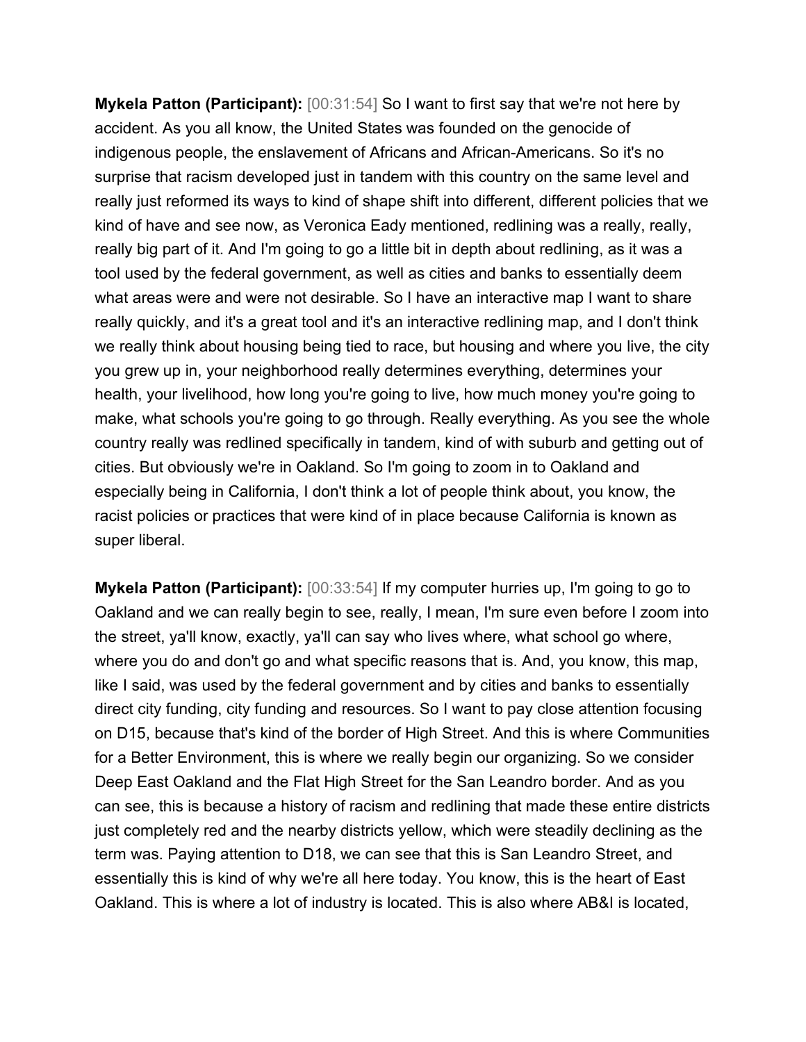**Mykela Patton (Participant):** [00:31:54] So I want to first say that we're not here by accident. As you all know, the United States was founded on the genocide of indigenous people, the enslavement of Africans and African-Americans. So it's no surprise that racism developed just in tandem with this country on the same level and really just reformed its ways to kind of shape shift into different, different policies that we kind of have and see now, as Veronica Eady mentioned, redlining was a really, really, really big part of it. And I'm going to go a little bit in depth about redlining, as it was a tool used by the federal government, as well as cities and banks to essentially deem what areas were and were not desirable. So I have an interactive map I want to share really quickly, and it's a great tool and it's an interactive redlining map, and I don't think we really think about housing being tied to race, but housing and where you live, the city you grew up in, your neighborhood really determines everything, determines your health, your livelihood, how long you're going to live, how much money you're going to make, what schools you're going to go through. Really everything. As you see the whole country really was redlined specifically in tandem, kind of with suburb and getting out of cities. But obviously we're in Oakland. So I'm going to zoom in to Oakland and especially being in California, I don't think a lot of people think about, you know, the racist policies or practices that were kind of in place because California is known as super liberal.

**Mykela Patton (Participant):** [00:33:54] If my computer hurries up, I'm going to go to Oakland and we can really begin to see, really, I mean, I'm sure even before I zoom into the street, ya'll know, exactly, ya'll can say who lives where, what school go where, where you do and don't go and what specific reasons that is. And, you know, this map, like I said, was used by the federal government and by cities and banks to essentially direct city funding, city funding and resources. So I want to pay close attention focusing on D15, because that's kind of the border of High Street. And this is where Communities for a Better Environment, this is where we really begin our organizing. So we consider Deep East Oakland and the Flat High Street for the San Leandro border. And as you can see, this is because a history of racism and redlining that made these entire districts just completely red and the nearby districts yellow, which were steadily declining as the term was. Paying attention to D18, we can see that this is San Leandro Street, and essentially this is kind of why we're all here today. You know, this is the heart of East Oakland. This is where a lot of industry is located. This is also where AB&I is located,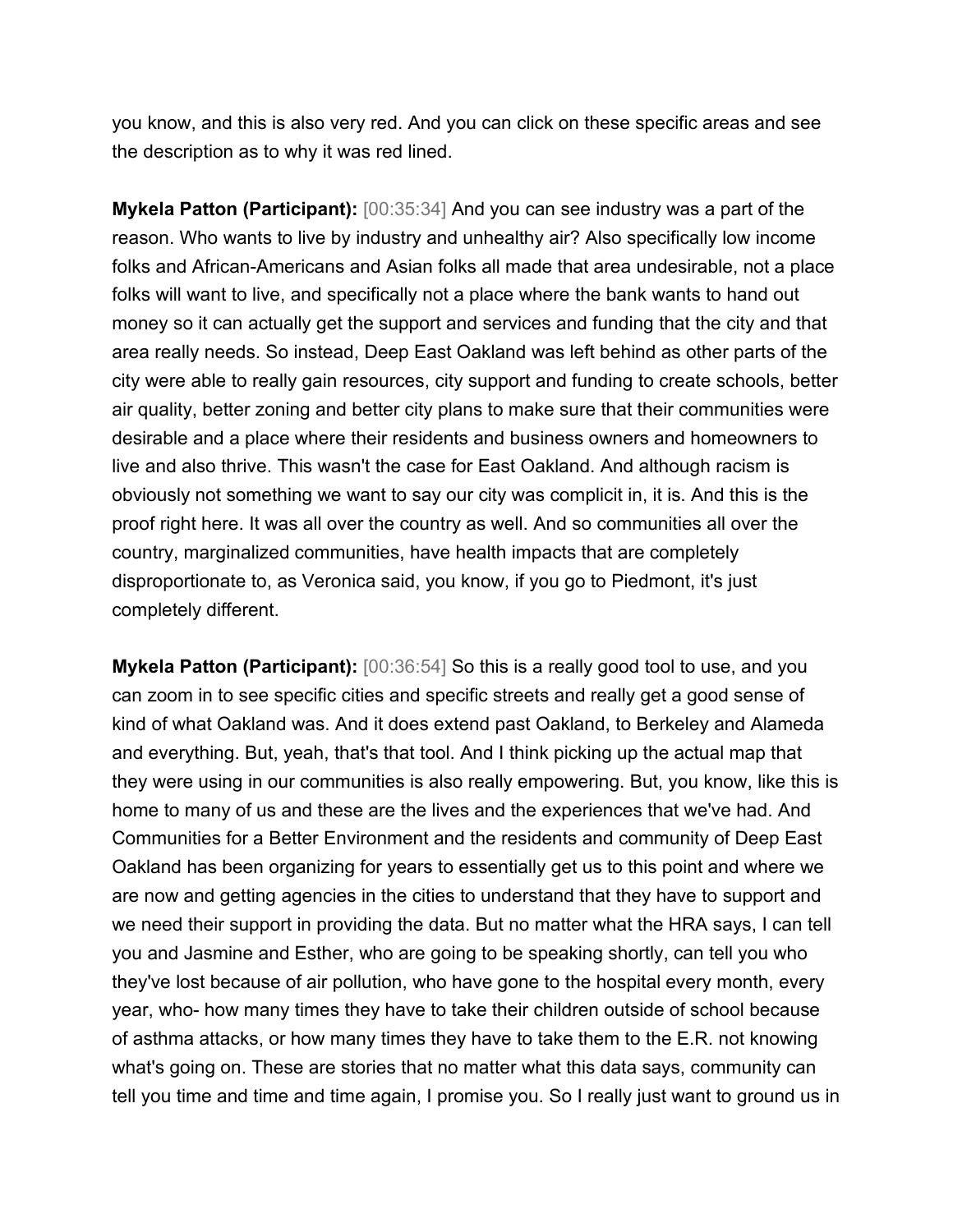you know, and this is also very red. And you can click on these specific areas and see the description as to why it was red lined.

**Mykela Patton (Participant):** [00:35:34] And you can see industry was a part of the reason. Who wants to live by industry and unhealthy air? Also specifically low income folks and African-Americans and Asian folks all made that area undesirable, not a place folks will want to live, and specifically not a place where the bank wants to hand out money so it can actually get the support and services and funding that the city and that area really needs. So instead, Deep East Oakland was left behind as other parts of the city were able to really gain resources, city support and funding to create schools, better air quality, better zoning and better city plans to make sure that their communities were desirable and a place where their residents and business owners and homeowners to live and also thrive. This wasn't the case for East Oakland. And although racism is obviously not something we want to say our city was complicit in, it is. And this is the proof right here. It was all over the country as well. And so communities all over the country, marginalized communities, have health impacts that are completely disproportionate to, as Veronica said, you know, if you go to Piedmont, it's just completely different.

**Mykela Patton (Participant):** [00:36:54] So this is a really good tool to use, and you can zoom in to see specific cities and specific streets and really get a good sense of kind of what Oakland was. And it does extend past Oakland, to Berkeley and Alameda and everything. But, yeah, that's that tool. And I think picking up the actual map that they were using in our communities is also really empowering. But, you know, like this is home to many of us and these are the lives and the experiences that we've had. And Communities for a Better Environment and the residents and community of Deep East Oakland has been organizing for years to essentially get us to this point and where we are now and getting agencies in the cities to understand that they have to support and we need their support in providing the data. But no matter what the HRA says, I can tell you and Jasmine and Esther, who are going to be speaking shortly, can tell you who they've lost because of air pollution, who have gone to the hospital every month, every year, who- how many times they have to take their children outside of school because of asthma attacks, or how many times they have to take them to the E.R. not knowing what's going on. These are stories that no matter what this data says, community can tell you time and time and time again, I promise you. So I really just want to ground us in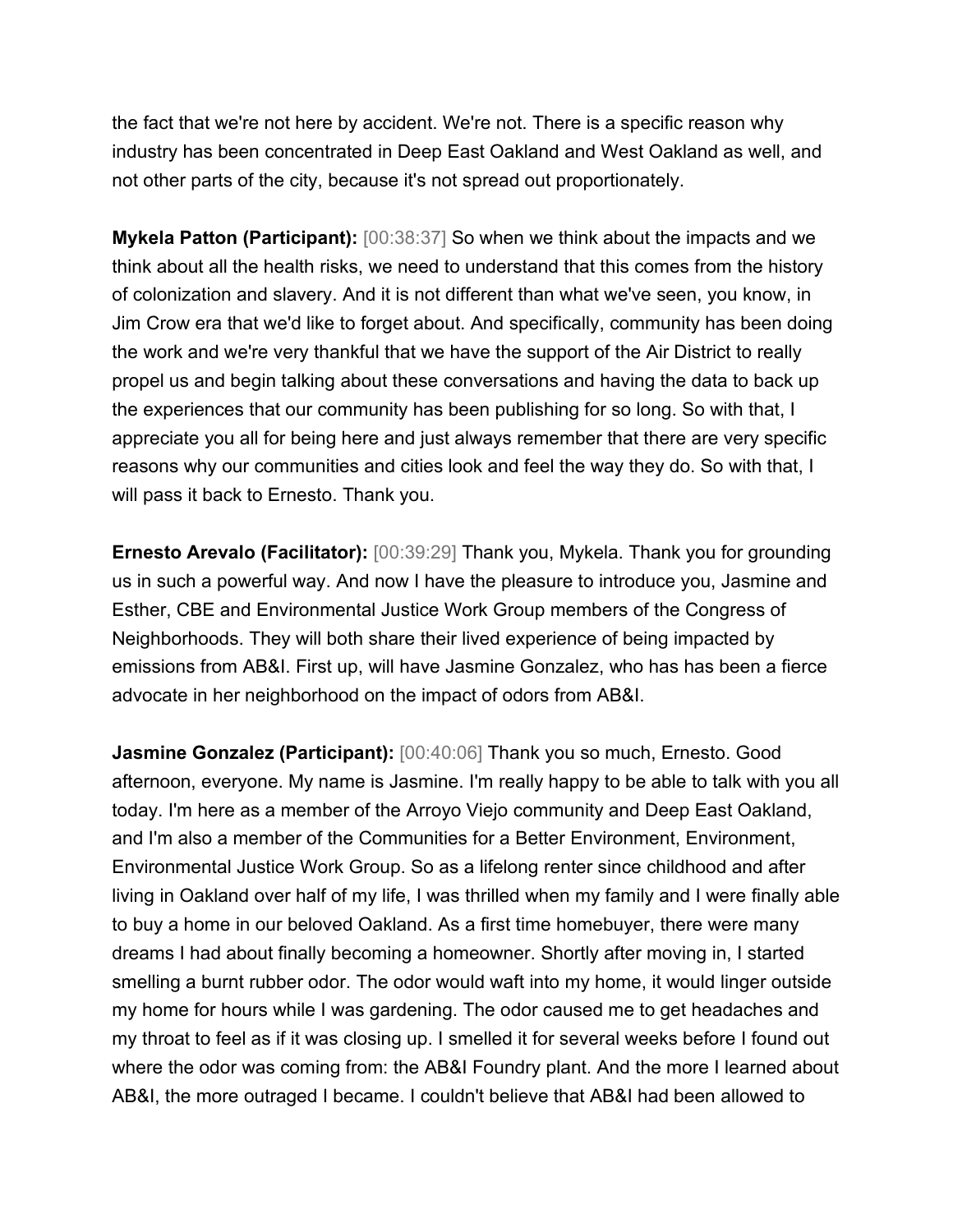the fact that we're not here by accident. We're not. There is a specific reason why industry has been concentrated in Deep East Oakland and West Oakland as well, and not other parts of the city, because it's not spread out proportionately.

**Mykela Patton (Participant):** [00:38:37] So when we think about the impacts and we think about all the health risks, we need to understand that this comes from the history of colonization and slavery. And it is not different than what we've seen, you know, in Jim Crow era that we'd like to forget about. And specifically, community has been doing the work and we're very thankful that we have the support of the Air District to really propel us and begin talking about these conversations and having the data to back up the experiences that our community has been publishing for so long. So with that, I appreciate you all for being here and just always remember that there are very specific reasons why our communities and cities look and feel the way they do. So with that, I will pass it back to Ernesto. Thank you.

**Ernesto Arevalo (Facilitator):** [00:39:29] Thank you, Mykela. Thank you for grounding us in such a powerful way. And now I have the pleasure to introduce you, Jasmine and Esther, CBE and Environmental Justice Work Group members of the Congress of Neighborhoods. They will both share their lived experience of being impacted by emissions from AB&I. First up, will have Jasmine Gonzalez, who has has been a fierce advocate in her neighborhood on the impact of odors from AB&I.

**Jasmine Gonzalez (Participant):** [00:40:06] Thank you so much, Ernesto. Good afternoon, everyone. My name is Jasmine. I'm really happy to be able to talk with you all today. I'm here as a member of the Arroyo Viejo community and Deep East Oakland, and I'm also a member of the Communities for a Better Environment, Environment, Environmental Justice Work Group. So as a lifelong renter since childhood and after living in Oakland over half of my life, I was thrilled when my family and I were finally able to buy a home in our beloved Oakland. As a first time homebuyer, there were many dreams I had about finally becoming a homeowner. Shortly after moving in, I started smelling a burnt rubber odor. The odor would waft into my home, it would linger outside my home for hours while I was gardening. The odor caused me to get headaches and my throat to feel as if it was closing up. I smelled it for several weeks before I found out where the odor was coming from: the AB&I Foundry plant. And the more I learned about AB&I, the more outraged I became. I couldn't believe that AB&I had been allowed to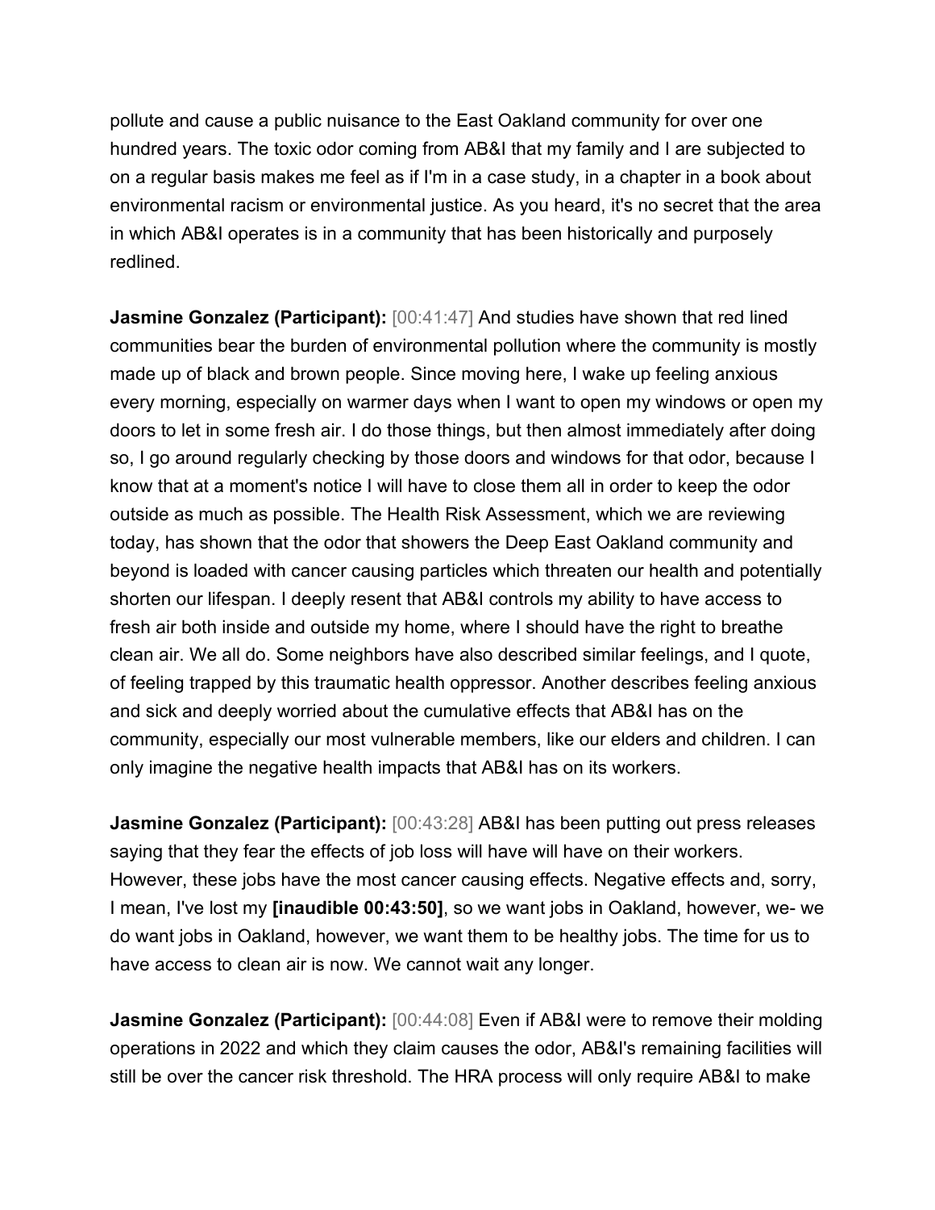pollute and cause a public nuisance to the East Oakland community for over one hundred years. The toxic odor coming from AB&I that my family and I are subjected to on a regular basis makes me feel as if I'm in a case study, in a chapter in a book about environmental racism or environmental justice. As you heard, it's no secret that the area in which AB&I operates is in a community that has been historically and purposely redlined.

**Jasmine Gonzalez (Participant):** [00:41:47] And studies have shown that red lined communities bear the burden of environmental pollution where the community is mostly made up of black and brown people. Since moving here, I wake up feeling anxious every morning, especially on warmer days when I want to open my windows or open my doors to let in some fresh air. I do those things, but then almost immediately after doing so, I go around regularly checking by those doors and windows for that odor, because I know that at a moment's notice I will have to close them all in order to keep the odor outside as much as possible. The Health Risk Assessment, which we are reviewing today, has shown that the odor that showers the Deep East Oakland community and beyond is loaded with cancer causing particles which threaten our health and potentially shorten our lifespan. I deeply resent that AB&I controls my ability to have access to fresh air both inside and outside my home, where I should have the right to breathe clean air. We all do. Some neighbors have also described similar feelings, and I quote, of feeling trapped by this traumatic health oppressor. Another describes feeling anxious and sick and deeply worried about the cumulative effects that AB&I has on the community, especially our most vulnerable members, like our elders and children. I can only imagine the negative health impacts that AB&I has on its workers.

**Jasmine Gonzalez (Participant):** [00:43:28] AB&I has been putting out press releases saying that they fear the effects of job loss will have will have on their workers. However, these jobs have the most cancer causing effects. Negative effects and, sorry, I mean, I've lost my **[inaudible 00:43:50]**, so we want jobs in Oakland, however, we- we do want jobs in Oakland, however, we want them to be healthy jobs. The time for us to have access to clean air is now. We cannot wait any longer.

**Jasmine Gonzalez (Participant):** [00:44:08] Even if AB&I were to remove their molding operations in 2022 and which they claim causes the odor, AB&I's remaining facilities will still be over the cancer risk threshold. The HRA process will only require AB&I to make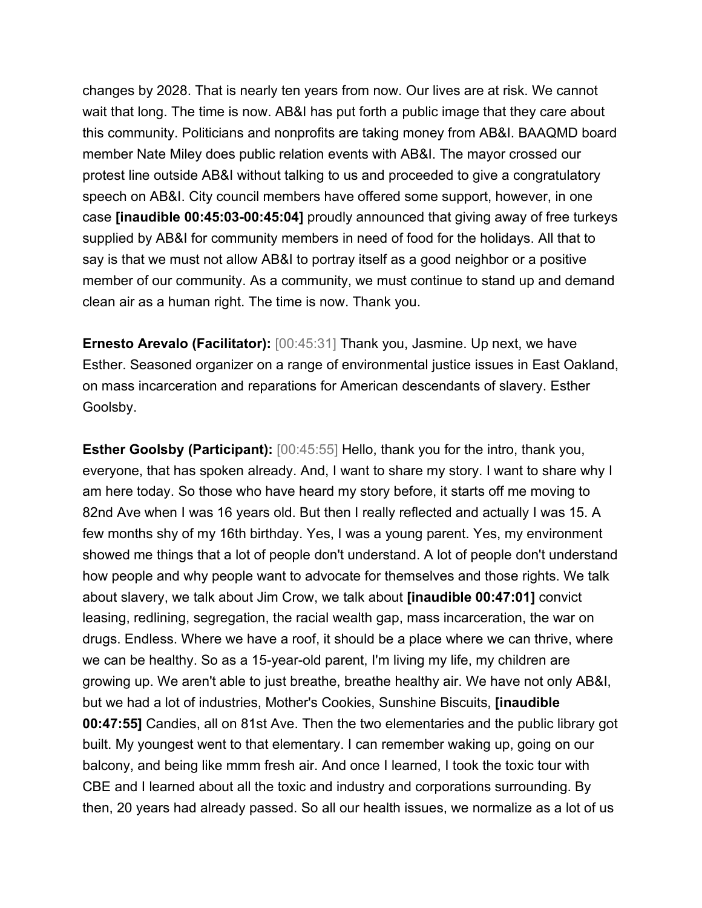changes by 2028. That is nearly ten years from now. Our lives are at risk. We cannot wait that long. The time is now. AB&I has put forth a public image that they care about this community. Politicians and nonprofits are taking money from AB&I. BAAQMD board member Nate Miley does public relation events with AB&I. The mayor crossed our protest line outside AB&I without talking to us and proceeded to give a congratulatory speech on AB&I. City council members have offered some support, however, in one case **[inaudible 00:45:03-00:45:04]** proudly announced that giving away of free turkeys supplied by AB&I for community members in need of food for the holidays. All that to say is that we must not allow AB&I to portray itself as a good neighbor or a positive member of our community. As a community, we must continue to stand up and demand clean air as a human right. The time is now. Thank you.

**Ernesto Arevalo (Facilitator):** [00:45:31] Thank you, Jasmine. Up next, we have Esther. Seasoned organizer on a range of environmental justice issues in East Oakland, on mass incarceration and reparations for American descendants of slavery. Esther Goolsby.

**Esther Goolsby (Participant):** [00:45:55] Hello, thank you for the intro, thank you, everyone, that has spoken already. And, I want to share my story. I want to share why I am here today. So those who have heard my story before, it starts off me moving to 82nd Ave when I was 16 years old. But then I really reflected and actually I was 15. A few months shy of my 16th birthday. Yes, I was a young parent. Yes, my environment showed me things that a lot of people don't understand. A lot of people don't understand how people and why people want to advocate for themselves and those rights. We talk about slavery, we talk about Jim Crow, we talk about **[inaudible 00:47:01]** convict leasing, redlining, segregation, the racial wealth gap, mass incarceration, the war on drugs. Endless. Where we have a roof, it should be a place where we can thrive, where we can be healthy. So as a 15-year-old parent, I'm living my life, my children are growing up. We aren't able to just breathe, breathe healthy air. We have not only AB&I, but we had a lot of industries, Mother's Cookies, Sunshine Biscuits, **[inaudible 00:47:55]** Candies, all on 81st Ave. Then the two elementaries and the public library got built. My youngest went to that elementary. I can remember waking up, going on our balcony, and being like mmm fresh air. And once I learned, I took the toxic tour with CBE and I learned about all the toxic and industry and corporations surrounding. By then, 20 years had already passed. So all our health issues, we normalize as a lot of us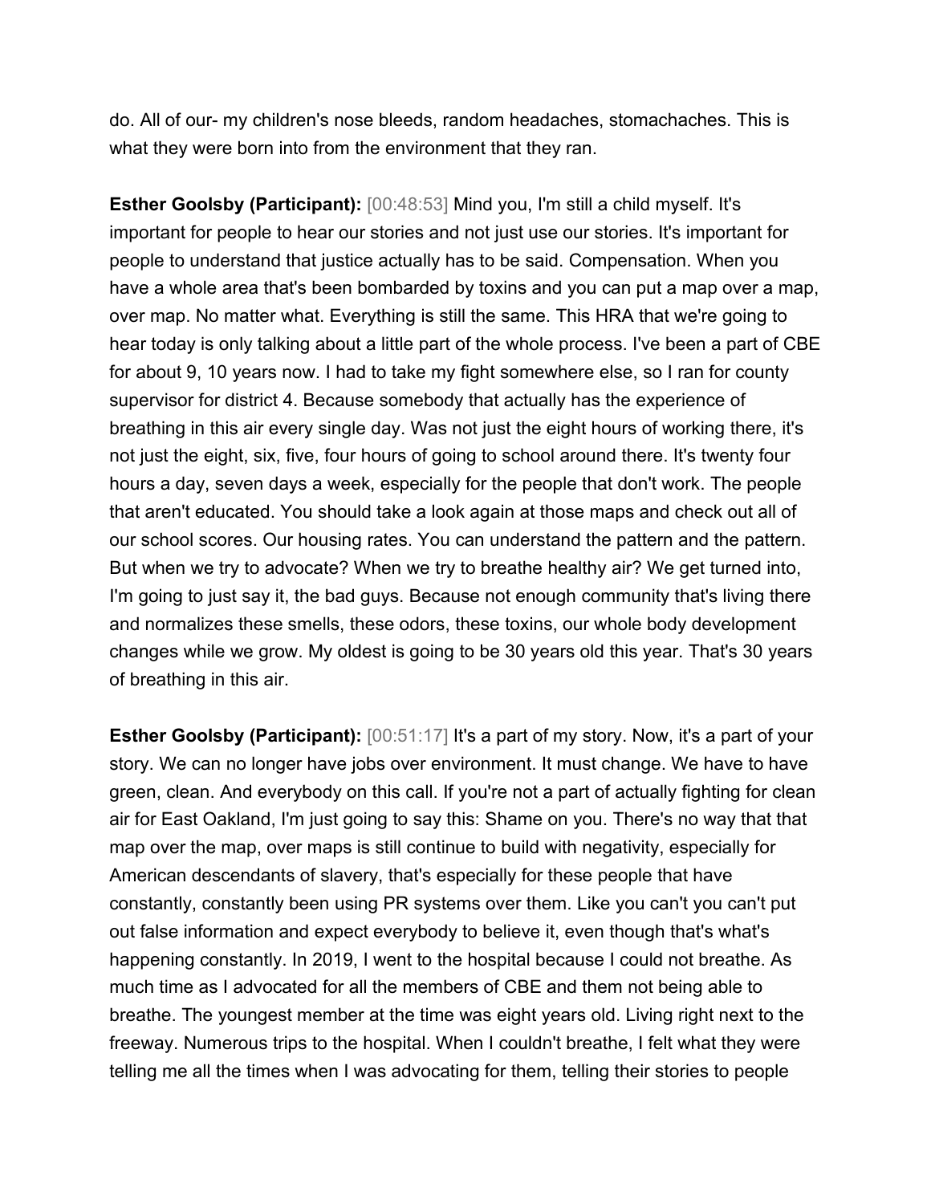do. All of our- my children's nose bleeds, random headaches, stomachaches. This is what they were born into from the environment that they ran.

**Esther Goolsby (Participant):** [00:48:53] Mind you, I'm still a child myself. It's important for people to hear our stories and not just use our stories. It's important for people to understand that justice actually has to be said. Compensation. When you have a whole area that's been bombarded by toxins and you can put a map over a map, over map. No matter what. Everything is still the same. This HRA that we're going to hear today is only talking about a little part of the whole process. I've been a part of CBE for about 9, 10 years now. I had to take my fight somewhere else, so I ran for county supervisor for district 4. Because somebody that actually has the experience of breathing in this air every single day. Was not just the eight hours of working there, it's not just the eight, six, five, four hours of going to school around there. It's twenty four hours a day, seven days a week, especially for the people that don't work. The people that aren't educated. You should take a look again at those maps and check out all of our school scores. Our housing rates. You can understand the pattern and the pattern. But when we try to advocate? When we try to breathe healthy air? We get turned into, I'm going to just say it, the bad guys. Because not enough community that's living there and normalizes these smells, these odors, these toxins, our whole body development changes while we grow. My oldest is going to be 30 years old this year. That's 30 years of breathing in this air.

**Esther Goolsby (Participant):** [00:51:17] It's a part of my story. Now, it's a part of your story. We can no longer have jobs over environment. It must change. We have to have green, clean. And everybody on this call. If you're not a part of actually fighting for clean air for East Oakland, I'm just going to say this: Shame on you. There's no way that that map over the map, over maps is still continue to build with negativity, especially for American descendants of slavery, that's especially for these people that have constantly, constantly been using PR systems over them. Like you can't you can't put out false information and expect everybody to believe it, even though that's what's happening constantly. In 2019, I went to the hospital because I could not breathe. As much time as I advocated for all the members of CBE and them not being able to breathe. The youngest member at the time was eight years old. Living right next to the freeway. Numerous trips to the hospital. When I couldn't breathe, I felt what they were telling me all the times when I was advocating for them, telling their stories to people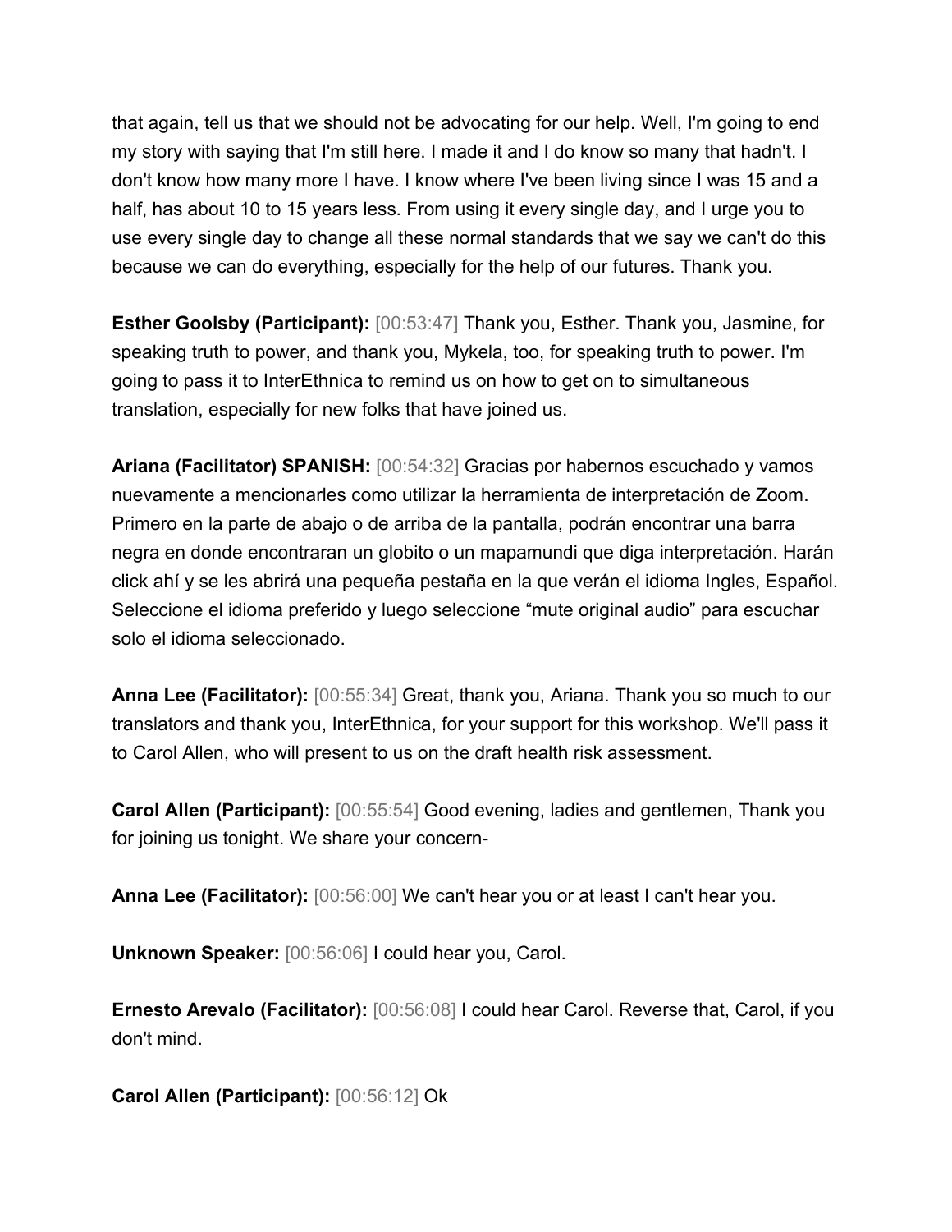that again, tell us that we should not be advocating for our help. Well, I'm going to end my story with saying that I'm still here. I made it and I do know so many that hadn't. I don't know how many more I have. I know where I've been living since I was 15 and a half, has about 10 to 15 years less. From using it every single day, and I urge you to use every single day to change all these normal standards that we say we can't do this because we can do everything, especially for the help of our futures. Thank you.

**Esther Goolsby (Participant):** [00:53:47] Thank you, Esther. Thank you, Jasmine, for speaking truth to power, and thank you, Mykela, too, for speaking truth to power. I'm going to pass it to InterEthnica to remind us on how to get on to simultaneous translation, especially for new folks that have joined us.

**Ariana (Facilitator) SPANISH:** [00:54:32] Gracias por habernos escuchado y vamos nuevamente a mencionarles como utilizar la herramienta de interpretación de Zoom. Primero en la parte de abajo o de arriba de la pantalla, podrán encontrar una barra negra en donde encontraran un globito o un mapamundi que diga interpretación. Harán click ahí y se les abrirá una pequeña pestaña en la que verán el idioma Ingles, Español. Seleccione el idioma preferido y luego seleccione "mute original audio" para escuchar solo el idioma seleccionado.

**Anna Lee (Facilitator):** [00:55:34] Great, thank you, Ariana. Thank you so much to our translators and thank you, InterEthnica, for your support for this workshop. We'll pass it to Carol Allen, who will present to us on the draft health risk assessment.

**Carol Allen (Participant):** [00:55:54] Good evening, ladies and gentlemen, Thank you for joining us tonight. We share your concern-

**Anna Lee (Facilitator):** [00:56:00] We can't hear you or at least I can't hear you.

**Unknown Speaker:** [00:56:06] I could hear you, Carol.

**Ernesto Arevalo (Facilitator):** [00:56:08] I could hear Carol. Reverse that, Carol, if you don't mind.

**Carol Allen (Participant):** [00:56:12] Ok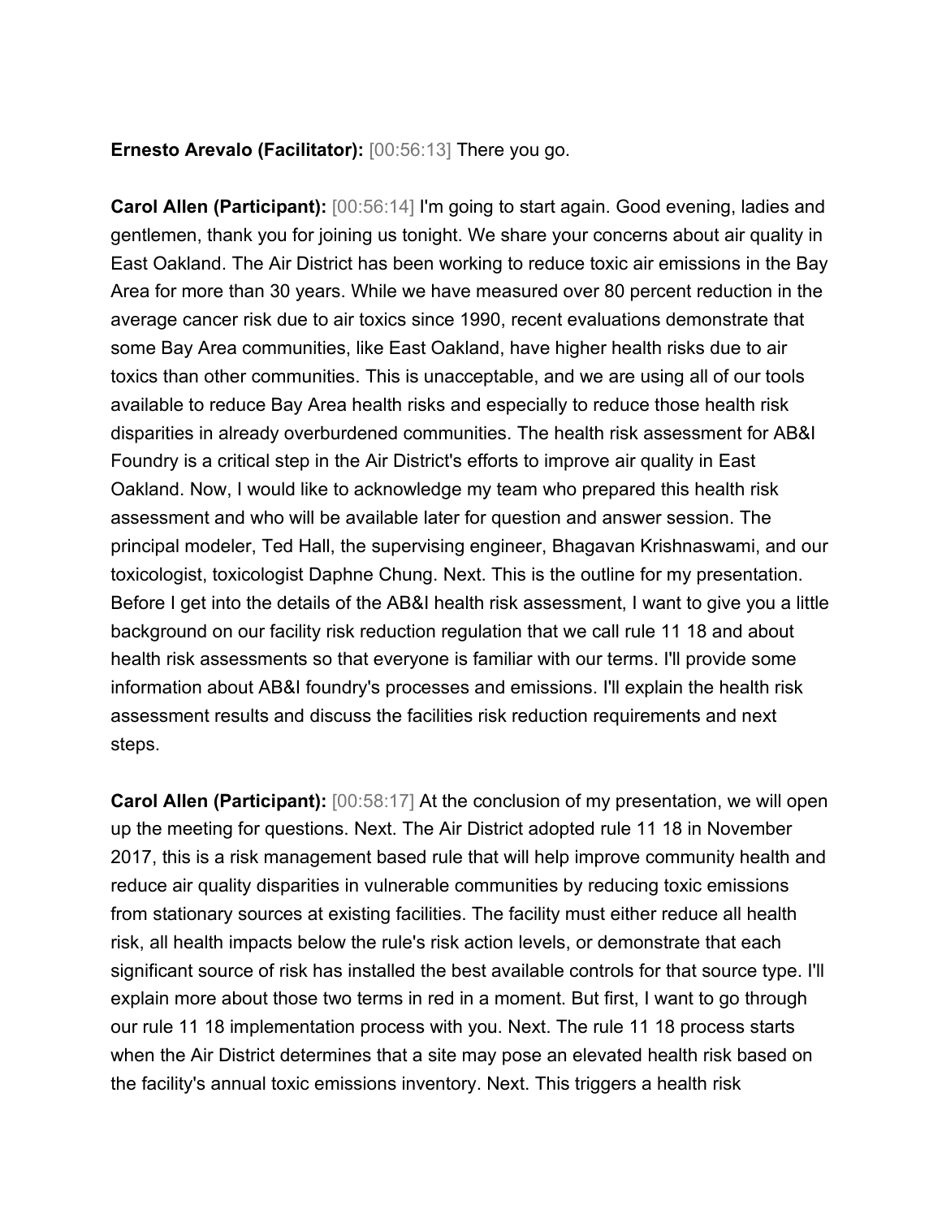**Ernesto Arevalo (Facilitator):** [00:56:13] There you go.

**Carol Allen (Participant):** [00:56:14] I'm going to start again. Good evening, ladies and gentlemen, thank you for joining us tonight. We share your concerns about air quality in East Oakland. The Air District has been working to reduce toxic air emissions in the Bay Area for more than 30 years. While we have measured over 80 percent reduction in the average cancer risk due to air toxics since 1990, recent evaluations demonstrate that some Bay Area communities, like East Oakland, have higher health risks due to air toxics than other communities. This is unacceptable, and we are using all of our tools available to reduce Bay Area health risks and especially to reduce those health risk disparities in already overburdened communities. The health risk assessment for AB&I Foundry is a critical step in the Air District's efforts to improve air quality in East Oakland. Now, I would like to acknowledge my team who prepared this health risk assessment and who will be available later for question and answer session. The principal modeler, Ted Hall, the supervising engineer, Bhagavan Krishnaswami, and our toxicologist, toxicologist Daphne Chung. Next. This is the outline for my presentation. Before I get into the details of the AB&I health risk assessment, I want to give you a little background on our facility risk reduction regulation that we call rule 11 18 and about health risk assessments so that everyone is familiar with our terms. I'll provide some information about AB&I foundry's processes and emissions. I'll explain the health risk assessment results and discuss the facilities risk reduction requirements and next steps.

**Carol Allen (Participant):** [00:58:17] At the conclusion of my presentation, we will open up the meeting for questions. Next. The Air District adopted rule 11 18 in November 2017, this is a risk management based rule that will help improve community health and reduce air quality disparities in vulnerable communities by reducing toxic emissions from stationary sources at existing facilities. The facility must either reduce all health risk, all health impacts below the rule's risk action levels, or demonstrate that each significant source of risk has installed the best available controls for that source type. I'll explain more about those two terms in red in a moment. But first, I want to go through our rule 11 18 implementation process with you. Next. The rule 11 18 process starts when the Air District determines that a site may pose an elevated health risk based on the facility's annual toxic emissions inventory. Next. This triggers a health risk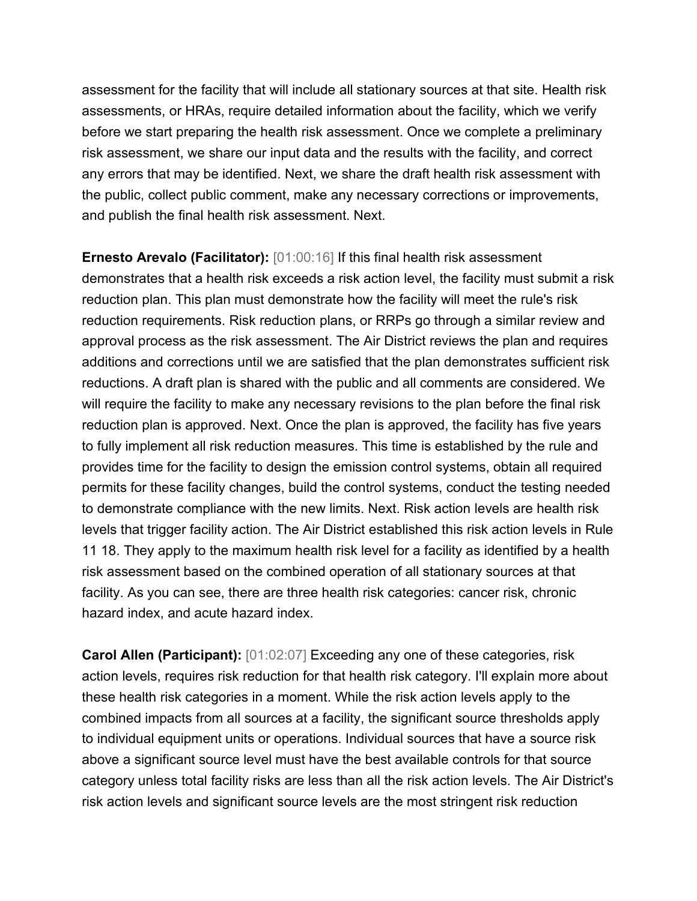assessment for the facility that will include all stationary sources at that site. Health risk assessments, or HRAs, require detailed information about the facility, which we verify before we start preparing the health risk assessment. Once we complete a preliminary risk assessment, we share our input data and the results with the facility, and correct any errors that may be identified. Next, we share the draft health risk assessment with the public, collect public comment, make any necessary corrections or improvements, and publish the final health risk assessment. Next.

**Ernesto Arevalo (Facilitator):** [01:00:16] If this final health risk assessment demonstrates that a health risk exceeds a risk action level, the facility must submit a risk reduction plan. This plan must demonstrate how the facility will meet the rule's risk reduction requirements. Risk reduction plans, or RRPs go through a similar review and approval process as the risk assessment. The Air District reviews the plan and requires additions and corrections until we are satisfied that the plan demonstrates sufficient risk reductions. A draft plan is shared with the public and all comments are considered. We will require the facility to make any necessary revisions to the plan before the final risk reduction plan is approved. Next. Once the plan is approved, the facility has five years to fully implement all risk reduction measures. This time is established by the rule and provides time for the facility to design the emission control systems, obtain all required permits for these facility changes, build the control systems, conduct the testing needed to demonstrate compliance with the new limits. Next. Risk action levels are health risk levels that trigger facility action. The Air District established this risk action levels in Rule 11 18. They apply to the maximum health risk level for a facility as identified by a health risk assessment based on the combined operation of all stationary sources at that facility. As you can see, there are three health risk categories: cancer risk, chronic hazard index, and acute hazard index.

**Carol Allen (Participant):** [01:02:07] Exceeding any one of these categories, risk action levels, requires risk reduction for that health risk category. I'll explain more about these health risk categories in a moment. While the risk action levels apply to the combined impacts from all sources at a facility, the significant source thresholds apply to individual equipment units or operations. Individual sources that have a source risk above a significant source level must have the best available controls for that source category unless total facility risks are less than all the risk action levels. The Air District's risk action levels and significant source levels are the most stringent risk reduction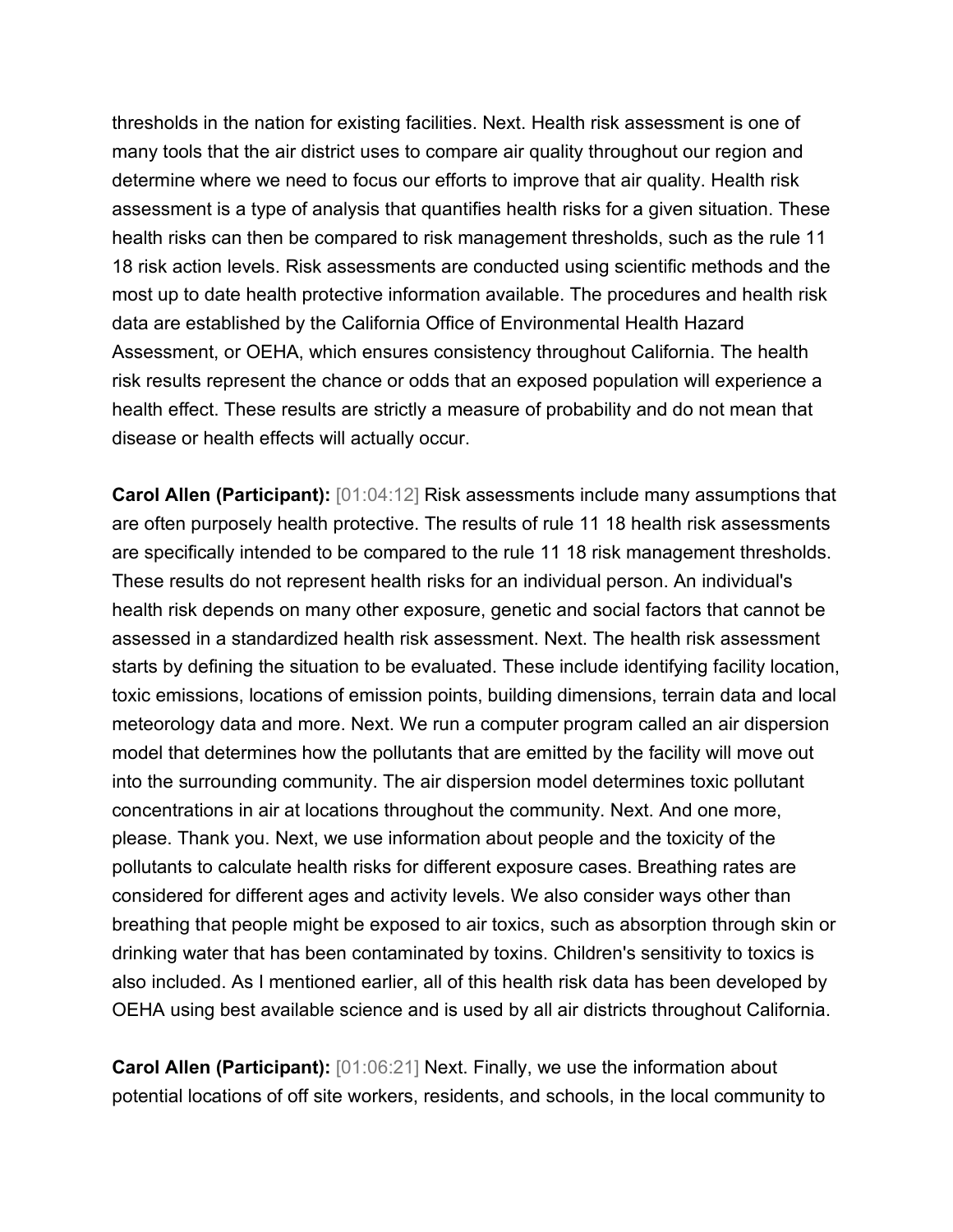thresholds in the nation for existing facilities. Next. Health risk assessment is one of many tools that the air district uses to compare air quality throughout our region and determine where we need to focus our efforts to improve that air quality. Health risk assessment is a type of analysis that quantifies health risks for a given situation. These health risks can then be compared to risk management thresholds, such as the rule 11 18 risk action levels. Risk assessments are conducted using scientific methods and the most up to date health protective information available. The procedures and health risk data are established by the California Office of Environmental Health Hazard Assessment, or OEHA, which ensures consistency throughout California. The health risk results represent the chance or odds that an exposed population will experience a health effect. These results are strictly a measure of probability and do not mean that disease or health effects will actually occur.

**Carol Allen (Participant):** [01:04:12] Risk assessments include many assumptions that are often purposely health protective. The results of rule 11 18 health risk assessments are specifically intended to be compared to the rule 11 18 risk management thresholds. These results do not represent health risks for an individual person. An individual's health risk depends on many other exposure, genetic and social factors that cannot be assessed in a standardized health risk assessment. Next. The health risk assessment starts by defining the situation to be evaluated. These include identifying facility location, toxic emissions, locations of emission points, building dimensions, terrain data and local meteorology data and more. Next. We run a computer program called an air dispersion model that determines how the pollutants that are emitted by the facility will move out into the surrounding community. The air dispersion model determines toxic pollutant concentrations in air at locations throughout the community. Next. And one more, please. Thank you. Next, we use information about people and the toxicity of the pollutants to calculate health risks for different exposure cases. Breathing rates are considered for different ages and activity levels. We also consider ways other than breathing that people might be exposed to air toxics, such as absorption through skin or drinking water that has been contaminated by toxins. Children's sensitivity to toxics is also included. As I mentioned earlier, all of this health risk data has been developed by OEHA using best available science and is used by all air districts throughout California.

**Carol Allen (Participant):** [01:06:21] Next. Finally, we use the information about potential locations of off site workers, residents, and schools, in the local community to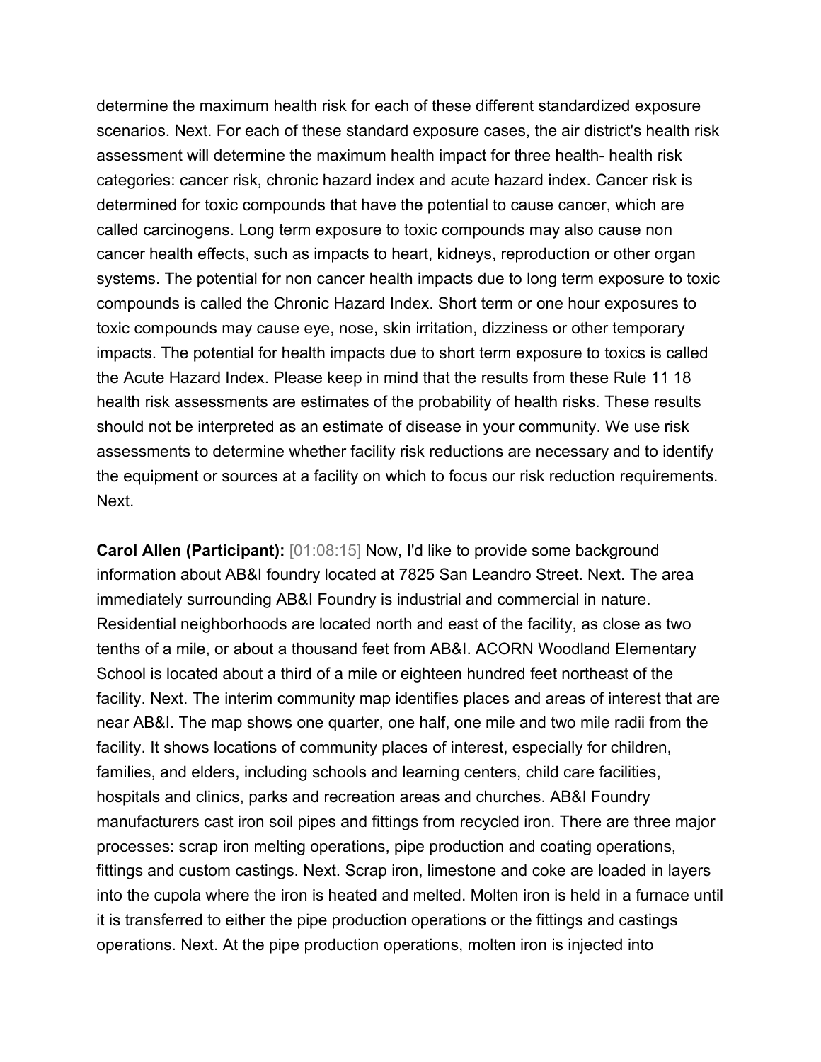determine the maximum health risk for each of these different standardized exposure scenarios. Next. For each of these standard exposure cases, the air district's health risk assessment will determine the maximum health impact for three health- health risk categories: cancer risk, chronic hazard index and acute hazard index. Cancer risk is determined for toxic compounds that have the potential to cause cancer, which are called carcinogens. Long term exposure to toxic compounds may also cause non cancer health effects, such as impacts to heart, kidneys, reproduction or other organ systems. The potential for non cancer health impacts due to long term exposure to toxic compounds is called the Chronic Hazard Index. Short term or one hour exposures to toxic compounds may cause eye, nose, skin irritation, dizziness or other temporary impacts. The potential for health impacts due to short term exposure to toxics is called the Acute Hazard Index. Please keep in mind that the results from these Rule 11 18 health risk assessments are estimates of the probability of health risks. These results should not be interpreted as an estimate of disease in your community. We use risk assessments to determine whether facility risk reductions are necessary and to identify the equipment or sources at a facility on which to focus our risk reduction requirements. Next.

**Carol Allen (Participant):** [01:08:15] Now, I'd like to provide some background information about AB&I foundry located at 7825 San Leandro Street. Next. The area immediately surrounding AB&I Foundry is industrial and commercial in nature. Residential neighborhoods are located north and east of the facility, as close as two tenths of a mile, or about a thousand feet from AB&I. ACORN Woodland Elementary School is located about a third of a mile or eighteen hundred feet northeast of the facility. Next. The interim community map identifies places and areas of interest that are near AB&I. The map shows one quarter, one half, one mile and two mile radii from the facility. It shows locations of community places of interest, especially for children, families, and elders, including schools and learning centers, child care facilities, hospitals and clinics, parks and recreation areas and churches. AB&I Foundry manufacturers cast iron soil pipes and fittings from recycled iron. There are three major processes: scrap iron melting operations, pipe production and coating operations, fittings and custom castings. Next. Scrap iron, limestone and coke are loaded in layers into the cupola where the iron is heated and melted. Molten iron is held in a furnace until it is transferred to either the pipe production operations or the fittings and castings operations. Next. At the pipe production operations, molten iron is injected into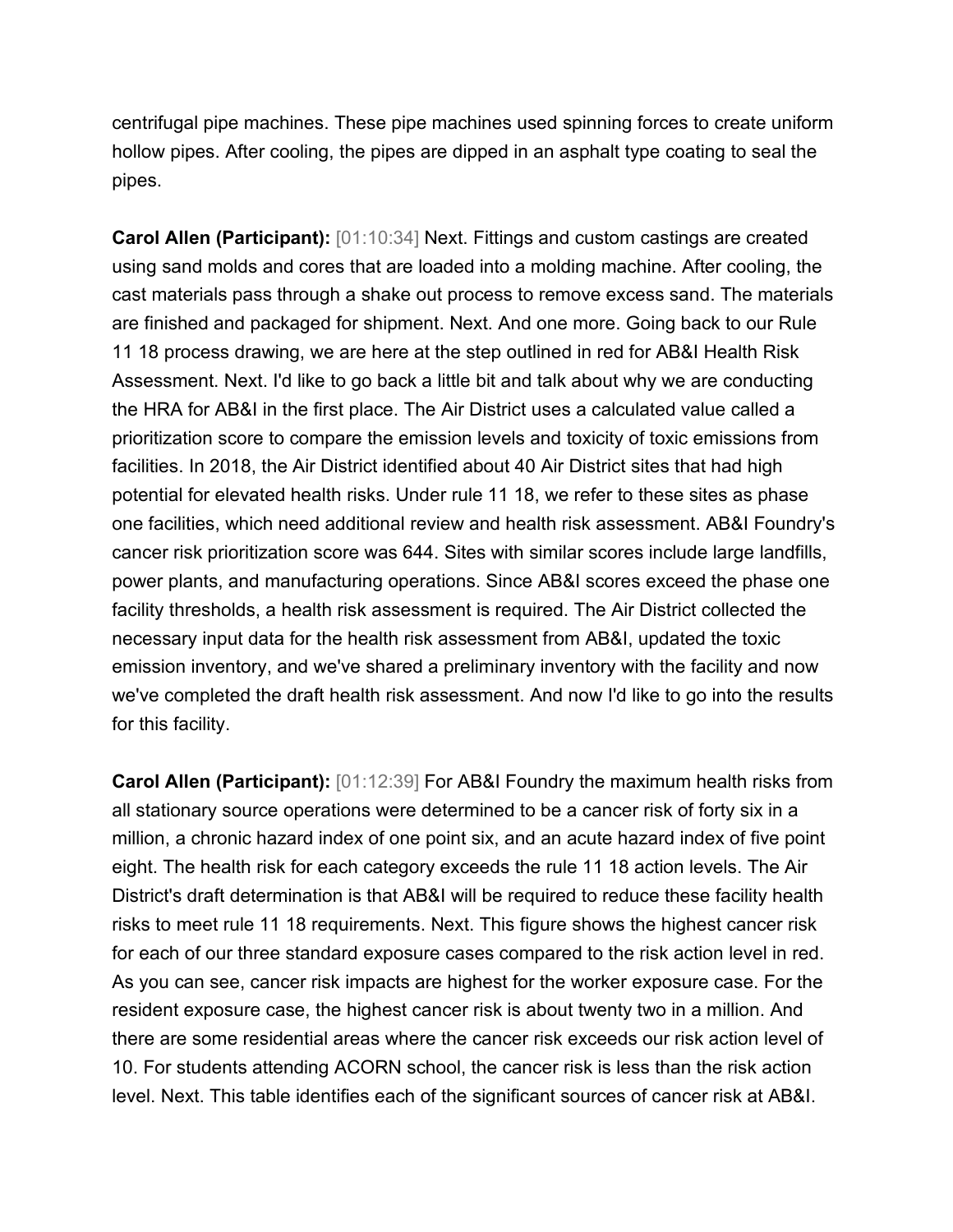centrifugal pipe machines. These pipe machines used spinning forces to create uniform hollow pipes. After cooling, the pipes are dipped in an asphalt type coating to seal the pipes.

**Carol Allen (Participant):** [01:10:34] Next. Fittings and custom castings are created using sand molds and cores that are loaded into a molding machine. After cooling, the cast materials pass through a shake out process to remove excess sand. The materials are finished and packaged for shipment. Next. And one more. Going back to our Rule 11 18 process drawing, we are here at the step outlined in red for AB&I Health Risk Assessment. Next. I'd like to go back a little bit and talk about why we are conducting the HRA for AB&I in the first place. The Air District uses a calculated value called a prioritization score to compare the emission levels and toxicity of toxic emissions from facilities. In 2018, the Air District identified about 40 Air District sites that had high potential for elevated health risks. Under rule 11 18, we refer to these sites as phase one facilities, which need additional review and health risk assessment. AB&I Foundry's cancer risk prioritization score was 644. Sites with similar scores include large landfills, power plants, and manufacturing operations. Since AB&I scores exceed the phase one facility thresholds, a health risk assessment is required. The Air District collected the necessary input data for the health risk assessment from AB&I, updated the toxic emission inventory, and we've shared a preliminary inventory with the facility and now we've completed the draft health risk assessment. And now I'd like to go into the results for this facility.

**Carol Allen (Participant):** [01:12:39] For AB&I Foundry the maximum health risks from all stationary source operations were determined to be a cancer risk of forty six in a million, a chronic hazard index of one point six, and an acute hazard index of five point eight. The health risk for each category exceeds the rule 11 18 action levels. The Air District's draft determination is that AB&I will be required to reduce these facility health risks to meet rule 11 18 requirements. Next. This figure shows the highest cancer risk for each of our three standard exposure cases compared to the risk action level in red. As you can see, cancer risk impacts are highest for the worker exposure case. For the resident exposure case, the highest cancer risk is about twenty two in a million. And there are some residential areas where the cancer risk exceeds our risk action level of 10. For students attending ACORN school, the cancer risk is less than the risk action level. Next. This table identifies each of the significant sources of cancer risk at AB&I.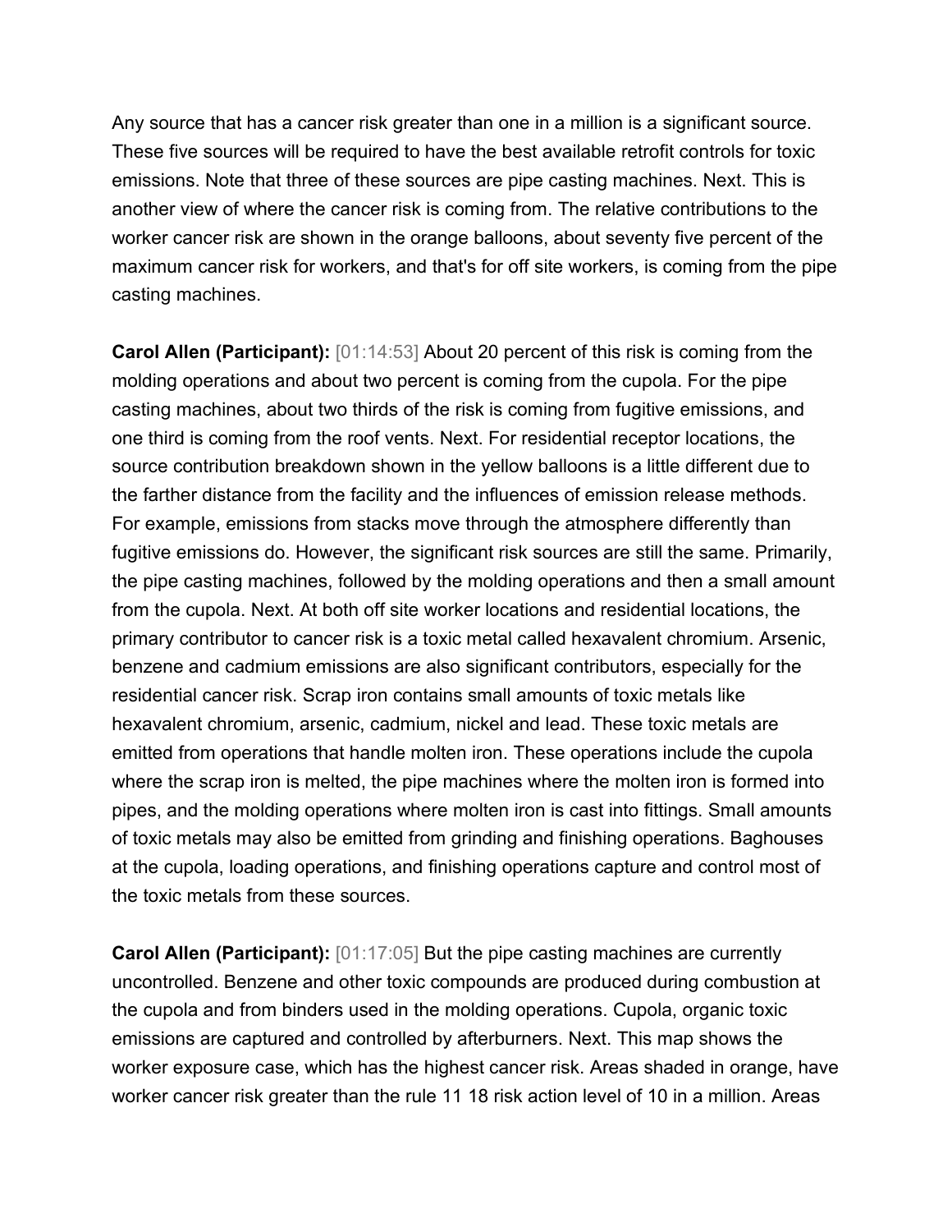Any source that has a cancer risk greater than one in a million is a significant source. These five sources will be required to have the best available retrofit controls for toxic emissions. Note that three of these sources are pipe casting machines. Next. This is another view of where the cancer risk is coming from. The relative contributions to the worker cancer risk are shown in the orange balloons, about seventy five percent of the maximum cancer risk for workers, and that's for off site workers, is coming from the pipe casting machines.

**Carol Allen (Participant):** [01:14:53] About 20 percent of this risk is coming from the molding operations and about two percent is coming from the cupola. For the pipe casting machines, about two thirds of the risk is coming from fugitive emissions, and one third is coming from the roof vents. Next. For residential receptor locations, the source contribution breakdown shown in the yellow balloons is a little different due to the farther distance from the facility and the influences of emission release methods. For example, emissions from stacks move through the atmosphere differently than fugitive emissions do. However, the significant risk sources are still the same. Primarily, the pipe casting machines, followed by the molding operations and then a small amount from the cupola. Next. At both off site worker locations and residential locations, the primary contributor to cancer risk is a toxic metal called hexavalent chromium. Arsenic, benzene and cadmium emissions are also significant contributors, especially for the residential cancer risk. Scrap iron contains small amounts of toxic metals like hexavalent chromium, arsenic, cadmium, nickel and lead. These toxic metals are emitted from operations that handle molten iron. These operations include the cupola where the scrap iron is melted, the pipe machines where the molten iron is formed into pipes, and the molding operations where molten iron is cast into fittings. Small amounts of toxic metals may also be emitted from grinding and finishing operations. Baghouses at the cupola, loading operations, and finishing operations capture and control most of the toxic metals from these sources.

**Carol Allen (Participant):** [01:17:05] But the pipe casting machines are currently uncontrolled. Benzene and other toxic compounds are produced during combustion at the cupola and from binders used in the molding operations. Cupola, organic toxic emissions are captured and controlled by afterburners. Next. This map shows the worker exposure case, which has the highest cancer risk. Areas shaded in orange, have worker cancer risk greater than the rule 11 18 risk action level of 10 in a million. Areas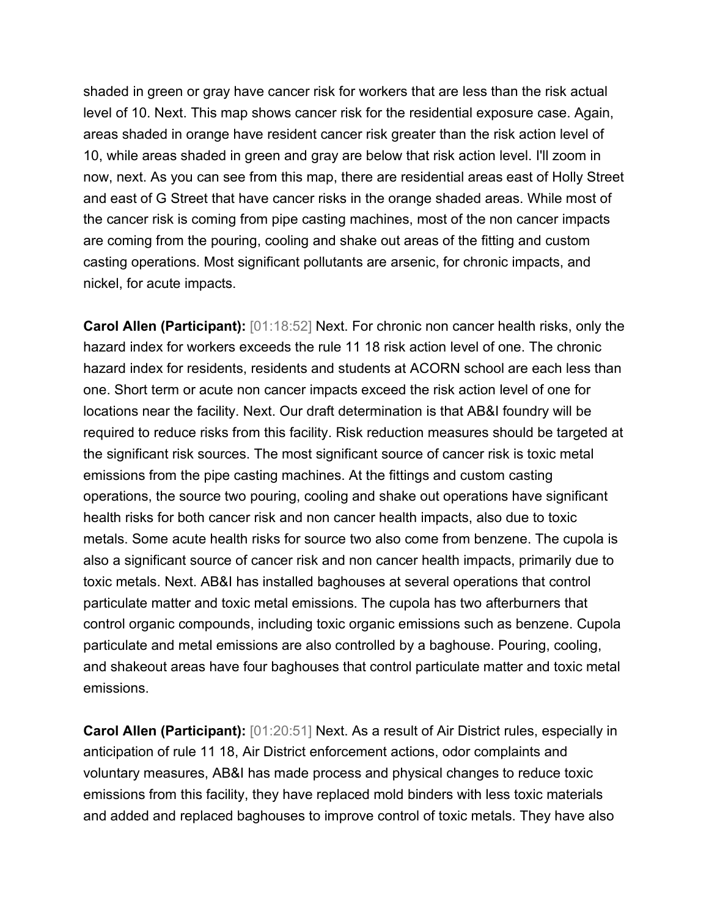shaded in green or gray have cancer risk for workers that are less than the risk actual level of 10. Next. This map shows cancer risk for the residential exposure case. Again, areas shaded in orange have resident cancer risk greater than the risk action level of 10, while areas shaded in green and gray are below that risk action level. I'll zoom in now, next. As you can see from this map, there are residential areas east of Holly Street and east of G Street that have cancer risks in the orange shaded areas. While most of the cancer risk is coming from pipe casting machines, most of the non cancer impacts are coming from the pouring, cooling and shake out areas of the fitting and custom casting operations. Most significant pollutants are arsenic, for chronic impacts, and nickel, for acute impacts.

**Carol Allen (Participant):** [01:18:52] Next. For chronic non cancer health risks, only the hazard index for workers exceeds the rule 11 18 risk action level of one. The chronic hazard index for residents, residents and students at ACORN school are each less than one. Short term or acute non cancer impacts exceed the risk action level of one for locations near the facility. Next. Our draft determination is that AB&I foundry will be required to reduce risks from this facility. Risk reduction measures should be targeted at the significant risk sources. The most significant source of cancer risk is toxic metal emissions from the pipe casting machines. At the fittings and custom casting operations, the source two pouring, cooling and shake out operations have significant health risks for both cancer risk and non cancer health impacts, also due to toxic metals. Some acute health risks for source two also come from benzene. The cupola is also a significant source of cancer risk and non cancer health impacts, primarily due to toxic metals. Next. AB&I has installed baghouses at several operations that control particulate matter and toxic metal emissions. The cupola has two afterburners that control organic compounds, including toxic organic emissions such as benzene. Cupola particulate and metal emissions are also controlled by a baghouse. Pouring, cooling, and shakeout areas have four baghouses that control particulate matter and toxic metal emissions.

**Carol Allen (Participant):** [01:20:51] Next. As a result of Air District rules, especially in anticipation of rule 11 18, Air District enforcement actions, odor complaints and voluntary measures, AB&I has made process and physical changes to reduce toxic emissions from this facility, they have replaced mold binders with less toxic materials and added and replaced baghouses to improve control of toxic metals. They have also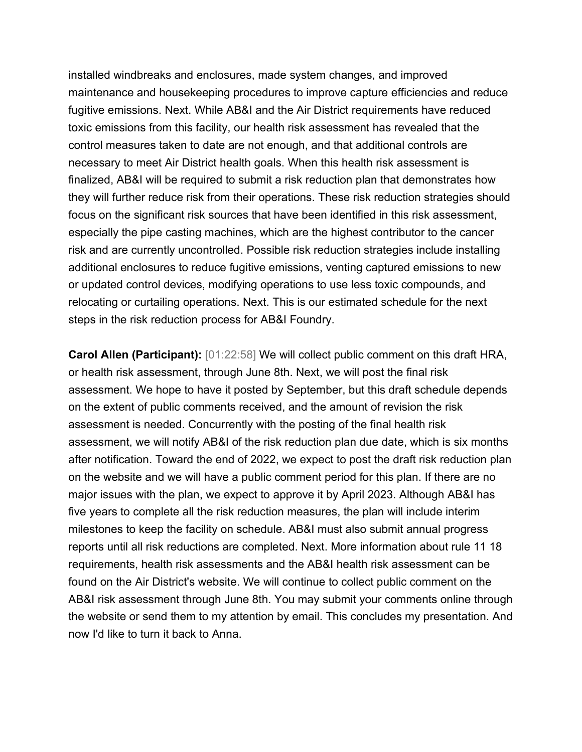installed windbreaks and enclosures, made system changes, and improved maintenance and housekeeping procedures to improve capture efficiencies and reduce fugitive emissions. Next. While AB&I and the Air District requirements have reduced toxic emissions from this facility, our health risk assessment has revealed that the control measures taken to date are not enough, and that additional controls are necessary to meet Air District health goals. When this health risk assessment is finalized, AB&I will be required to submit a risk reduction plan that demonstrates how they will further reduce risk from their operations. These risk reduction strategies should focus on the significant risk sources that have been identified in this risk assessment, especially the pipe casting machines, which are the highest contributor to the cancer risk and are currently uncontrolled. Possible risk reduction strategies include installing additional enclosures to reduce fugitive emissions, venting captured emissions to new or updated control devices, modifying operations to use less toxic compounds, and relocating or curtailing operations. Next. This is our estimated schedule for the next steps in the risk reduction process for AB&I Foundry.

**Carol Allen (Participant):** [01:22:58] We will collect public comment on this draft HRA, or health risk assessment, through June 8th. Next, we will post the final risk assessment. We hope to have it posted by September, but this draft schedule depends on the extent of public comments received, and the amount of revision the risk assessment is needed. Concurrently with the posting of the final health risk assessment, we will notify AB&I of the risk reduction plan due date, which is six months after notification. Toward the end of 2022, we expect to post the draft risk reduction plan on the website and we will have a public comment period for this plan. If there are no major issues with the plan, we expect to approve it by April 2023. Although AB&I has five years to complete all the risk reduction measures, the plan will include interim milestones to keep the facility on schedule. AB&I must also submit annual progress reports until all risk reductions are completed. Next. More information about rule 11 18 requirements, health risk assessments and the AB&I health risk assessment can be found on the Air District's website. We will continue to collect public comment on the AB&I risk assessment through June 8th. You may submit your comments online through the website or send them to my attention by email. This concludes my presentation. And now I'd like to turn it back to Anna.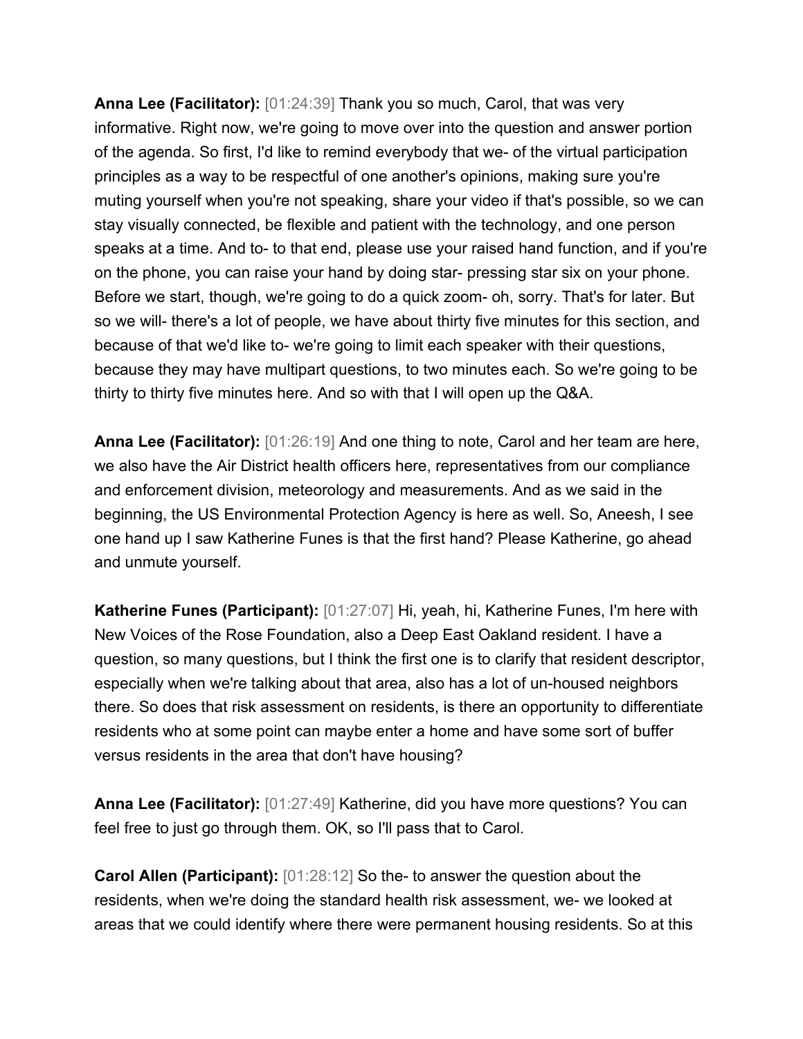**Anna Lee (Facilitator):** [01:24:39] Thank you so much, Carol, that was very informative. Right now, we're going to move over into the question and answer portion of the agenda. So first, I'd like to remind everybody that we- of the virtual participation principles as a way to be respectful of one another's opinions, making sure you're muting yourself when you're not speaking, share your video if that's possible, so we can stay visually connected, be flexible and patient with the technology, and one person speaks at a time. And to- to that end, please use your raised hand function, and if you're on the phone, you can raise your hand by doing star- pressing star six on your phone. Before we start, though, we're going to do a quick zoom- oh, sorry. That's for later. But so we will- there's a lot of people, we have about thirty five minutes for this section, and because of that we'd like to- we're going to limit each speaker with their questions, because they may have multipart questions, to two minutes each. So we're going to be thirty to thirty five minutes here. And so with that I will open up the Q&A.

**Anna Lee (Facilitator):** [01:26:19] And one thing to note, Carol and her team are here, we also have the Air District health officers here, representatives from our compliance and enforcement division, meteorology and measurements. And as we said in the beginning, the US Environmental Protection Agency is here as well. So, Aneesh, I see one hand up I saw Katherine Funes is that the first hand? Please Katherine, go ahead and unmute yourself.

**Katherine Funes (Participant):** [01:27:07] Hi, yeah, hi, Katherine Funes, I'm here with New Voices of the Rose Foundation, also a Deep East Oakland resident. I have a question, so many questions, but I think the first one is to clarify that resident descriptor, especially when we're talking about that area, also has a lot of un-housed neighbors there. So does that risk assessment on residents, is there an opportunity to differentiate residents who at some point can maybe enter a home and have some sort of buffer versus residents in the area that don't have housing?

**Anna Lee (Facilitator):** [01:27:49] Katherine, did you have more questions? You can feel free to just go through them. OK, so I'll pass that to Carol.

**Carol Allen (Participant):** [01:28:12] So the- to answer the question about the residents, when we're doing the standard health risk assessment, we- we looked at areas that we could identify where there were permanent housing residents. So at this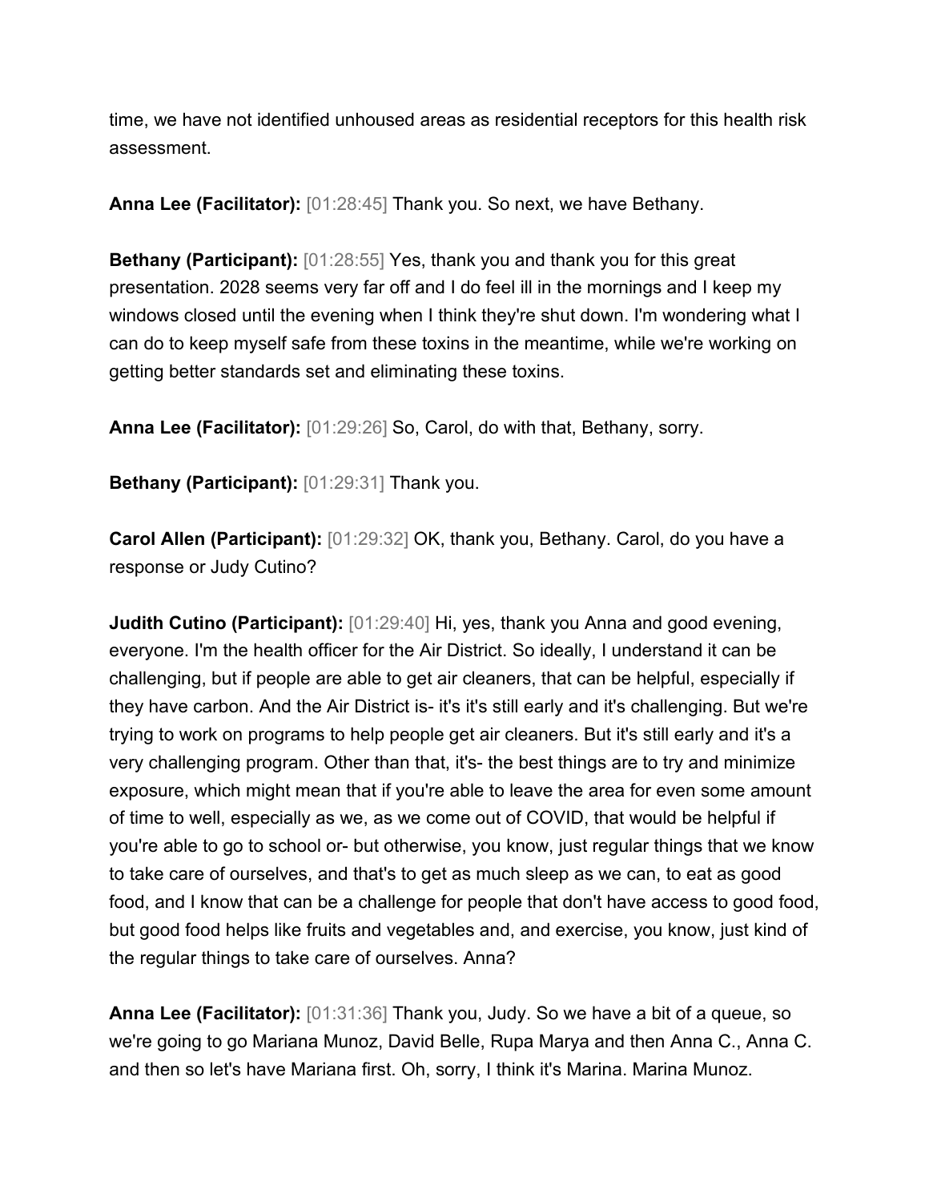time, we have not identified unhoused areas as residential receptors for this health risk assessment.

**Anna Lee (Facilitator):** [01:28:45] Thank you. So next, we have Bethany.

**Bethany (Participant):** [01:28:55] Yes, thank you and thank you for this great presentation. 2028 seems very far off and I do feel ill in the mornings and I keep my windows closed until the evening when I think they're shut down. I'm wondering what I can do to keep myself safe from these toxins in the meantime, while we're working on getting better standards set and eliminating these toxins.

**Anna Lee (Facilitator):** [01:29:26] So, Carol, do with that, Bethany, sorry.

**Bethany (Participant):** [01:29:31] Thank you.

**Carol Allen (Participant):** [01:29:32] OK, thank you, Bethany. Carol, do you have a response or Judy Cutino?

**Judith Cutino (Participant):** [01:29:40] Hi, yes, thank you Anna and good evening, everyone. I'm the health officer for the Air District. So ideally, I understand it can be challenging, but if people are able to get air cleaners, that can be helpful, especially if they have carbon. And the Air District is- it's it's still early and it's challenging. But we're trying to work on programs to help people get air cleaners. But it's still early and it's a very challenging program. Other than that, it's- the best things are to try and minimize exposure, which might mean that if you're able to leave the area for even some amount of time to well, especially as we, as we come out of COVID, that would be helpful if you're able to go to school or- but otherwise, you know, just regular things that we know to take care of ourselves, and that's to get as much sleep as we can, to eat as good food, and I know that can be a challenge for people that don't have access to good food, but good food helps like fruits and vegetables and, and exercise, you know, just kind of the regular things to take care of ourselves. Anna?

**Anna Lee (Facilitator):** [01:31:36] Thank you, Judy. So we have a bit of a queue, so we're going to go Mariana Munoz, David Belle, Rupa Marya and then Anna C., Anna C. and then so let's have Mariana first. Oh, sorry, I think it's Marina. Marina Munoz.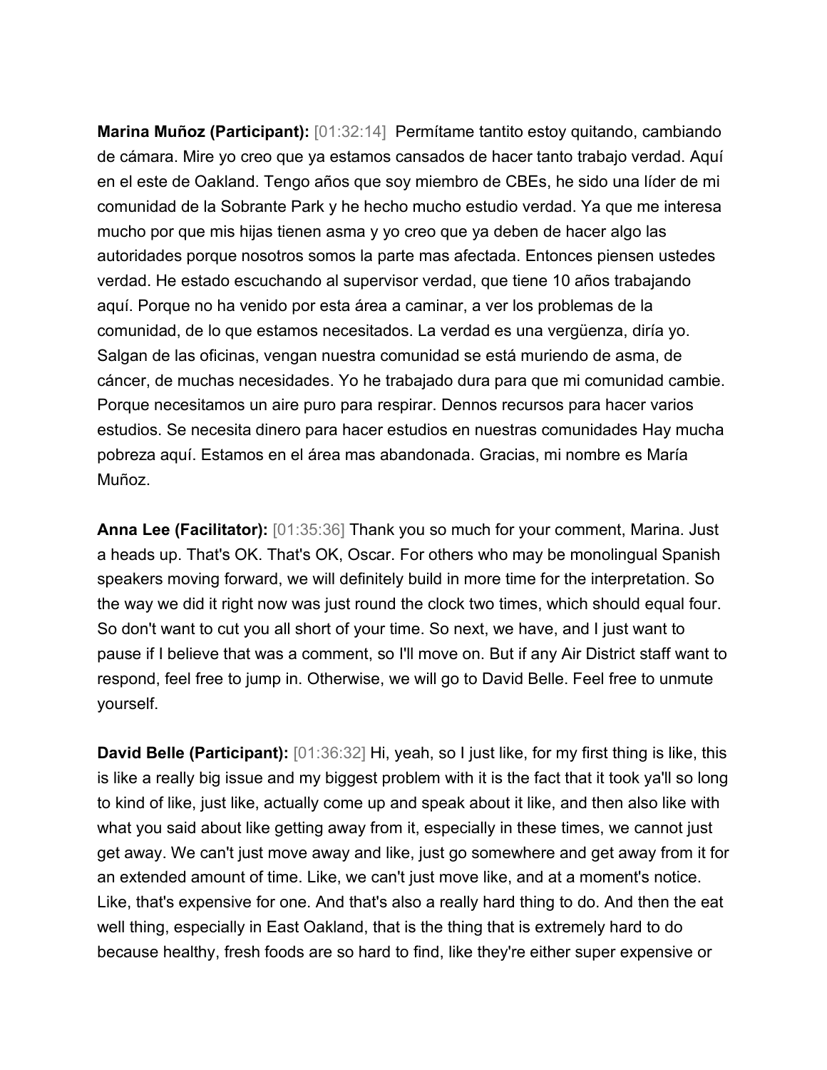**Marina Muñoz (Participant):** [01:32:14] Permítame tantito estoy quitando, cambiando de cámara. Mire yo creo que ya estamos cansados de hacer tanto trabajo verdad. Aquí en el este de Oakland. Tengo años que soy miembro de CBEs, he sido una líder de mi comunidad de la Sobrante Park y he hecho mucho estudio verdad. Ya que me interesa mucho por que mis hijas tienen asma y yo creo que ya deben de hacer algo las autoridades porque nosotros somos la parte mas afectada. Entonces piensen ustedes verdad. He estado escuchando al supervisor verdad, que tiene 10 años trabajando aquí. Porque no ha venido por esta área a caminar, a ver los problemas de la comunidad, de lo que estamos necesitados. La verdad es una vergüenza, diría yo. Salgan de las oficinas, vengan nuestra comunidad se está muriendo de asma, de cáncer, de muchas necesidades. Yo he trabajado dura para que mi comunidad cambie. Porque necesitamos un aire puro para respirar. Dennos recursos para hacer varios estudios. Se necesita dinero para hacer estudios en nuestras comunidades Hay mucha pobreza aquí. Estamos en el área mas abandonada. Gracias, mi nombre es María Muñoz.

**Anna Lee (Facilitator):** [01:35:36] Thank you so much for your comment, Marina. Just a heads up. That's OK. That's OK, Oscar. For others who may be monolingual Spanish speakers moving forward, we will definitely build in more time for the interpretation. So the way we did it right now was just round the clock two times, which should equal four. So don't want to cut you all short of your time. So next, we have, and I just want to pause if I believe that was a comment, so I'll move on. But if any Air District staff want to respond, feel free to jump in. Otherwise, we will go to David Belle. Feel free to unmute yourself.

**David Belle (Participant):** [01:36:32] Hi, yeah, so I just like, for my first thing is like, this is like a really big issue and my biggest problem with it is the fact that it took ya'll so long to kind of like, just like, actually come up and speak about it like, and then also like with what you said about like getting away from it, especially in these times, we cannot just get away. We can't just move away and like, just go somewhere and get away from it for an extended amount of time. Like, we can't just move like, and at a moment's notice. Like, that's expensive for one. And that's also a really hard thing to do. And then the eat well thing, especially in East Oakland, that is the thing that is extremely hard to do because healthy, fresh foods are so hard to find, like they're either super expensive or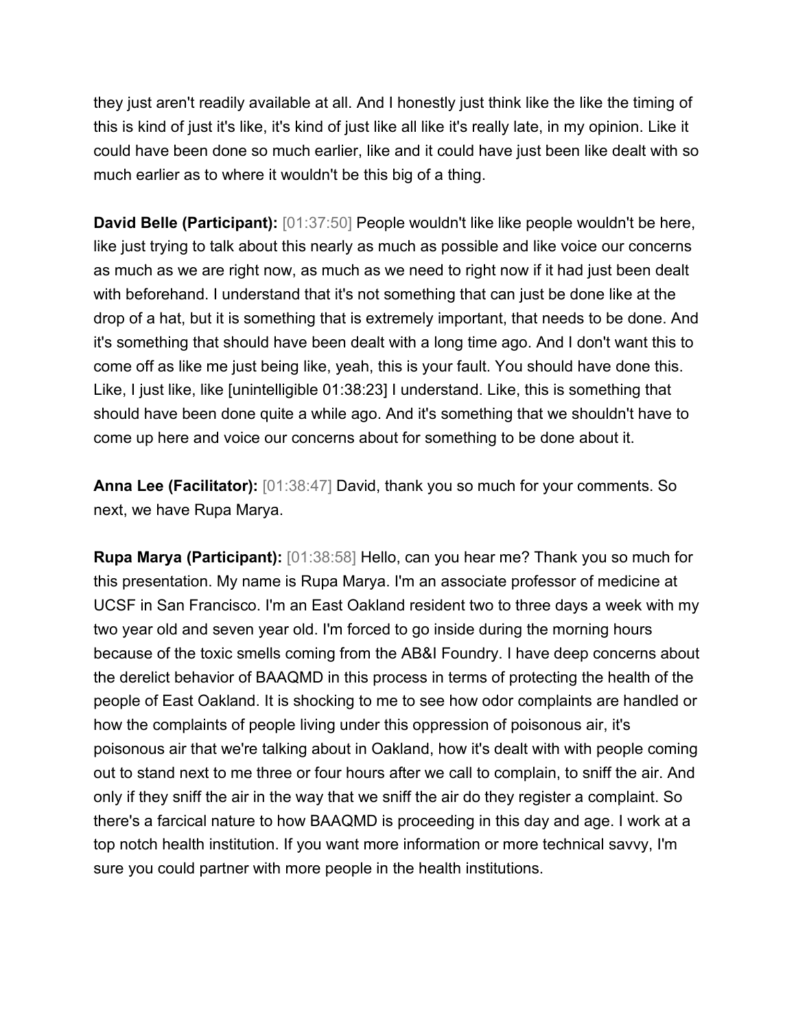they just aren't readily available at all. And I honestly just think like the like the timing of this is kind of just it's like, it's kind of just like all like it's really late, in my opinion. Like it could have been done so much earlier, like and it could have just been like dealt with so much earlier as to where it wouldn't be this big of a thing.

**David Belle (Participant):** [01:37:50] People wouldn't like like people wouldn't be here, like just trying to talk about this nearly as much as possible and like voice our concerns as much as we are right now, as much as we need to right now if it had just been dealt with beforehand. I understand that it's not something that can just be done like at the drop of a hat, but it is something that is extremely important, that needs to be done. And it's something that should have been dealt with a long time ago. And I don't want this to come off as like me just being like, yeah, this is your fault. You should have done this. Like, I just like, like [unintelligible 01:38:23] I understand. Like, this is something that should have been done quite a while ago. And it's something that we shouldn't have to come up here and voice our concerns about for something to be done about it.

**Anna Lee (Facilitator):** [01:38:47] David, thank you so much for your comments. So next, we have Rupa Marya.

**Rupa Marya (Participant):** [01:38:58] Hello, can you hear me? Thank you so much for this presentation. My name is Rupa Marya. I'm an associate professor of medicine at UCSF in San Francisco. I'm an East Oakland resident two to three days a week with my two year old and seven year old. I'm forced to go inside during the morning hours because of the toxic smells coming from the AB&I Foundry. I have deep concerns about the derelict behavior of BAAQMD in this process in terms of protecting the health of the people of East Oakland. It is shocking to me to see how odor complaints are handled or how the complaints of people living under this oppression of poisonous air, it's poisonous air that we're talking about in Oakland, how it's dealt with with people coming out to stand next to me three or four hours after we call to complain, to sniff the air. And only if they sniff the air in the way that we sniff the air do they register a complaint. So there's a farcical nature to how BAAQMD is proceeding in this day and age. I work at a top notch health institution. If you want more information or more technical savvy, I'm sure you could partner with more people in the health institutions.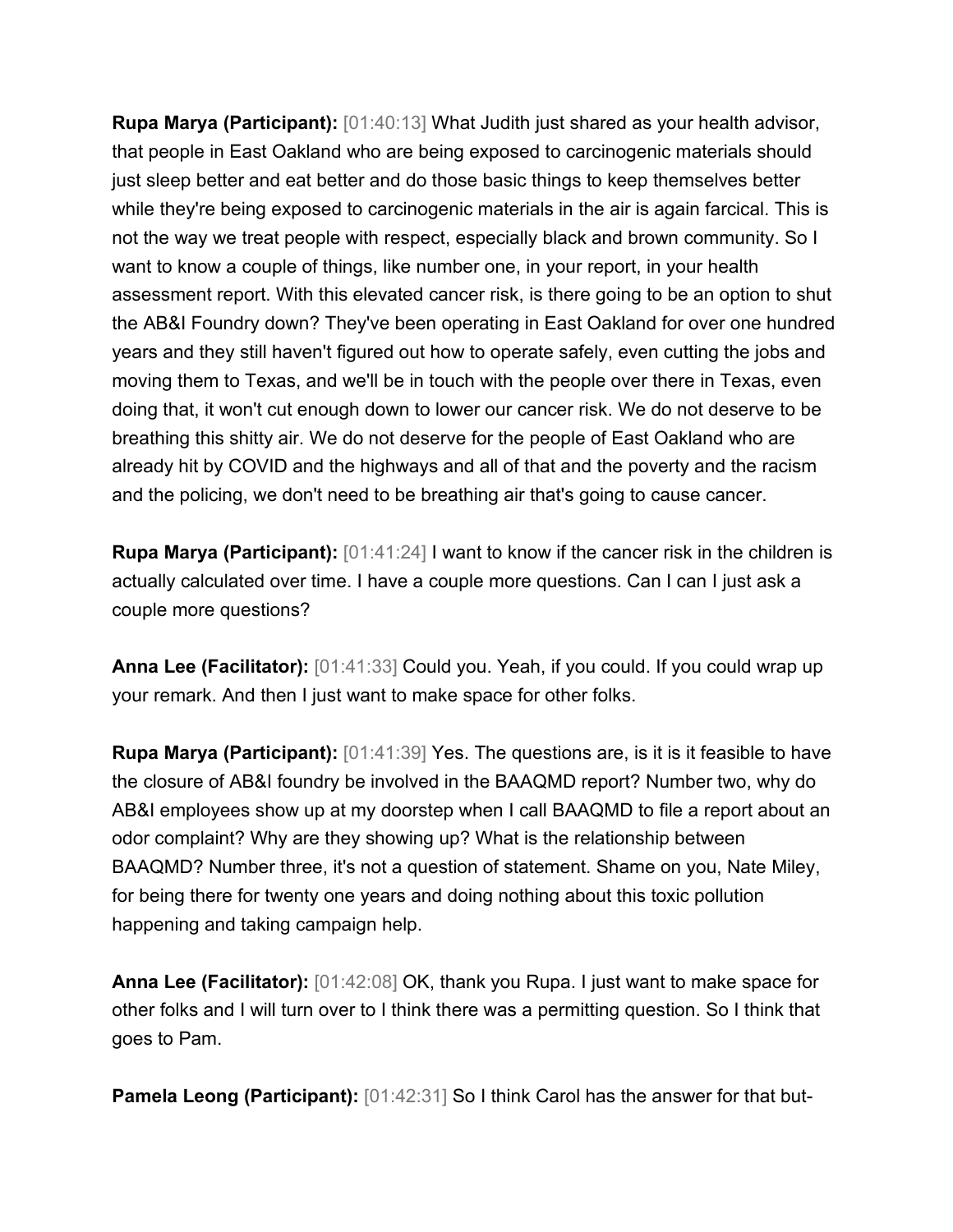**Rupa Marya (Participant):** [01:40:13] What Judith just shared as your health advisor, that people in East Oakland who are being exposed to carcinogenic materials should just sleep better and eat better and do those basic things to keep themselves better while they're being exposed to carcinogenic materials in the air is again farcical. This is not the way we treat people with respect, especially black and brown community. So I want to know a couple of things, like number one, in your report, in your health assessment report. With this elevated cancer risk, is there going to be an option to shut the AB&I Foundry down? They've been operating in East Oakland for over one hundred years and they still haven't figured out how to operate safely, even cutting the jobs and moving them to Texas, and we'll be in touch with the people over there in Texas, even doing that, it won't cut enough down to lower our cancer risk. We do not deserve to be breathing this shitty air. We do not deserve for the people of East Oakland who are already hit by COVID and the highways and all of that and the poverty and the racism and the policing, we don't need to be breathing air that's going to cause cancer.

**Rupa Marya (Participant):** [01:41:24] I want to know if the cancer risk in the children is actually calculated over time. I have a couple more questions. Can I can I just ask a couple more questions?

**Anna Lee (Facilitator):** [01:41:33] Could you. Yeah, if you could. If you could wrap up your remark. And then I just want to make space for other folks.

**Rupa Marya (Participant):** [01:41:39] Yes. The questions are, is it is it feasible to have the closure of AB&I foundry be involved in the BAAQMD report? Number two, why do AB&I employees show up at my doorstep when I call BAAQMD to file a report about an odor complaint? Why are they showing up? What is the relationship between BAAQMD? Number three, it's not a question of statement. Shame on you, Nate Miley, for being there for twenty one years and doing nothing about this toxic pollution happening and taking campaign help.

**Anna Lee (Facilitator):** [01:42:08] OK, thank you Rupa. I just want to make space for other folks and I will turn over to I think there was a permitting question. So I think that goes to Pam.

**Pamela Leong (Participant):** [01:42:31] So I think Carol has the answer for that but-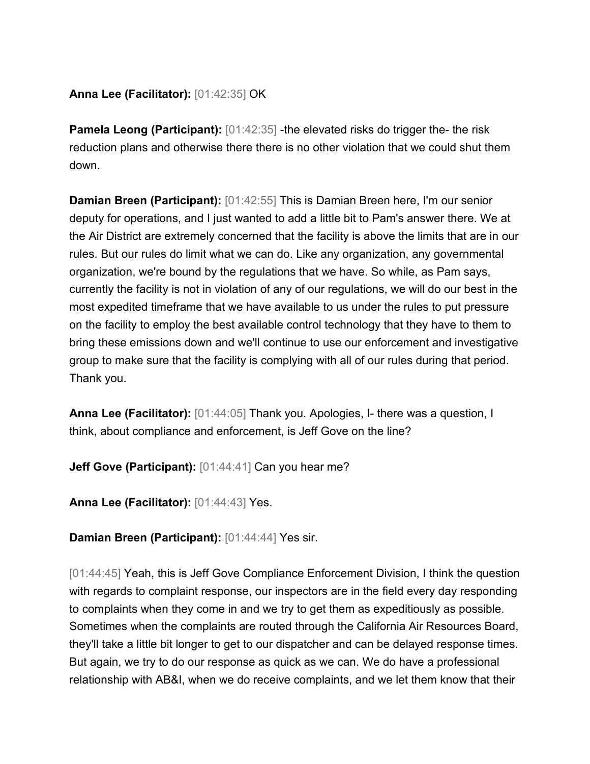**Anna Lee (Facilitator):** [01:42:35] OK

**Pamela Leong (Participant):** [01:42:35] -the elevated risks do trigger the- the risk reduction plans and otherwise there there is no other violation that we could shut them down.

**Damian Breen (Participant):** [01:42:55] This is Damian Breen here, I'm our senior deputy for operations, and I just wanted to add a little bit to Pam's answer there. We at the Air District are extremely concerned that the facility is above the limits that are in our rules. But our rules do limit what we can do. Like any organization, any governmental organization, we're bound by the regulations that we have. So while, as Pam says, currently the facility is not in violation of any of our regulations, we will do our best in the most expedited timeframe that we have available to us under the rules to put pressure on the facility to employ the best available control technology that they have to them to bring these emissions down and we'll continue to use our enforcement and investigative group to make sure that the facility is complying with all of our rules during that period. Thank you.

**Anna Lee (Facilitator):** [01:44:05] Thank you. Apologies, I- there was a question, I think, about compliance and enforcement, is Jeff Gove on the line?

**Jeff Gove (Participant):** [01:44:41] Can you hear me?

**Anna Lee (Facilitator):** [01:44:43] Yes.

**Damian Breen (Participant):** [01:44:44] Yes sir.

[01:44:45] Yeah, this is Jeff Gove Compliance Enforcement Division, I think the question with regards to complaint response, our inspectors are in the field every day responding to complaints when they come in and we try to get them as expeditiously as possible. Sometimes when the complaints are routed through the California Air Resources Board, they'll take a little bit longer to get to our dispatcher and can be delayed response times. But again, we try to do our response as quick as we can. We do have a professional relationship with AB&I, when we do receive complaints, and we let them know that their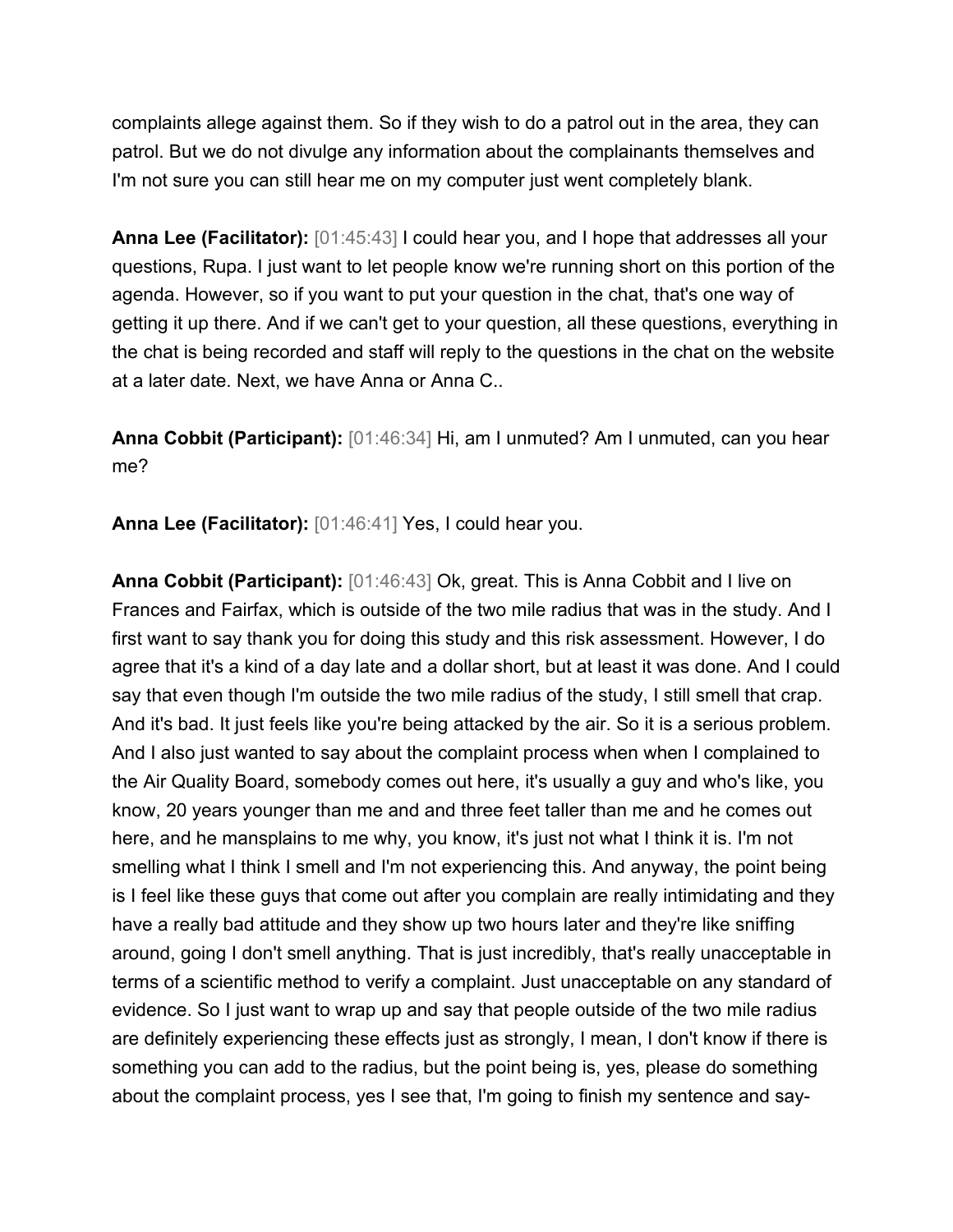complaints allege against them. So if they wish to do a patrol out in the area, they can patrol. But we do not divulge any information about the complainants themselves and I'm not sure you can still hear me on my computer just went completely blank.

**Anna Lee (Facilitator):** [01:45:43] I could hear you, and I hope that addresses all your questions, Rupa. I just want to let people know we're running short on this portion of the agenda. However, so if you want to put your question in the chat, that's one way of getting it up there. And if we can't get to your question, all these questions, everything in the chat is being recorded and staff will reply to the questions in the chat on the website at a later date. Next, we have Anna or Anna C..

**Anna Cobbit (Participant):** [01:46:34] Hi, am I unmuted? Am I unmuted, can you hear me?

**Anna Lee (Facilitator):** [01:46:41] Yes, I could hear you.

**Anna Cobbit (Participant):** [01:46:43] Ok, great. This is Anna Cobbit and I live on Frances and Fairfax, which is outside of the two mile radius that was in the study. And I first want to say thank you for doing this study and this risk assessment. However, I do agree that it's a kind of a day late and a dollar short, but at least it was done. And I could say that even though I'm outside the two mile radius of the study, I still smell that crap. And it's bad. It just feels like you're being attacked by the air. So it is a serious problem. And I also just wanted to say about the complaint process when when I complained to the Air Quality Board, somebody comes out here, it's usually a guy and who's like, you know, 20 years younger than me and and three feet taller than me and he comes out here, and he mansplains to me why, you know, it's just not what I think it is. I'm not smelling what I think I smell and I'm not experiencing this. And anyway, the point being is I feel like these guys that come out after you complain are really intimidating and they have a really bad attitude and they show up two hours later and they're like sniffing around, going I don't smell anything. That is just incredibly, that's really unacceptable in terms of a scientific method to verify a complaint. Just unacceptable on any standard of evidence. So I just want to wrap up and say that people outside of the two mile radius are definitely experiencing these effects just as strongly, I mean, I don't know if there is something you can add to the radius, but the point being is, yes, please do something about the complaint process, yes I see that, I'm going to finish my sentence and say-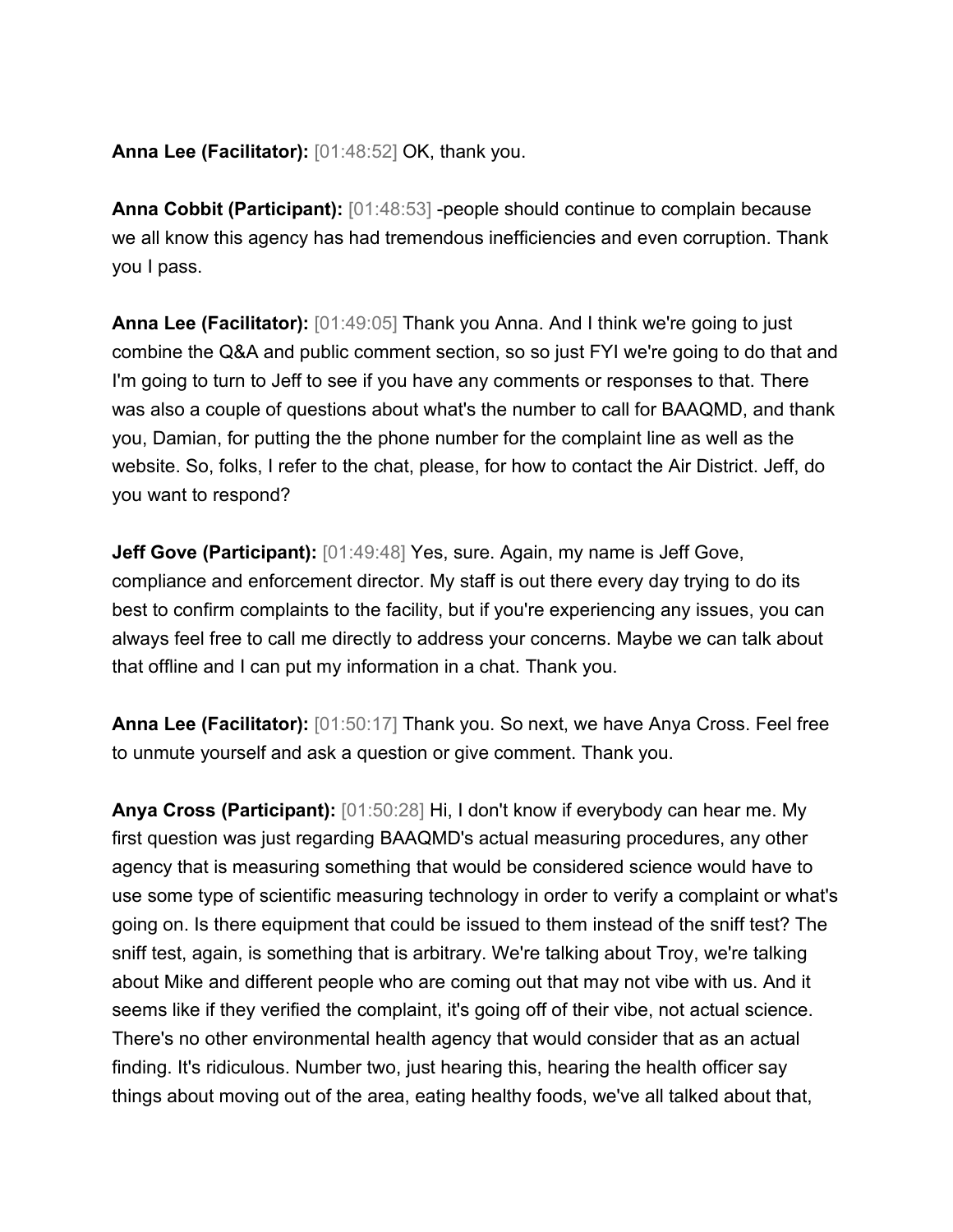**Anna Lee (Facilitator):** [01:48:52] OK, thank you.

**Anna Cobbit (Participant):** [01:48:53] -people should continue to complain because we all know this agency has had tremendous inefficiencies and even corruption. Thank you I pass.

**Anna Lee (Facilitator):** [01:49:05] Thank you Anna. And I think we're going to just combine the Q&A and public comment section, so so just FYI we're going to do that and I'm going to turn to Jeff to see if you have any comments or responses to that. There was also a couple of questions about what's the number to call for BAAQMD, and thank you, Damian, for putting the the phone number for the complaint line as well as the website. So, folks, I refer to the chat, please, for how to contact the Air District. Jeff, do you want to respond?

**Jeff Gove (Participant):** [01:49:48] Yes, sure. Again, my name is Jeff Gove, compliance and enforcement director. My staff is out there every day trying to do its best to confirm complaints to the facility, but if you're experiencing any issues, you can always feel free to call me directly to address your concerns. Maybe we can talk about that offline and I can put my information in a chat. Thank you.

**Anna Lee (Facilitator):** [01:50:17] Thank you. So next, we have Anya Cross. Feel free to unmute yourself and ask a question or give comment. Thank you.

**Anya Cross (Participant):** [01:50:28] Hi, I don't know if everybody can hear me. My first question was just regarding BAAQMD's actual measuring procedures, any other agency that is measuring something that would be considered science would have to use some type of scientific measuring technology in order to verify a complaint or what's going on. Is there equipment that could be issued to them instead of the sniff test? The sniff test, again, is something that is arbitrary. We're talking about Troy, we're talking about Mike and different people who are coming out that may not vibe with us. And it seems like if they verified the complaint, it's going off of their vibe, not actual science. There's no other environmental health agency that would consider that as an actual finding. It's ridiculous. Number two, just hearing this, hearing the health officer say things about moving out of the area, eating healthy foods, we've all talked about that,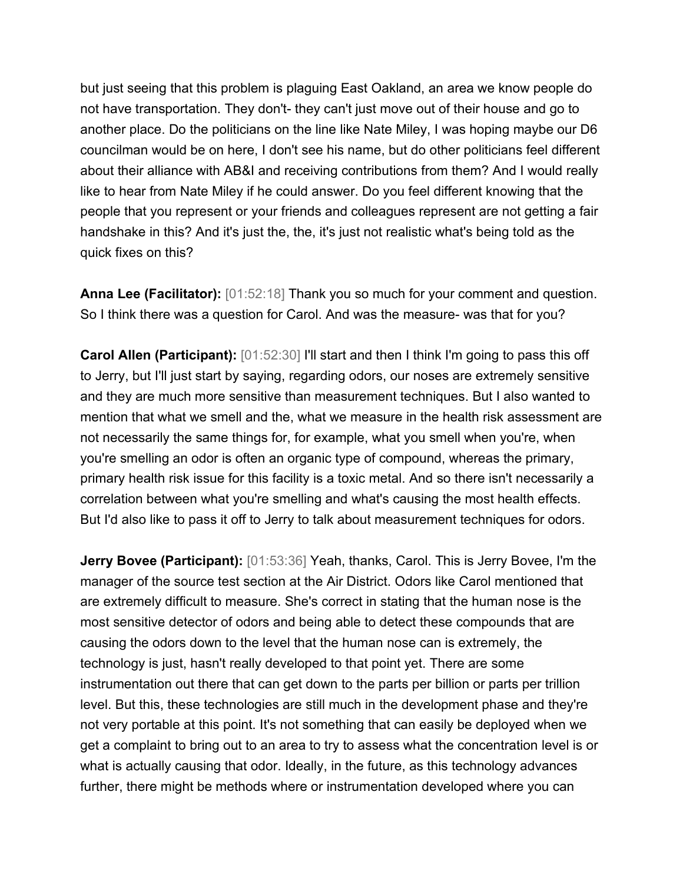but just seeing that this problem is plaguing East Oakland, an area we know people do not have transportation. They don't- they can't just move out of their house and go to another place. Do the politicians on the line like Nate Miley, I was hoping maybe our D6 councilman would be on here, I don't see his name, but do other politicians feel different about their alliance with AB&I and receiving contributions from them? And I would really like to hear from Nate Miley if he could answer. Do you feel different knowing that the people that you represent or your friends and colleagues represent are not getting a fair handshake in this? And it's just the, the, it's just not realistic what's being told as the quick fixes on this?

**Anna Lee (Facilitator):** [01:52:18] Thank you so much for your comment and question. So I think there was a question for Carol. And was the measure- was that for you?

**Carol Allen (Participant):** [01:52:30] I'll start and then I think I'm going to pass this off to Jerry, but I'll just start by saying, regarding odors, our noses are extremely sensitive and they are much more sensitive than measurement techniques. But I also wanted to mention that what we smell and the, what we measure in the health risk assessment are not necessarily the same things for, for example, what you smell when you're, when you're smelling an odor is often an organic type of compound, whereas the primary, primary health risk issue for this facility is a toxic metal. And so there isn't necessarily a correlation between what you're smelling and what's causing the most health effects. But I'd also like to pass it off to Jerry to talk about measurement techniques for odors.

**Jerry Bovee (Participant):** [01:53:36] Yeah, thanks, Carol. This is Jerry Bovee, I'm the manager of the source test section at the Air District. Odors like Carol mentioned that are extremely difficult to measure. She's correct in stating that the human nose is the most sensitive detector of odors and being able to detect these compounds that are causing the odors down to the level that the human nose can is extremely, the technology is just, hasn't really developed to that point yet. There are some instrumentation out there that can get down to the parts per billion or parts per trillion level. But this, these technologies are still much in the development phase and they're not very portable at this point. It's not something that can easily be deployed when we get a complaint to bring out to an area to try to assess what the concentration level is or what is actually causing that odor. Ideally, in the future, as this technology advances further, there might be methods where or instrumentation developed where you can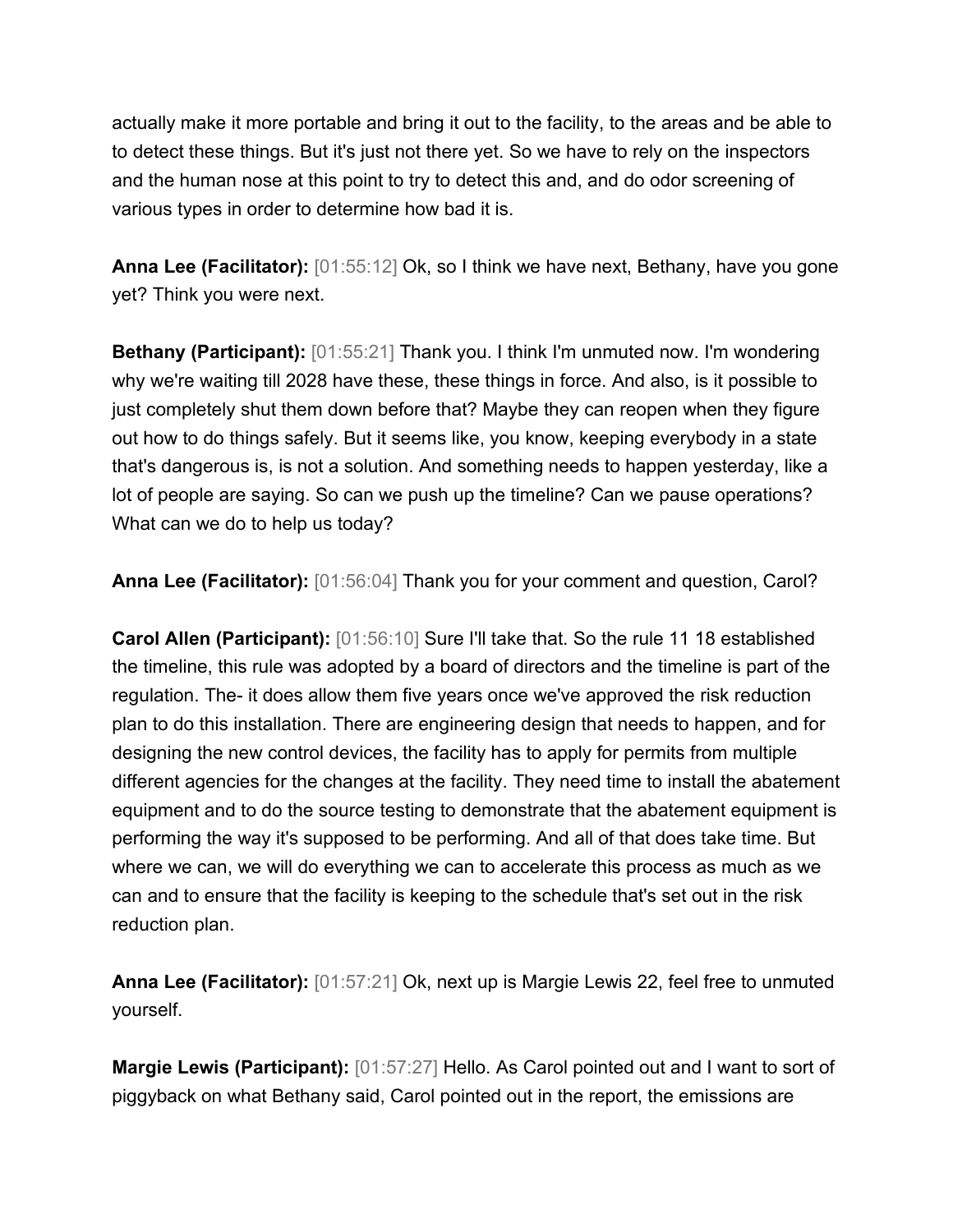actually make it more portable and bring it out to the facility, to the areas and be able to to detect these things. But it's just not there yet. So we have to rely on the inspectors and the human nose at this point to try to detect this and, and do odor screening of various types in order to determine how bad it is.

**Anna Lee (Facilitator):** [01:55:12] Ok, so I think we have next, Bethany, have you gone yet? Think you were next.

**Bethany (Participant):** [01:55:21] Thank you. I think I'm unmuted now. I'm wondering why we're waiting till 2028 have these, these things in force. And also, is it possible to just completely shut them down before that? Maybe they can reopen when they figure out how to do things safely. But it seems like, you know, keeping everybody in a state that's dangerous is, is not a solution. And something needs to happen yesterday, like a lot of people are saying. So can we push up the timeline? Can we pause operations? What can we do to help us today?

**Anna Lee (Facilitator):** [01:56:04] Thank you for your comment and question, Carol?

**Carol Allen (Participant):** [01:56:10] Sure I'll take that. So the rule 11 18 established the timeline, this rule was adopted by a board of directors and the timeline is part of the regulation. The- it does allow them five years once we've approved the risk reduction plan to do this installation. There are engineering design that needs to happen, and for designing the new control devices, the facility has to apply for permits from multiple different agencies for the changes at the facility. They need time to install the abatement equipment and to do the source testing to demonstrate that the abatement equipment is performing the way it's supposed to be performing. And all of that does take time. But where we can, we will do everything we can to accelerate this process as much as we can and to ensure that the facility is keeping to the schedule that's set out in the risk reduction plan.

**Anna Lee (Facilitator):** [01:57:21] Ok, next up is Margie Lewis 22, feel free to unmuted yourself.

**Margie Lewis (Participant):** [01:57:27] Hello. As Carol pointed out and I want to sort of piggyback on what Bethany said, Carol pointed out in the report, the emissions are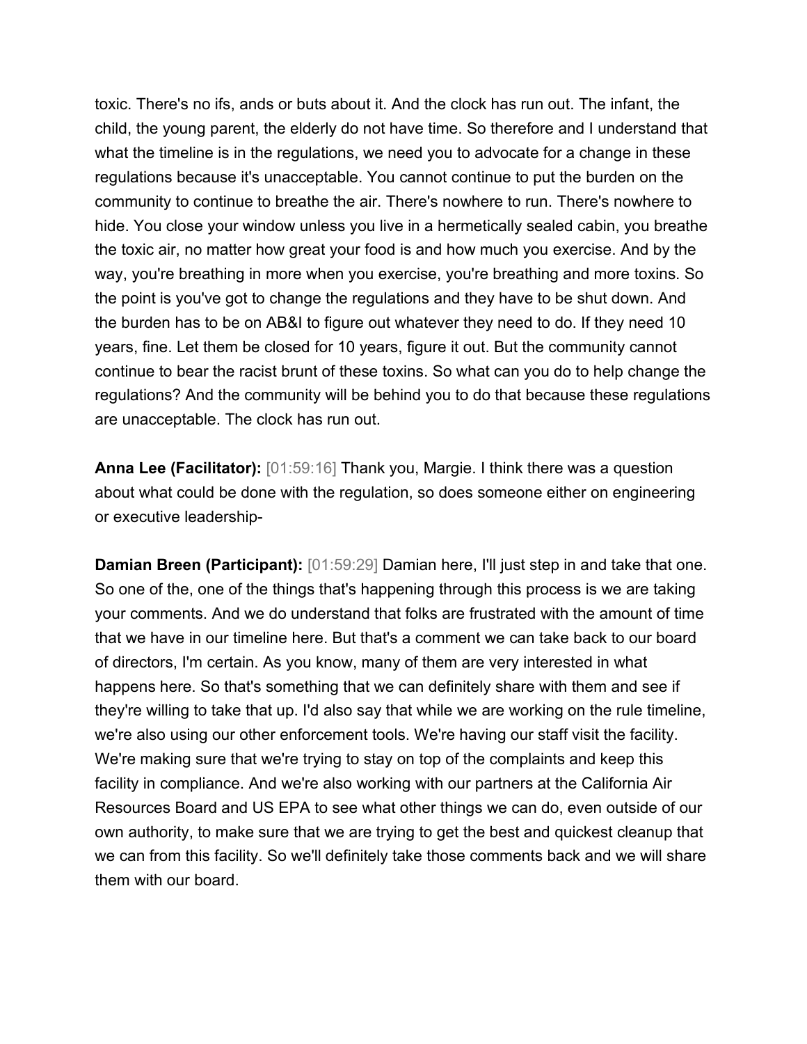toxic. There's no ifs, ands or buts about it. And the clock has run out. The infant, the child, the young parent, the elderly do not have time. So therefore and I understand that what the timeline is in the regulations, we need you to advocate for a change in these regulations because it's unacceptable. You cannot continue to put the burden on the community to continue to breathe the air. There's nowhere to run. There's nowhere to hide. You close your window unless you live in a hermetically sealed cabin, you breathe the toxic air, no matter how great your food is and how much you exercise. And by the way, you're breathing in more when you exercise, you're breathing and more toxins. So the point is you've got to change the regulations and they have to be shut down. And the burden has to be on AB&I to figure out whatever they need to do. If they need 10 years, fine. Let them be closed for 10 years, figure it out. But the community cannot continue to bear the racist brunt of these toxins. So what can you do to help change the regulations? And the community will be behind you to do that because these regulations are unacceptable. The clock has run out.

**Anna Lee (Facilitator):** [01:59:16] Thank you, Margie. I think there was a question about what could be done with the regulation, so does someone either on engineering or executive leadership-

**Damian Breen (Participant):** [01:59:29] Damian here, I'll just step in and take that one. So one of the, one of the things that's happening through this process is we are taking your comments. And we do understand that folks are frustrated with the amount of time that we have in our timeline here. But that's a comment we can take back to our board of directors, I'm certain. As you know, many of them are very interested in what happens here. So that's something that we can definitely share with them and see if they're willing to take that up. I'd also say that while we are working on the rule timeline, we're also using our other enforcement tools. We're having our staff visit the facility. We're making sure that we're trying to stay on top of the complaints and keep this facility in compliance. And we're also working with our partners at the California Air Resources Board and US EPA to see what other things we can do, even outside of our own authority, to make sure that we are trying to get the best and quickest cleanup that we can from this facility. So we'll definitely take those comments back and we will share them with our board.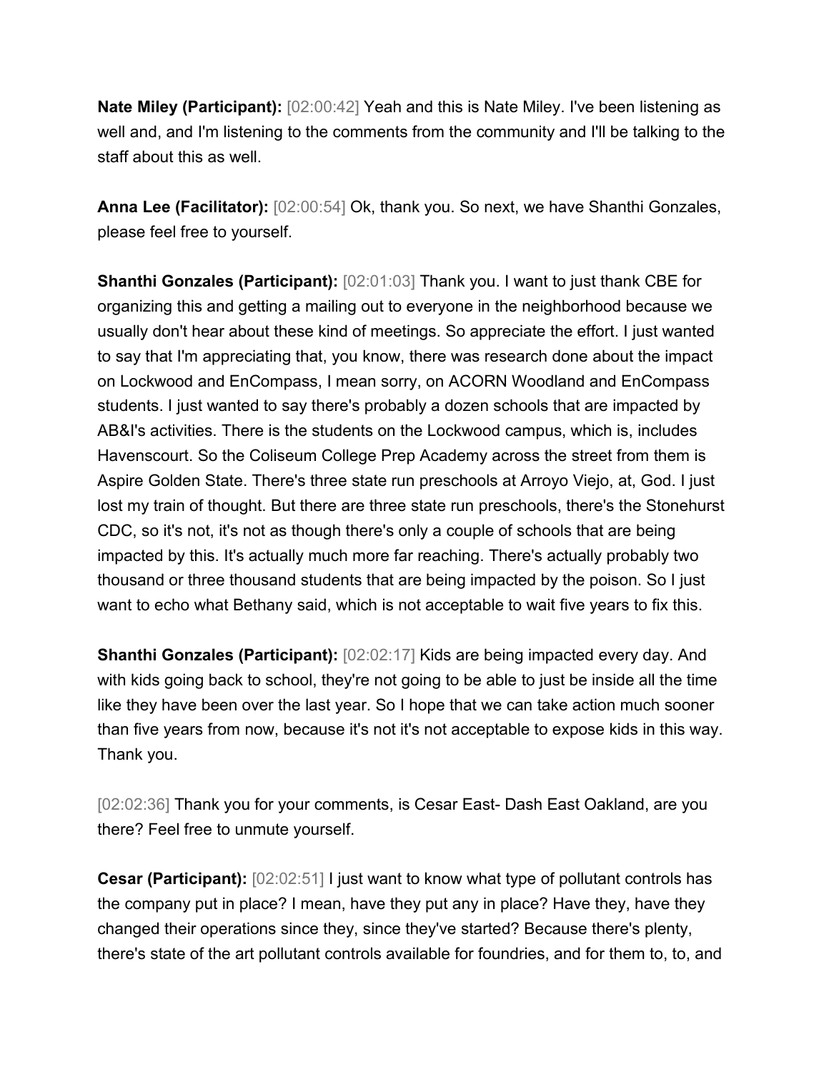**Nate Miley (Participant):** [02:00:42] Yeah and this is Nate Miley. I've been listening as well and, and I'm listening to the comments from the community and I'll be talking to the staff about this as well.

**Anna Lee (Facilitator):** [02:00:54] Ok, thank you. So next, we have Shanthi Gonzales, please feel free to yourself.

**Shanthi Gonzales (Participant):** [02:01:03] Thank you. I want to just thank CBE for organizing this and getting a mailing out to everyone in the neighborhood because we usually don't hear about these kind of meetings. So appreciate the effort. I just wanted to say that I'm appreciating that, you know, there was research done about the impact on Lockwood and EnCompass, I mean sorry, on ACORN Woodland and EnCompass students. I just wanted to say there's probably a dozen schools that are impacted by AB&I's activities. There is the students on the Lockwood campus, which is, includes Havenscourt. So the Coliseum College Prep Academy across the street from them is Aspire Golden State. There's three state run preschools at Arroyo Viejo, at, God. I just lost my train of thought. But there are three state run preschools, there's the Stonehurst CDC, so it's not, it's not as though there's only a couple of schools that are being impacted by this. It's actually much more far reaching. There's actually probably two thousand or three thousand students that are being impacted by the poison. So I just want to echo what Bethany said, which is not acceptable to wait five years to fix this.

**Shanthi Gonzales (Participant):** [02:02:17] Kids are being impacted every day. And with kids going back to school, they're not going to be able to just be inside all the time like they have been over the last year. So I hope that we can take action much sooner than five years from now, because it's not it's not acceptable to expose kids in this way. Thank you.

[02:02:36] Thank you for your comments, is Cesar East- Dash East Oakland, are you there? Feel free to unmute yourself.

**Cesar (Participant):** [02:02:51] I just want to know what type of pollutant controls has the company put in place? I mean, have they put any in place? Have they, have they changed their operations since they, since they've started? Because there's plenty, there's state of the art pollutant controls available for foundries, and for them to, to, and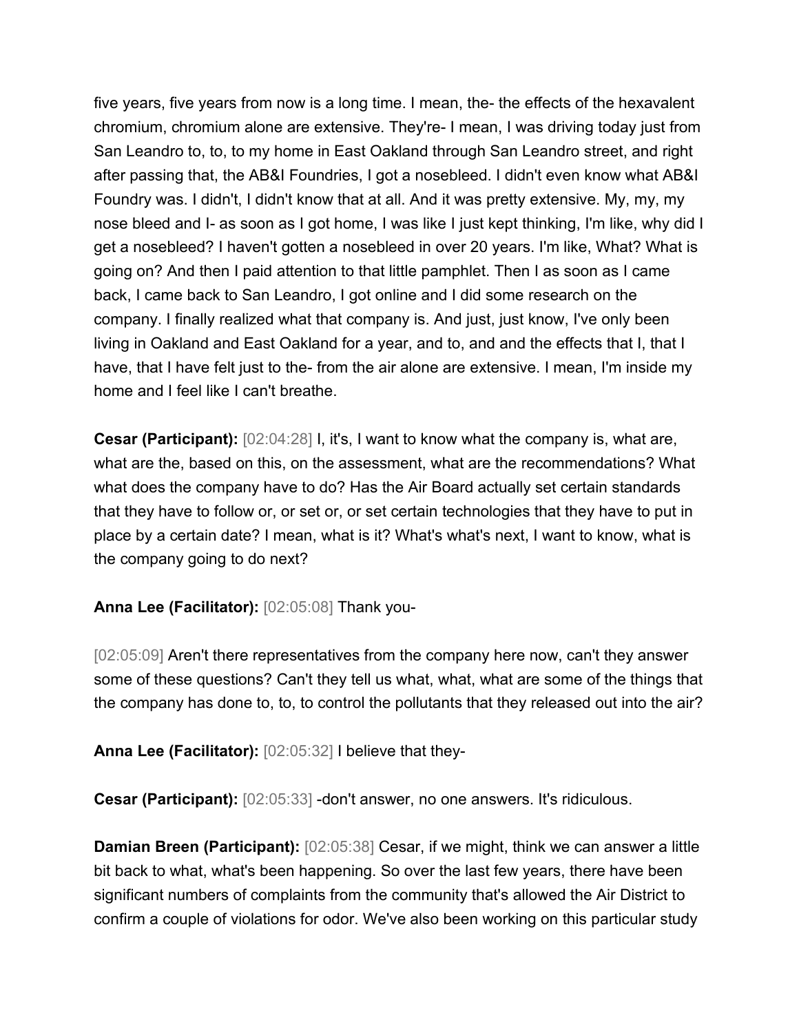five years, five years from now is a long time. I mean, the- the effects of the hexavalent chromium, chromium alone are extensive. They're- I mean, I was driving today just from San Leandro to, to, to my home in East Oakland through San Leandro street, and right after passing that, the AB&I Foundries, I got a nosebleed. I didn't even know what AB&I Foundry was. I didn't, I didn't know that at all. And it was pretty extensive. My, my, my nose bleed and I- as soon as I got home, I was like I just kept thinking, I'm like, why did I get a nosebleed? I haven't gotten a nosebleed in over 20 years. I'm like, What? What is going on? And then I paid attention to that little pamphlet. Then I as soon as I came back, I came back to San Leandro, I got online and I did some research on the company. I finally realized what that company is. And just, just know, I've only been living in Oakland and East Oakland for a year, and to, and and the effects that I, that I have, that I have felt just to the- from the air alone are extensive. I mean, I'm inside my home and I feel like I can't breathe.

**Cesar (Participant):** [02:04:28] I, it's, I want to know what the company is, what are, what are the, based on this, on the assessment, what are the recommendations? What what does the company have to do? Has the Air Board actually set certain standards that they have to follow or, or set or, or set certain technologies that they have to put in place by a certain date? I mean, what is it? What's what's next, I want to know, what is the company going to do next?

**Anna Lee (Facilitator):** [02:05:08] Thank you-

[02:05:09] Aren't there representatives from the company here now, can't they answer some of these questions? Can't they tell us what, what, what are some of the things that the company has done to, to, to control the pollutants that they released out into the air?

**Anna Lee (Facilitator):** [02:05:32] I believe that they-

**Cesar (Participant):** [02:05:33] -don't answer, no one answers. It's ridiculous.

**Damian Breen (Participant):** [02:05:38] Cesar, if we might, think we can answer a little bit back to what, what's been happening. So over the last few years, there have been significant numbers of complaints from the community that's allowed the Air District to confirm a couple of violations for odor. We've also been working on this particular study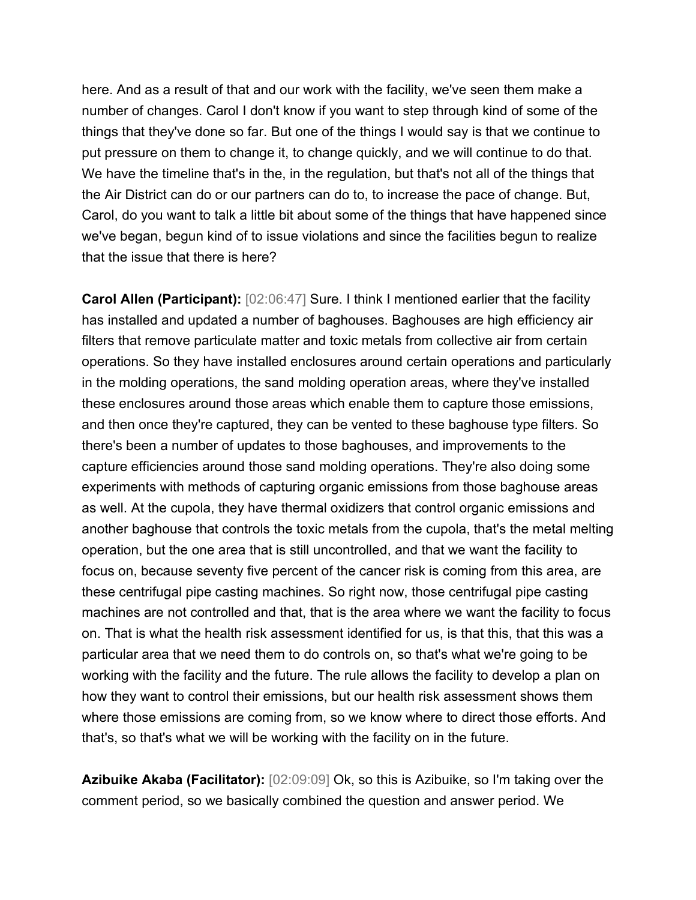here. And as a result of that and our work with the facility, we've seen them make a number of changes. Carol I don't know if you want to step through kind of some of the things that they've done so far. But one of the things I would say is that we continue to put pressure on them to change it, to change quickly, and we will continue to do that. We have the timeline that's in the, in the regulation, but that's not all of the things that the Air District can do or our partners can do to, to increase the pace of change. But, Carol, do you want to talk a little bit about some of the things that have happened since we've began, begun kind of to issue violations and since the facilities begun to realize that the issue that there is here?

**Carol Allen (Participant):** [02:06:47] Sure. I think I mentioned earlier that the facility has installed and updated a number of baghouses. Baghouses are high efficiency air filters that remove particulate matter and toxic metals from collective air from certain operations. So they have installed enclosures around certain operations and particularly in the molding operations, the sand molding operation areas, where they've installed these enclosures around those areas which enable them to capture those emissions, and then once they're captured, they can be vented to these baghouse type filters. So there's been a number of updates to those baghouses, and improvements to the capture efficiencies around those sand molding operations. They're also doing some experiments with methods of capturing organic emissions from those baghouse areas as well. At the cupola, they have thermal oxidizers that control organic emissions and another baghouse that controls the toxic metals from the cupola, that's the metal melting operation, but the one area that is still uncontrolled, and that we want the facility to focus on, because seventy five percent of the cancer risk is coming from this area, are these centrifugal pipe casting machines. So right now, those centrifugal pipe casting machines are not controlled and that, that is the area where we want the facility to focus on. That is what the health risk assessment identified for us, is that this, that this was a particular area that we need them to do controls on, so that's what we're going to be working with the facility and the future. The rule allows the facility to develop a plan on how they want to control their emissions, but our health risk assessment shows them where those emissions are coming from, so we know where to direct those efforts. And that's, so that's what we will be working with the facility on in the future.

**Azibuike Akaba (Facilitator):** [02:09:09] Ok, so this is Azibuike, so I'm taking over the comment period, so we basically combined the question and answer period. We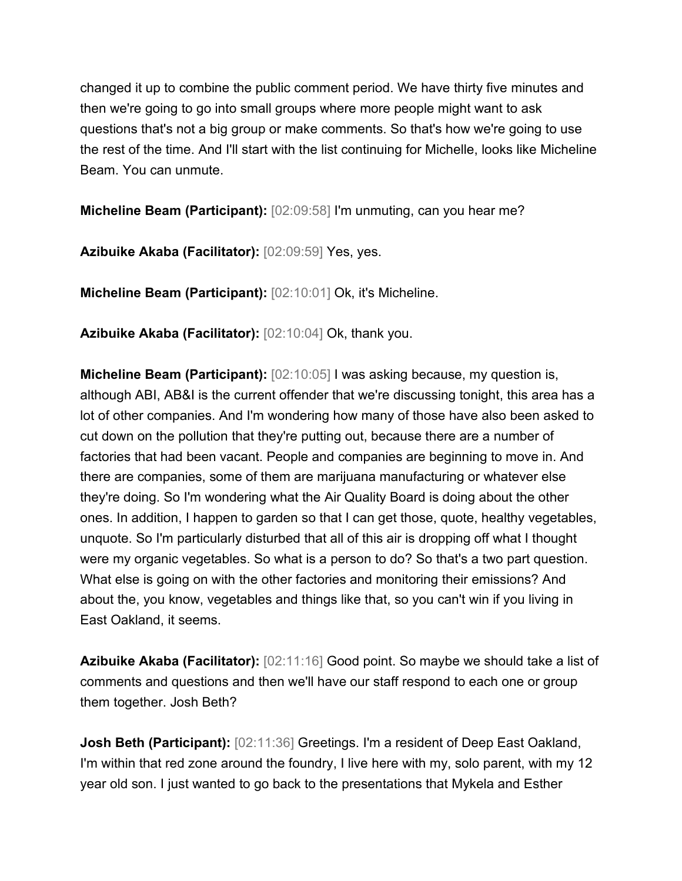changed it up to combine the public comment period. We have thirty five minutes and then we're going to go into small groups where more people might want to ask questions that's not a big group or make comments. So that's how we're going to use the rest of the time. And I'll start with the list continuing for Michelle, looks like Micheline Beam. You can unmute.

**Micheline Beam (Participant):** [02:09:58] I'm unmuting, can you hear me?

**Azibuike Akaba (Facilitator):** [02:09:59] Yes, yes.

**Micheline Beam (Participant):** [02:10:01] Ok, it's Micheline.

**Azibuike Akaba (Facilitator):** [02:10:04] Ok, thank you.

**Micheline Beam (Participant):** [02:10:05] I was asking because, my question is, although ABI, AB&I is the current offender that we're discussing tonight, this area has a lot of other companies. And I'm wondering how many of those have also been asked to cut down on the pollution that they're putting out, because there are a number of factories that had been vacant. People and companies are beginning to move in. And there are companies, some of them are marijuana manufacturing or whatever else they're doing. So I'm wondering what the Air Quality Board is doing about the other ones. In addition, I happen to garden so that I can get those, quote, healthy vegetables, unquote. So I'm particularly disturbed that all of this air is dropping off what I thought were my organic vegetables. So what is a person to do? So that's a two part question. What else is going on with the other factories and monitoring their emissions? And about the, you know, vegetables and things like that, so you can't win if you living in East Oakland, it seems.

**Azibuike Akaba (Facilitator):** [02:11:16] Good point. So maybe we should take a list of comments and questions and then we'll have our staff respond to each one or group them together. Josh Beth?

**Josh Beth (Participant):** [02:11:36] Greetings. I'm a resident of Deep East Oakland, I'm within that red zone around the foundry, I live here with my, solo parent, with my 12 year old son. I just wanted to go back to the presentations that Mykela and Esther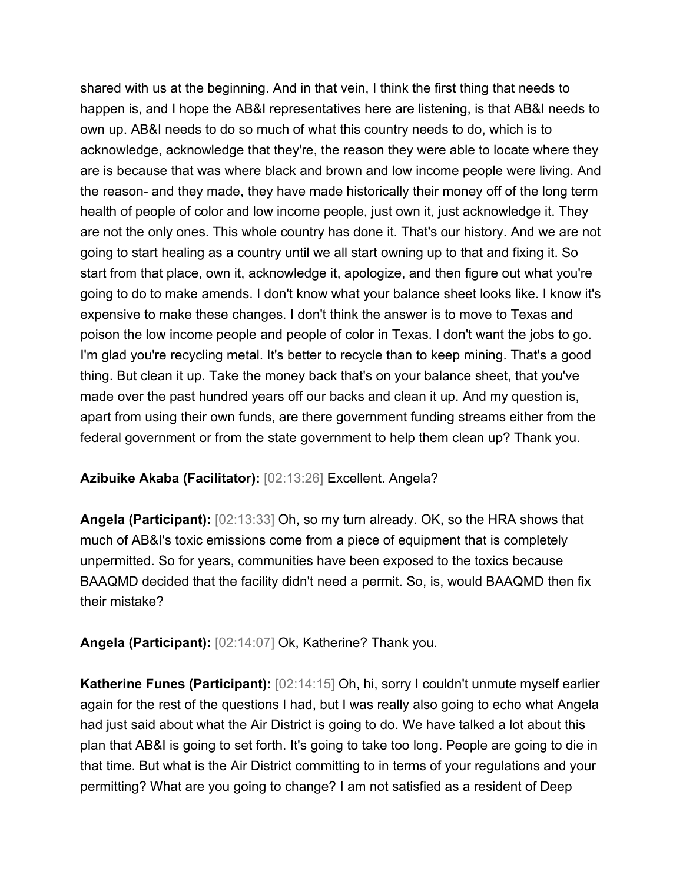shared with us at the beginning. And in that vein, I think the first thing that needs to happen is, and I hope the AB&I representatives here are listening, is that AB&I needs to own up. AB&I needs to do so much of what this country needs to do, which is to acknowledge, acknowledge that they're, the reason they were able to locate where they are is because that was where black and brown and low income people were living. And the reason- and they made, they have made historically their money off of the long term health of people of color and low income people, just own it, just acknowledge it. They are not the only ones. This whole country has done it. That's our history. And we are not going to start healing as a country until we all start owning up to that and fixing it. So start from that place, own it, acknowledge it, apologize, and then figure out what you're going to do to make amends. I don't know what your balance sheet looks like. I know it's expensive to make these changes. I don't think the answer is to move to Texas and poison the low income people and people of color in Texas. I don't want the jobs to go. I'm glad you're recycling metal. It's better to recycle than to keep mining. That's a good thing. But clean it up. Take the money back that's on your balance sheet, that you've made over the past hundred years off our backs and clean it up. And my question is, apart from using their own funds, are there government funding streams either from the federal government or from the state government to help them clean up? Thank you.

**Azibuike Akaba (Facilitator):** [02:13:26] Excellent. Angela?

**Angela (Participant):** [02:13:33] Oh, so my turn already. OK, so the HRA shows that much of AB&I's toxic emissions come from a piece of equipment that is completely unpermitted. So for years, communities have been exposed to the toxics because BAAQMD decided that the facility didn't need a permit. So, is, would BAAQMD then fix their mistake?

**Angela (Participant):** [02:14:07] Ok, Katherine? Thank you.

**Katherine Funes (Participant):** [02:14:15] Oh, hi, sorry I couldn't unmute myself earlier again for the rest of the questions I had, but I was really also going to echo what Angela had just said about what the Air District is going to do. We have talked a lot about this plan that AB&I is going to set forth. It's going to take too long. People are going to die in that time. But what is the Air District committing to in terms of your regulations and your permitting? What are you going to change? I am not satisfied as a resident of Deep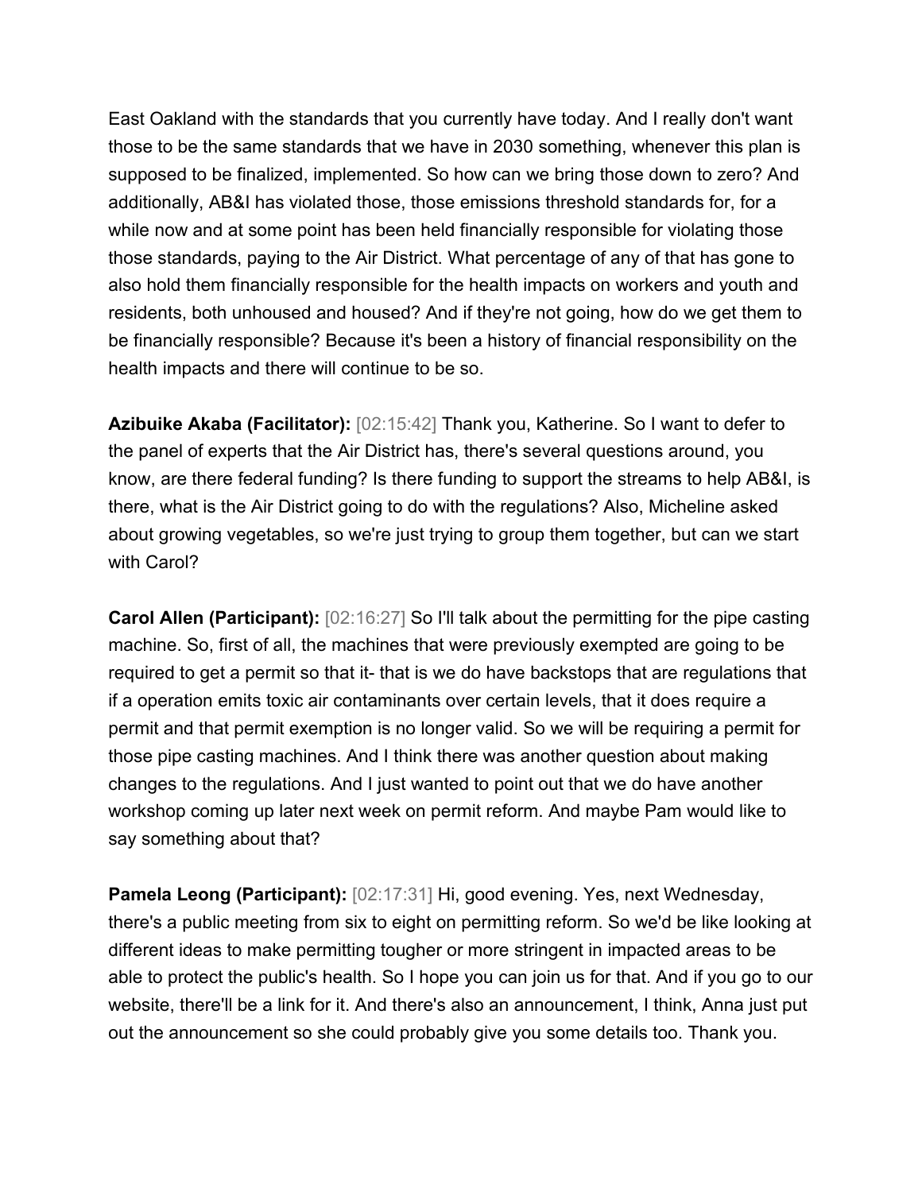East Oakland with the standards that you currently have today. And I really don't want those to be the same standards that we have in 2030 something, whenever this plan is supposed to be finalized, implemented. So how can we bring those down to zero? And additionally, AB&I has violated those, those emissions threshold standards for, for a while now and at some point has been held financially responsible for violating those those standards, paying to the Air District. What percentage of any of that has gone to also hold them financially responsible for the health impacts on workers and youth and residents, both unhoused and housed? And if they're not going, how do we get them to be financially responsible? Because it's been a history of financial responsibility on the health impacts and there will continue to be so.

**Azibuike Akaba (Facilitator):** [02:15:42] Thank you, Katherine. So I want to defer to the panel of experts that the Air District has, there's several questions around, you know, are there federal funding? Is there funding to support the streams to help AB&I, is there, what is the Air District going to do with the regulations? Also, Micheline asked about growing vegetables, so we're just trying to group them together, but can we start with Carol?

**Carol Allen (Participant):** [02:16:27] So I'll talk about the permitting for the pipe casting machine. So, first of all, the machines that were previously exempted are going to be required to get a permit so that it- that is we do have backstops that are regulations that if a operation emits toxic air contaminants over certain levels, that it does require a permit and that permit exemption is no longer valid. So we will be requiring a permit for those pipe casting machines. And I think there was another question about making changes to the regulations. And I just wanted to point out that we do have another workshop coming up later next week on permit reform. And maybe Pam would like to say something about that?

**Pamela Leong (Participant):** [02:17:31] Hi, good evening. Yes, next Wednesday, there's a public meeting from six to eight on permitting reform. So we'd be like looking at different ideas to make permitting tougher or more stringent in impacted areas to be able to protect the public's health. So I hope you can join us for that. And if you go to our website, there'll be a link for it. And there's also an announcement, I think, Anna just put out the announcement so she could probably give you some details too. Thank you.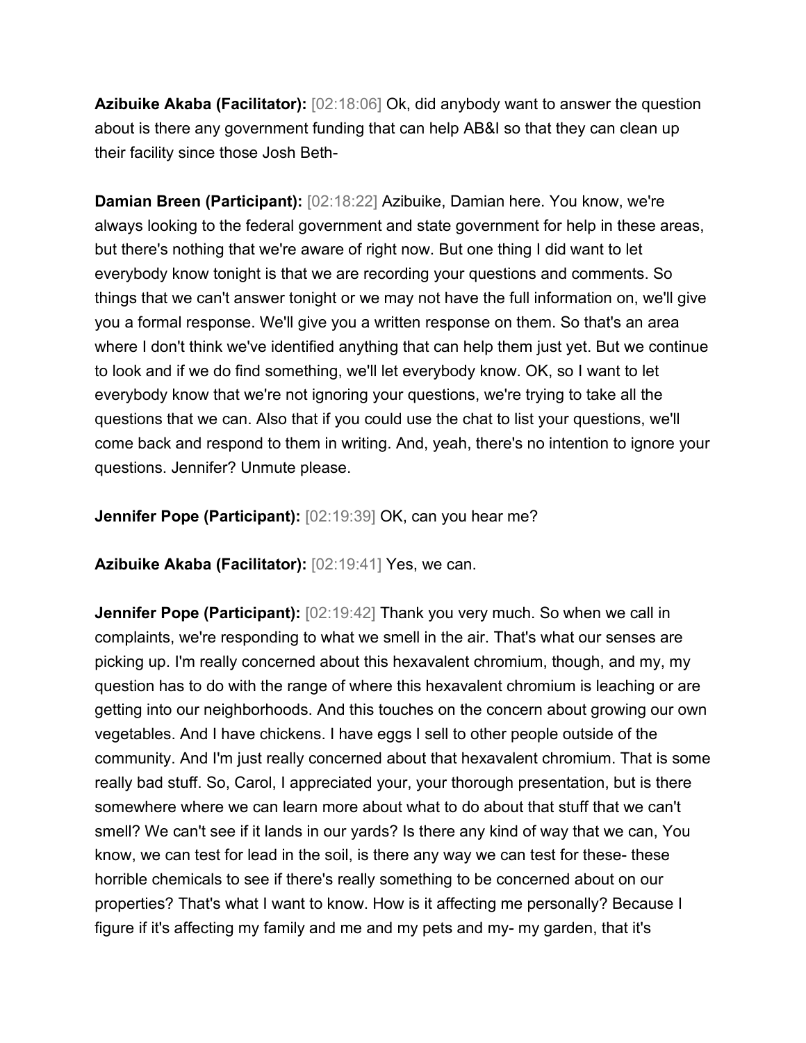**Azibuike Akaba (Facilitator):** [02:18:06] Ok, did anybody want to answer the question about is there any government funding that can help AB&I so that they can clean up their facility since those Josh Beth-

**Damian Breen (Participant):** [02:18:22] Azibuike, Damian here. You know, we're always looking to the federal government and state government for help in these areas, but there's nothing that we're aware of right now. But one thing I did want to let everybody know tonight is that we are recording your questions and comments. So things that we can't answer tonight or we may not have the full information on, we'll give you a formal response. We'll give you a written response on them. So that's an area where I don't think we've identified anything that can help them just yet. But we continue to look and if we do find something, we'll let everybody know. OK, so I want to let everybody know that we're not ignoring your questions, we're trying to take all the questions that we can. Also that if you could use the chat to list your questions, we'll come back and respond to them in writing. And, yeah, there's no intention to ignore your questions. Jennifer? Unmute please.

**Jennifer Pope (Participant):** [02:19:39] OK, can you hear me?

**Azibuike Akaba (Facilitator):** [02:19:41] Yes, we can.

**Jennifer Pope (Participant):** [02:19:42] Thank you very much. So when we call in complaints, we're responding to what we smell in the air. That's what our senses are picking up. I'm really concerned about this hexavalent chromium, though, and my, my question has to do with the range of where this hexavalent chromium is leaching or are getting into our neighborhoods. And this touches on the concern about growing our own vegetables. And I have chickens. I have eggs I sell to other people outside of the community. And I'm just really concerned about that hexavalent chromium. That is some really bad stuff. So, Carol, I appreciated your, your thorough presentation, but is there somewhere where we can learn more about what to do about that stuff that we can't smell? We can't see if it lands in our yards? Is there any kind of way that we can, You know, we can test for lead in the soil, is there any way we can test for these- these horrible chemicals to see if there's really something to be concerned about on our properties? That's what I want to know. How is it affecting me personally? Because I figure if it's affecting my family and me and my pets and my- my garden, that it's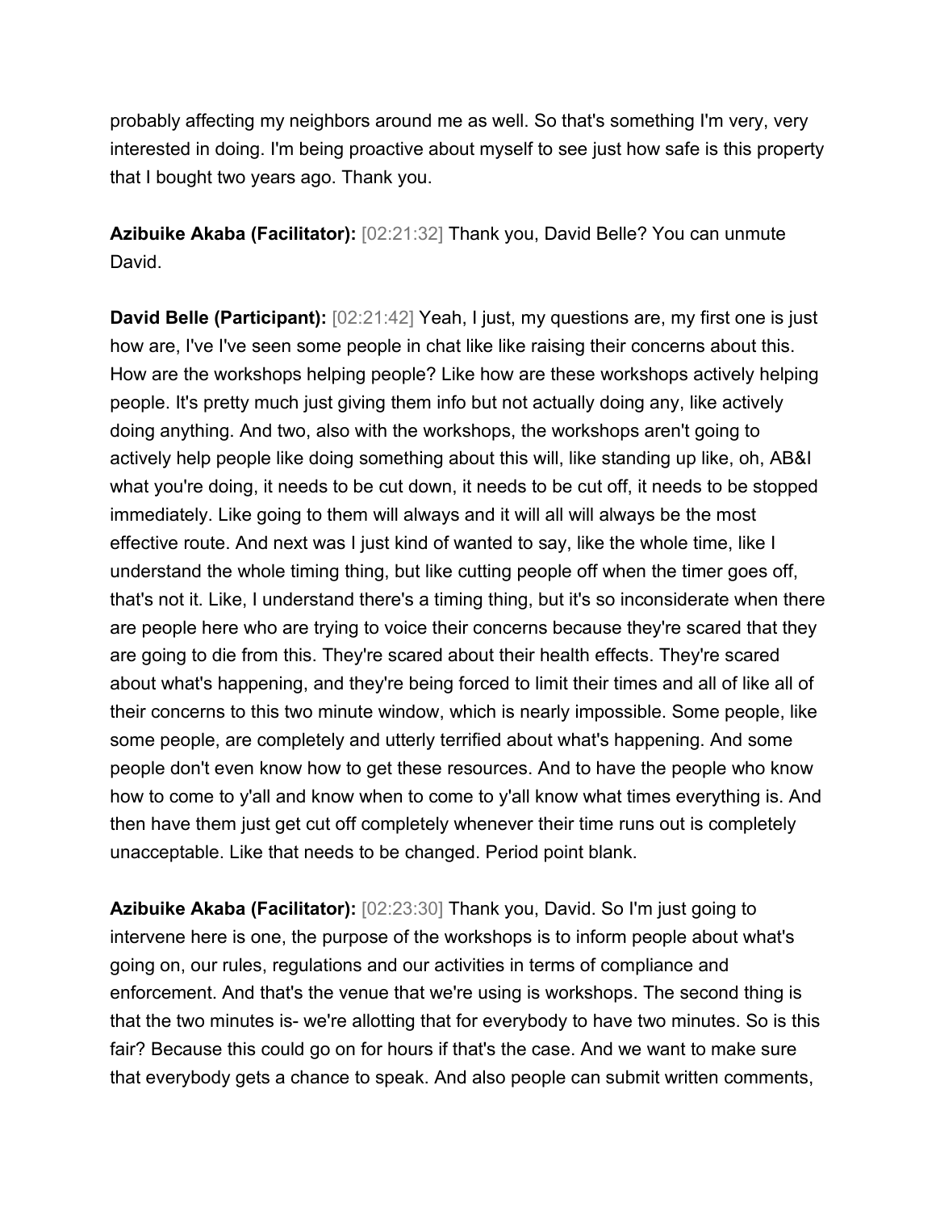probably affecting my neighbors around me as well. So that's something I'm very, very interested in doing. I'm being proactive about myself to see just how safe is this property that I bought two years ago. Thank you.

**Azibuike Akaba (Facilitator):** [02:21:32] Thank you, David Belle? You can unmute David.

**David Belle (Participant):** [02:21:42] Yeah, I just, my questions are, my first one is just how are, I've I've seen some people in chat like like raising their concerns about this. How are the workshops helping people? Like how are these workshops actively helping people. It's pretty much just giving them info but not actually doing any, like actively doing anything. And two, also with the workshops, the workshops aren't going to actively help people like doing something about this will, like standing up like, oh, AB&I what you're doing, it needs to be cut down, it needs to be cut off, it needs to be stopped immediately. Like going to them will always and it will all will always be the most effective route. And next was I just kind of wanted to say, like the whole time, like I understand the whole timing thing, but like cutting people off when the timer goes off, that's not it. Like, I understand there's a timing thing, but it's so inconsiderate when there are people here who are trying to voice their concerns because they're scared that they are going to die from this. They're scared about their health effects. They're scared about what's happening, and they're being forced to limit their times and all of like all of their concerns to this two minute window, which is nearly impossible. Some people, like some people, are completely and utterly terrified about what's happening. And some people don't even know how to get these resources. And to have the people who know how to come to y'all and know when to come to y'all know what times everything is. And then have them just get cut off completely whenever their time runs out is completely unacceptable. Like that needs to be changed. Period point blank.

**Azibuike Akaba (Facilitator):** [02:23:30] Thank you, David. So I'm just going to intervene here is one, the purpose of the workshops is to inform people about what's going on, our rules, regulations and our activities in terms of compliance and enforcement. And that's the venue that we're using is workshops. The second thing is that the two minutes is- we're allotting that for everybody to have two minutes. So is this fair? Because this could go on for hours if that's the case. And we want to make sure that everybody gets a chance to speak. And also people can submit written comments,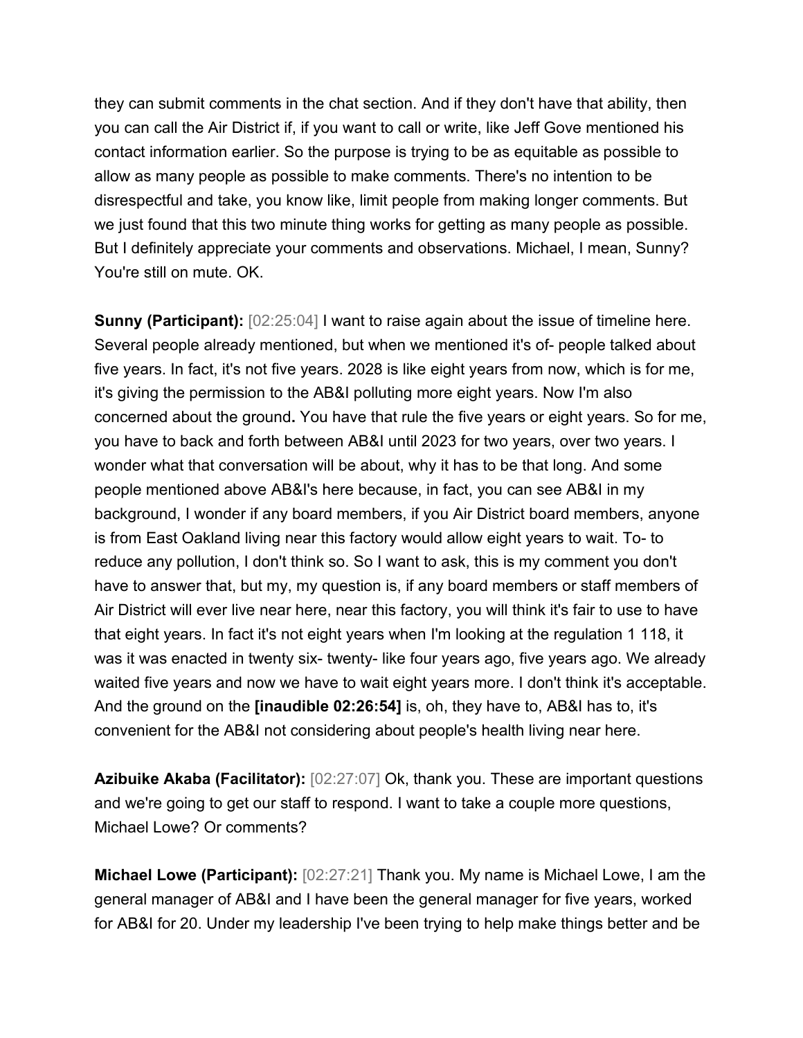they can submit comments in the chat section. And if they don't have that ability, then you can call the Air District if, if you want to call or write, like Jeff Gove mentioned his contact information earlier. So the purpose is trying to be as equitable as possible to allow as many people as possible to make comments. There's no intention to be disrespectful and take, you know like, limit people from making longer comments. But we just found that this two minute thing works for getting as many people as possible. But I definitely appreciate your comments and observations. Michael, I mean, Sunny? You're still on mute. OK.

**Sunny (Participant):** [02:25:04] I want to raise again about the issue of timeline here. Several people already mentioned, but when we mentioned it's of- people talked about five years. In fact, it's not five years. 2028 is like eight years from now, which is for me, it's giving the permission to the AB&I polluting more eight years. Now I'm also concerned about the ground**.** You have that rule the five years or eight years. So for me, you have to back and forth between AB&I until 2023 for two years, over two years. I wonder what that conversation will be about, why it has to be that long. And some people mentioned above AB&I's here because, in fact, you can see AB&I in my background, I wonder if any board members, if you Air District board members, anyone is from East Oakland living near this factory would allow eight years to wait. To- to reduce any pollution, I don't think so. So I want to ask, this is my comment you don't have to answer that, but my, my question is, if any board members or staff members of Air District will ever live near here, near this factory, you will think it's fair to use to have that eight years. In fact it's not eight years when I'm looking at the regulation 1 118, it was it was enacted in twenty six- twenty- like four years ago, five years ago. We already waited five years and now we have to wait eight years more. I don't think it's acceptable. And the ground on the **[inaudible 02:26:54]** is, oh, they have to, AB&I has to, it's convenient for the AB&I not considering about people's health living near here.

**Azibuike Akaba (Facilitator):** [02:27:07] Ok, thank you. These are important questions and we're going to get our staff to respond. I want to take a couple more questions, Michael Lowe? Or comments?

**Michael Lowe (Participant):** [02:27:21] Thank you. My name is Michael Lowe, I am the general manager of AB&I and I have been the general manager for five years, worked for AB&I for 20. Under my leadership I've been trying to help make things better and be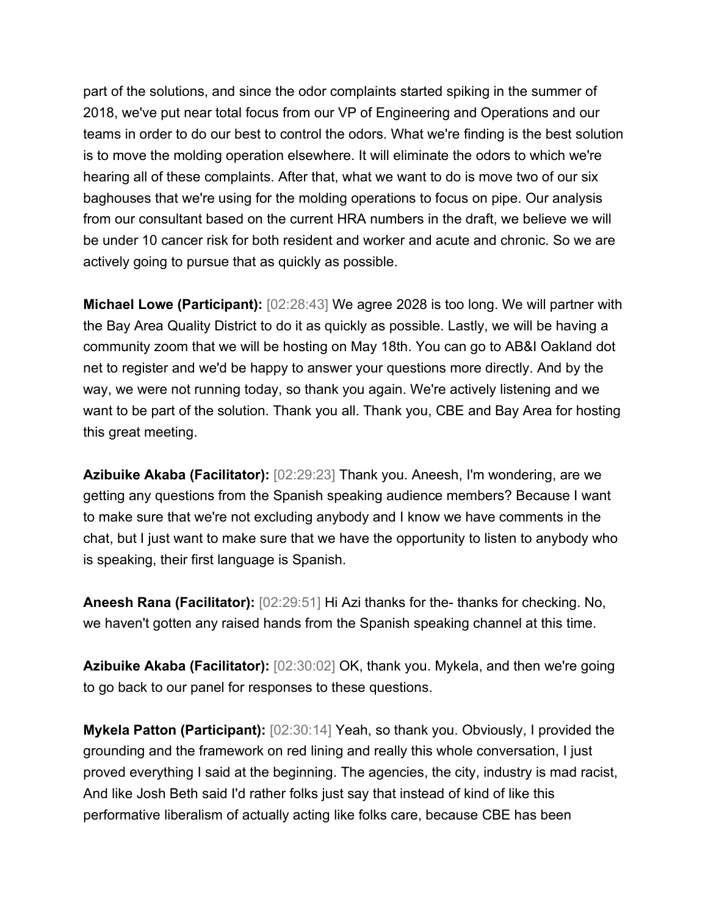part of the solutions, and since the odor complaints started spiking in the summer of 2018, we've put near total focus from our VP of Engineering and Operations and our teams in order to do our best to control the odors. What we're finding is the best solution is to move the molding operation elsewhere. It will eliminate the odors to which we're hearing all of these complaints. After that, what we want to do is move two of our six baghouses that we're using for the molding operations to focus on pipe. Our analysis from our consultant based on the current HRA numbers in the draft, we believe we will be under 10 cancer risk for both resident and worker and acute and chronic. So we are actively going to pursue that as quickly as possible.

**Michael Lowe (Participant):** [02:28:43] We agree 2028 is too long. We will partner with the Bay Area Quality District to do it as quickly as possible. Lastly, we will be having a community zoom that we will be hosting on May 18th. You can go to AB&I Oakland dot net to register and we'd be happy to answer your questions more directly. And by the way, we were not running today, so thank you again. We're actively listening and we want to be part of the solution. Thank you all. Thank you, CBE and Bay Area for hosting this great meeting.

**Azibuike Akaba (Facilitator):** [02:29:23] Thank you. Aneesh, I'm wondering, are we getting any questions from the Spanish speaking audience members? Because I want to make sure that we're not excluding anybody and I know we have comments in the chat, but I just want to make sure that we have the opportunity to listen to anybody who is speaking, their first language is Spanish.

**Aneesh Rana (Facilitator):** [02:29:51] Hi Azi thanks for the- thanks for checking. No, we haven't gotten any raised hands from the Spanish speaking channel at this time.

**Azibuike Akaba (Facilitator):** [02:30:02] OK, thank you. Mykela, and then we're going to go back to our panel for responses to these questions.

**Mykela Patton (Participant):** [02:30:14] Yeah, so thank you. Obviously, I provided the grounding and the framework on red lining and really this whole conversation, I just proved everything I said at the beginning. The agencies, the city, industry is mad racist, And like Josh Beth said I'd rather folks just say that instead of kind of like this performative liberalism of actually acting like folks care, because CBE has been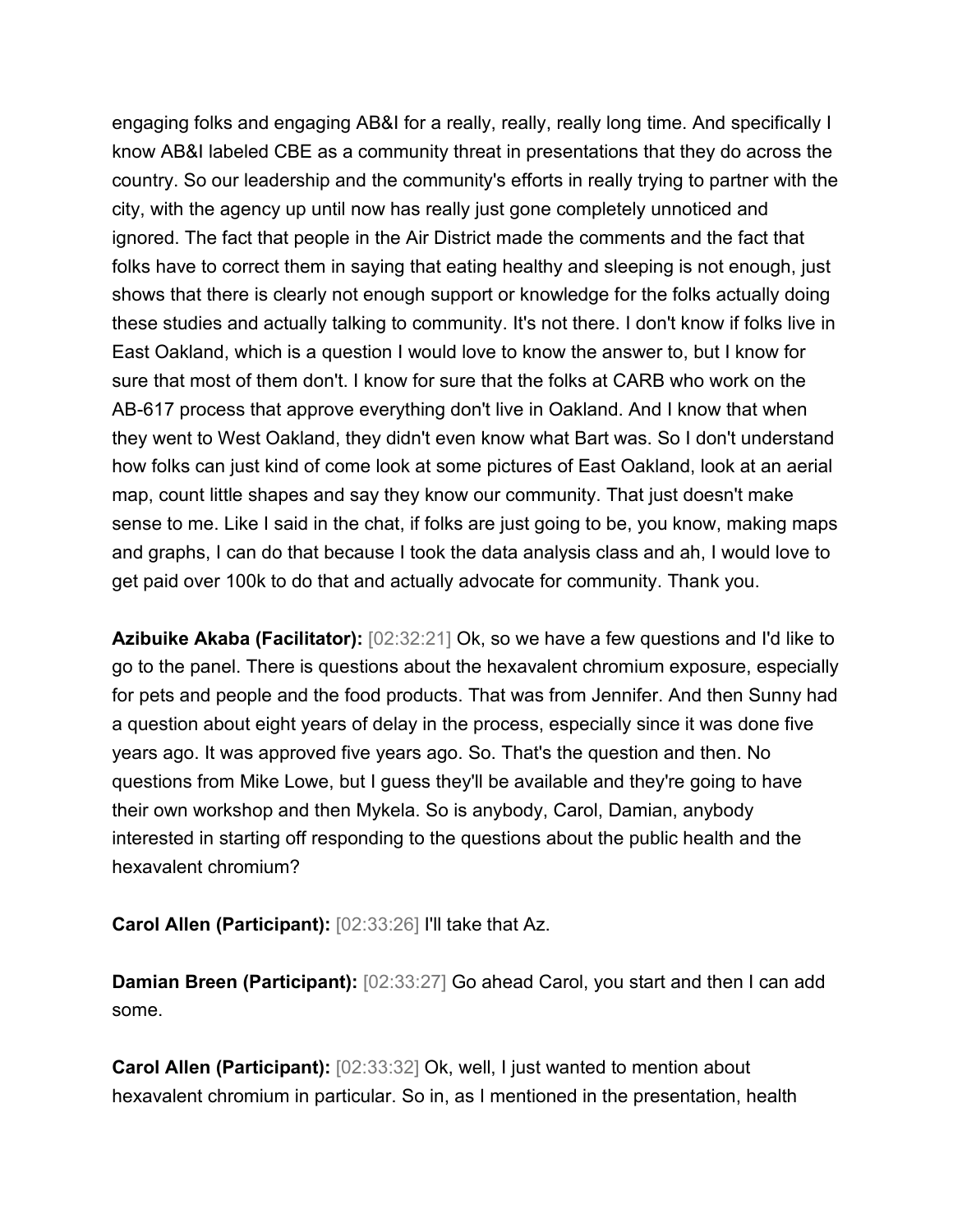engaging folks and engaging AB&I for a really, really, really long time. And specifically I know AB&I labeled CBE as a community threat in presentations that they do across the country. So our leadership and the community's efforts in really trying to partner with the city, with the agency up until now has really just gone completely unnoticed and ignored. The fact that people in the Air District made the comments and the fact that folks have to correct them in saying that eating healthy and sleeping is not enough, just shows that there is clearly not enough support or knowledge for the folks actually doing these studies and actually talking to community. It's not there. I don't know if folks live in East Oakland, which is a question I would love to know the answer to, but I know for sure that most of them don't. I know for sure that the folks at CARB who work on the AB-617 process that approve everything don't live in Oakland. And I know that when they went to West Oakland, they didn't even know what Bart was. So I don't understand how folks can just kind of come look at some pictures of East Oakland, look at an aerial map, count little shapes and say they know our community. That just doesn't make sense to me. Like I said in the chat, if folks are just going to be, you know, making maps and graphs, I can do that because I took the data analysis class and ah, I would love to get paid over 100k to do that and actually advocate for community. Thank you.

**Azibuike Akaba (Facilitator):** [02:32:21] Ok, so we have a few questions and I'd like to go to the panel. There is questions about the hexavalent chromium exposure, especially for pets and people and the food products. That was from Jennifer. And then Sunny had a question about eight years of delay in the process, especially since it was done five years ago. It was approved five years ago. So. That's the question and then. No questions from Mike Lowe, but I guess they'll be available and they're going to have their own workshop and then Mykela. So is anybody, Carol, Damian, anybody interested in starting off responding to the questions about the public health and the hexavalent chromium?

**Carol Allen (Participant):** [02:33:26] I'll take that Az.

**Damian Breen (Participant):** [02:33:27] Go ahead Carol, you start and then I can add some.

**Carol Allen (Participant):** [02:33:32] Ok, well, I just wanted to mention about hexavalent chromium in particular. So in, as I mentioned in the presentation, health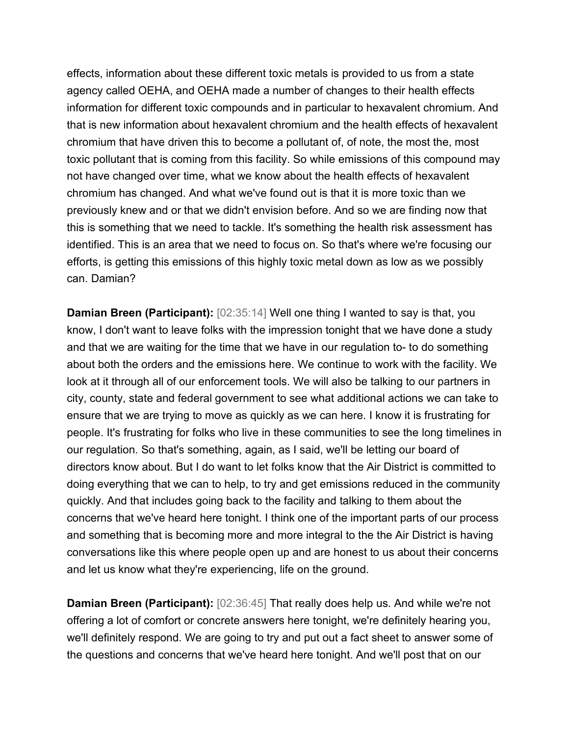effects, information about these different toxic metals is provided to us from a state agency called OEHA, and OEHA made a number of changes to their health effects information for different toxic compounds and in particular to hexavalent chromium. And that is new information about hexavalent chromium and the health effects of hexavalent chromium that have driven this to become a pollutant of, of note, the most the, most toxic pollutant that is coming from this facility. So while emissions of this compound may not have changed over time, what we know about the health effects of hexavalent chromium has changed. And what we've found out is that it is more toxic than we previously knew and or that we didn't envision before. And so we are finding now that this is something that we need to tackle. It's something the health risk assessment has identified. This is an area that we need to focus on. So that's where we're focusing our efforts, is getting this emissions of this highly toxic metal down as low as we possibly can. Damian?

**Damian Breen (Participant):** [02:35:14] Well one thing I wanted to say is that, you know, I don't want to leave folks with the impression tonight that we have done a study and that we are waiting for the time that we have in our regulation to- to do something about both the orders and the emissions here. We continue to work with the facility. We look at it through all of our enforcement tools. We will also be talking to our partners in city, county, state and federal government to see what additional actions we can take to ensure that we are trying to move as quickly as we can here. I know it is frustrating for people. It's frustrating for folks who live in these communities to see the long timelines in our regulation. So that's something, again, as I said, we'll be letting our board of directors know about. But I do want to let folks know that the Air District is committed to doing everything that we can to help, to try and get emissions reduced in the community quickly. And that includes going back to the facility and talking to them about the concerns that we've heard here tonight. I think one of the important parts of our process and something that is becoming more and more integral to the the Air District is having conversations like this where people open up and are honest to us about their concerns and let us know what they're experiencing, life on the ground.

**Damian Breen (Participant):** [02:36:45] That really does help us. And while we're not offering a lot of comfort or concrete answers here tonight, we're definitely hearing you, we'll definitely respond. We are going to try and put out a fact sheet to answer some of the questions and concerns that we've heard here tonight. And we'll post that on our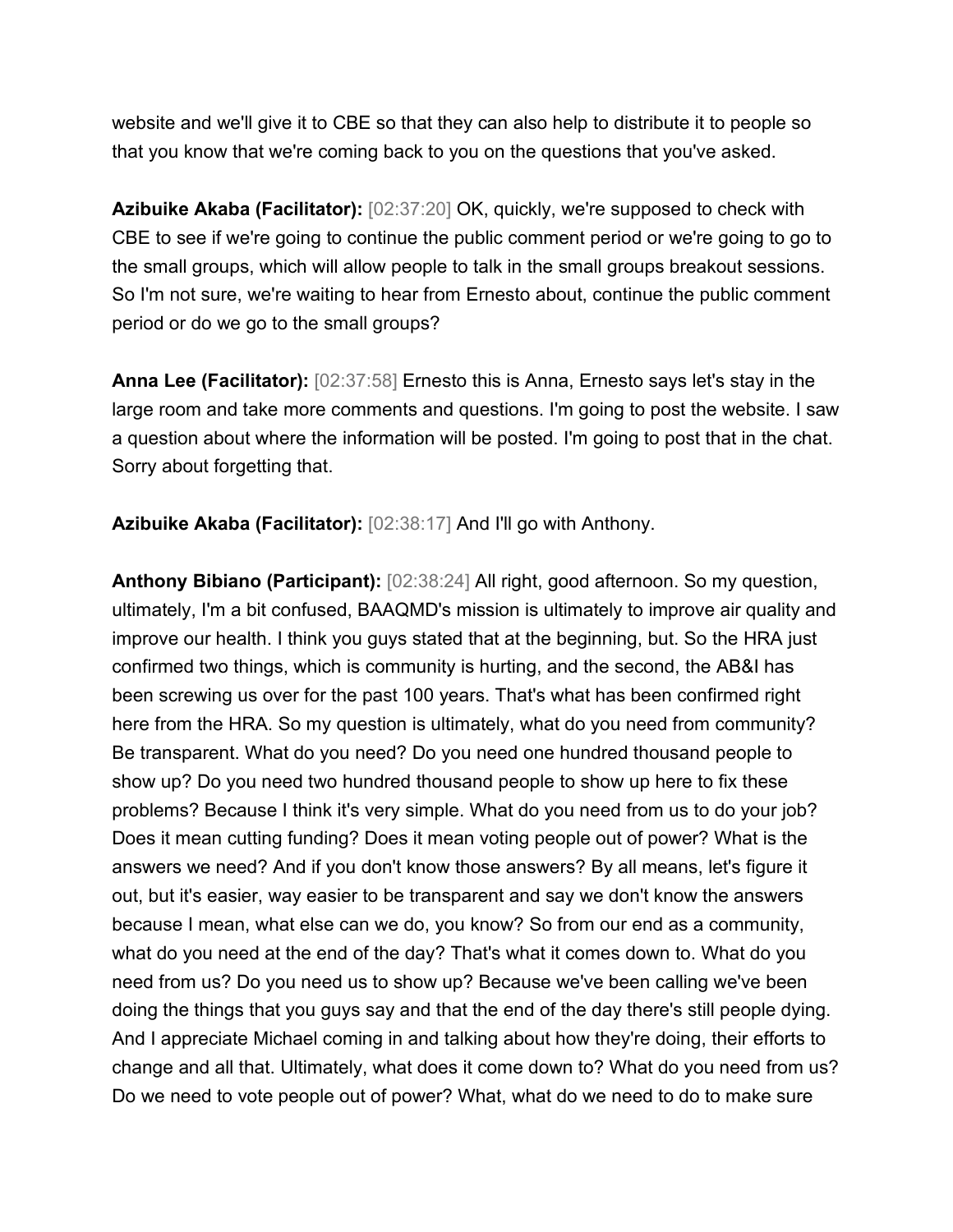website and we'll give it to CBE so that they can also help to distribute it to people so that you know that we're coming back to you on the questions that you've asked.

**Azibuike Akaba (Facilitator):** [02:37:20] OK, quickly, we're supposed to check with CBE to see if we're going to continue the public comment period or we're going to go to the small groups, which will allow people to talk in the small groups breakout sessions. So I'm not sure, we're waiting to hear from Ernesto about, continue the public comment period or do we go to the small groups?

**Anna Lee (Facilitator):** [02:37:58] Ernesto this is Anna, Ernesto says let's stay in the large room and take more comments and questions. I'm going to post the website. I saw a question about where the information will be posted. I'm going to post that in the chat. Sorry about forgetting that.

**Azibuike Akaba (Facilitator):** [02:38:17] And I'll go with Anthony.

**Anthony Bibiano (Participant):** [02:38:24] All right, good afternoon. So my question, ultimately, I'm a bit confused, BAAQMD's mission is ultimately to improve air quality and improve our health. I think you guys stated that at the beginning, but. So the HRA just confirmed two things, which is community is hurting, and the second, the AB&I has been screwing us over for the past 100 years. That's what has been confirmed right here from the HRA. So my question is ultimately, what do you need from community? Be transparent. What do you need? Do you need one hundred thousand people to show up? Do you need two hundred thousand people to show up here to fix these problems? Because I think it's very simple. What do you need from us to do your job? Does it mean cutting funding? Does it mean voting people out of power? What is the answers we need? And if you don't know those answers? By all means, let's figure it out, but it's easier, way easier to be transparent and say we don't know the answers because I mean, what else can we do, you know? So from our end as a community, what do you need at the end of the day? That's what it comes down to. What do you need from us? Do you need us to show up? Because we've been calling we've been doing the things that you guys say and that the end of the day there's still people dying. And I appreciate Michael coming in and talking about how they're doing, their efforts to change and all that. Ultimately, what does it come down to? What do you need from us? Do we need to vote people out of power? What, what do we need to do to make sure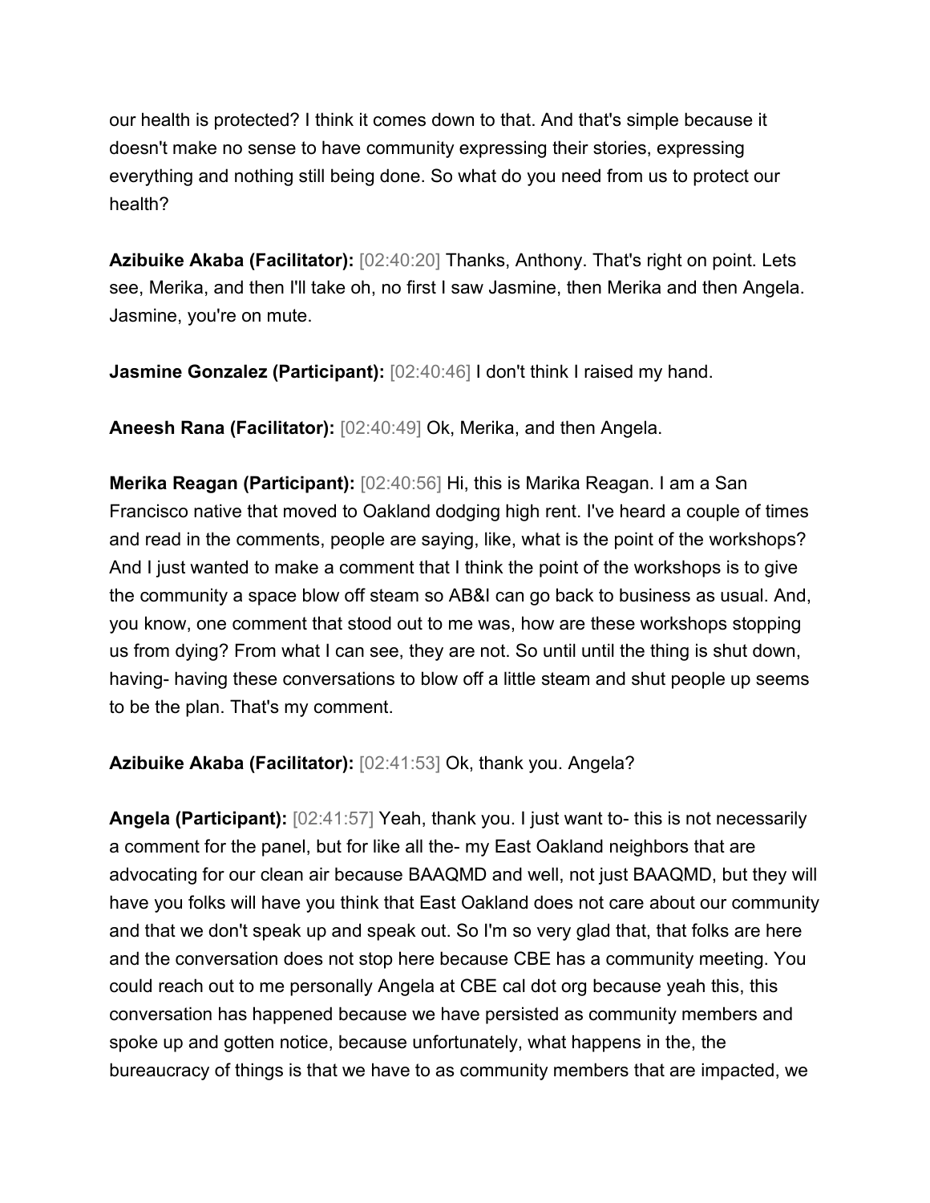our health is protected? I think it comes down to that. And that's simple because it doesn't make no sense to have community expressing their stories, expressing everything and nothing still being done. So what do you need from us to protect our health?

**Azibuike Akaba (Facilitator):** [02:40:20] Thanks, Anthony. That's right on point. Lets see, Merika, and then I'll take oh, no first I saw Jasmine, then Merika and then Angela. Jasmine, you're on mute.

**Jasmine Gonzalez (Participant):** [02:40:46] I don't think I raised my hand.

**Aneesh Rana (Facilitator):** [02:40:49] Ok, Merika, and then Angela.

**Merika Reagan (Participant):** [02:40:56] Hi, this is Marika Reagan. I am a San Francisco native that moved to Oakland dodging high rent. I've heard a couple of times and read in the comments, people are saying, like, what is the point of the workshops? And I just wanted to make a comment that I think the point of the workshops is to give the community a space blow off steam so AB&I can go back to business as usual. And, you know, one comment that stood out to me was, how are these workshops stopping us from dying? From what I can see, they are not. So until until the thing is shut down, having- having these conversations to blow off a little steam and shut people up seems to be the plan. That's my comment.

**Azibuike Akaba (Facilitator):** [02:41:53] Ok, thank you. Angela?

**Angela (Participant):** [02:41:57] Yeah, thank you. I just want to- this is not necessarily a comment for the panel, but for like all the- my East Oakland neighbors that are advocating for our clean air because BAAQMD and well, not just BAAQMD, but they will have you folks will have you think that East Oakland does not care about our community and that we don't speak up and speak out. So I'm so very glad that, that folks are here and the conversation does not stop here because CBE has a community meeting. You could reach out to me personally Angela at CBE cal dot org because yeah this, this conversation has happened because we have persisted as community members and spoke up and gotten notice, because unfortunately, what happens in the, the bureaucracy of things is that we have to as community members that are impacted, we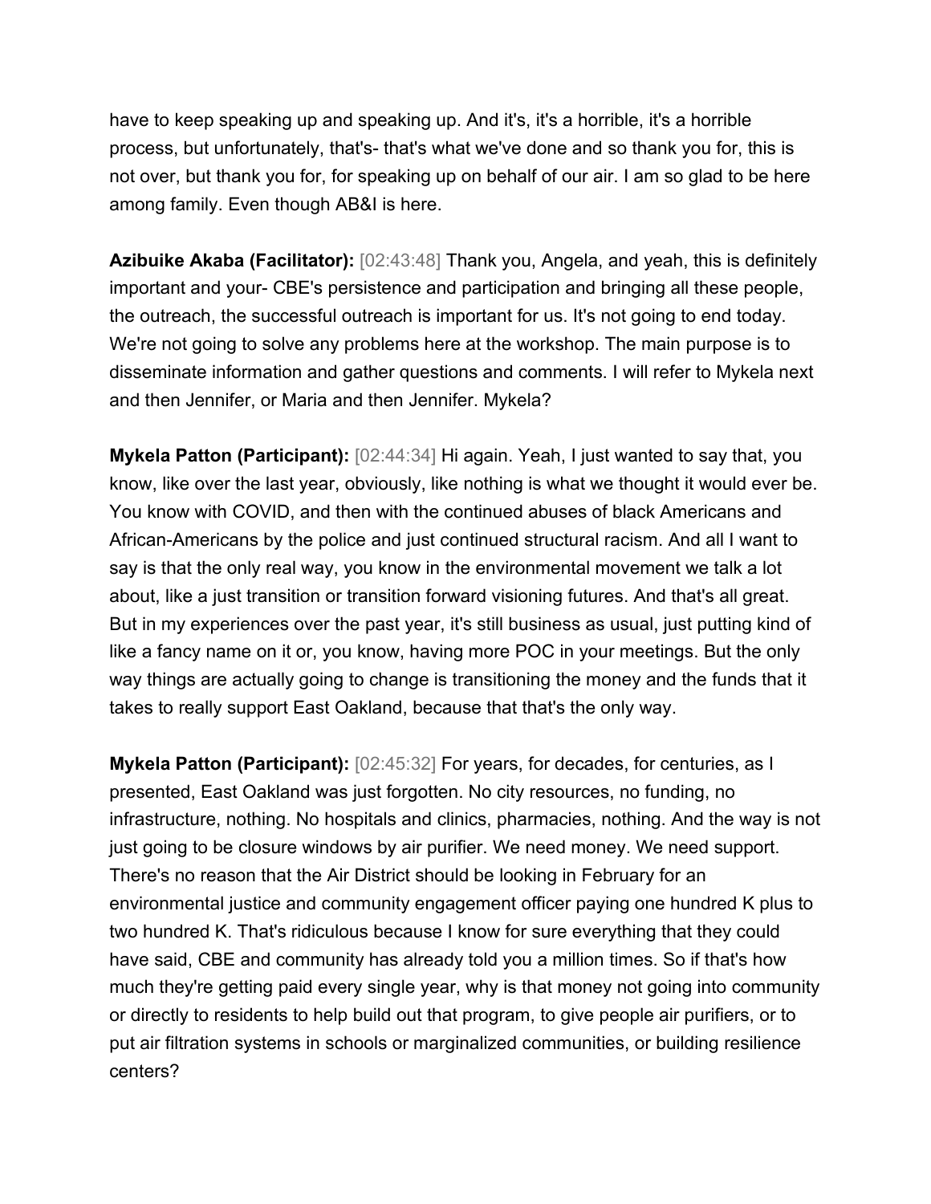have to keep speaking up and speaking up. And it's, it's a horrible, it's a horrible process, but unfortunately, that's- that's what we've done and so thank you for, this is not over, but thank you for, for speaking up on behalf of our air. I am so glad to be here among family. Even though AB&I is here.

**Azibuike Akaba (Facilitator):** [02:43:48] Thank you, Angela, and yeah, this is definitely important and your- CBE's persistence and participation and bringing all these people, the outreach, the successful outreach is important for us. It's not going to end today. We're not going to solve any problems here at the workshop. The main purpose is to disseminate information and gather questions and comments. I will refer to Mykela next and then Jennifer, or Maria and then Jennifer. Mykela?

**Mykela Patton (Participant):** [02:44:34] Hi again. Yeah, I just wanted to say that, you know, like over the last year, obviously, like nothing is what we thought it would ever be. You know with COVID, and then with the continued abuses of black Americans and African-Americans by the police and just continued structural racism. And all I want to say is that the only real way, you know in the environmental movement we talk a lot about, like a just transition or transition forward visioning futures. And that's all great. But in my experiences over the past year, it's still business as usual, just putting kind of like a fancy name on it or, you know, having more POC in your meetings. But the only way things are actually going to change is transitioning the money and the funds that it takes to really support East Oakland, because that that's the only way.

**Mykela Patton (Participant):** [02:45:32] For years, for decades, for centuries, as I presented, East Oakland was just forgotten. No city resources, no funding, no infrastructure, nothing. No hospitals and clinics, pharmacies, nothing. And the way is not just going to be closure windows by air purifier. We need money. We need support. There's no reason that the Air District should be looking in February for an environmental justice and community engagement officer paying one hundred K plus to two hundred K. That's ridiculous because I know for sure everything that they could have said, CBE and community has already told you a million times. So if that's how much they're getting paid every single year, why is that money not going into community or directly to residents to help build out that program, to give people air purifiers, or to put air filtration systems in schools or marginalized communities, or building resilience centers?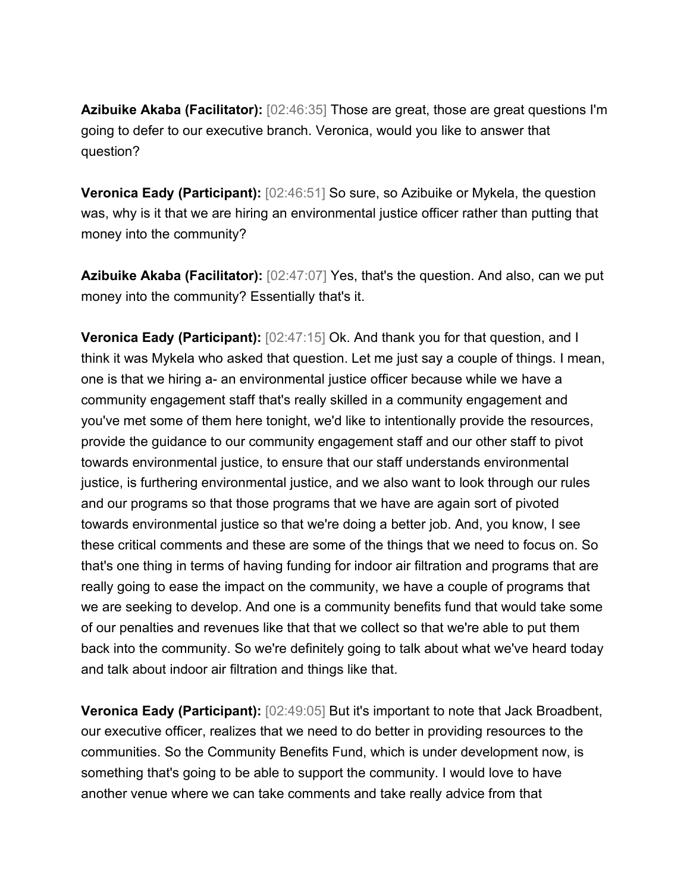**Azibuike Akaba (Facilitator):** [02:46:35] Those are great, those are great questions I'm going to defer to our executive branch. Veronica, would you like to answer that question?

**Veronica Eady (Participant):** [02:46:51] So sure, so Azibuike or Mykela, the question was, why is it that we are hiring an environmental justice officer rather than putting that money into the community?

**Azibuike Akaba (Facilitator):** [02:47:07] Yes, that's the question. And also, can we put money into the community? Essentially that's it.

**Veronica Eady (Participant):** [02:47:15] Ok. And thank you for that question, and I think it was Mykela who asked that question. Let me just say a couple of things. I mean, one is that we hiring a- an environmental justice officer because while we have a community engagement staff that's really skilled in a community engagement and you've met some of them here tonight, we'd like to intentionally provide the resources, provide the guidance to our community engagement staff and our other staff to pivot towards environmental justice, to ensure that our staff understands environmental justice, is furthering environmental justice, and we also want to look through our rules and our programs so that those programs that we have are again sort of pivoted towards environmental justice so that we're doing a better job. And, you know, I see these critical comments and these are some of the things that we need to focus on. So that's one thing in terms of having funding for indoor air filtration and programs that are really going to ease the impact on the community, we have a couple of programs that we are seeking to develop. And one is a community benefits fund that would take some of our penalties and revenues like that that we collect so that we're able to put them back into the community. So we're definitely going to talk about what we've heard today and talk about indoor air filtration and things like that.

**Veronica Eady (Participant):** [02:49:05] But it's important to note that Jack Broadbent, our executive officer, realizes that we need to do better in providing resources to the communities. So the Community Benefits Fund, which is under development now, is something that's going to be able to support the community. I would love to have another venue where we can take comments and take really advice from that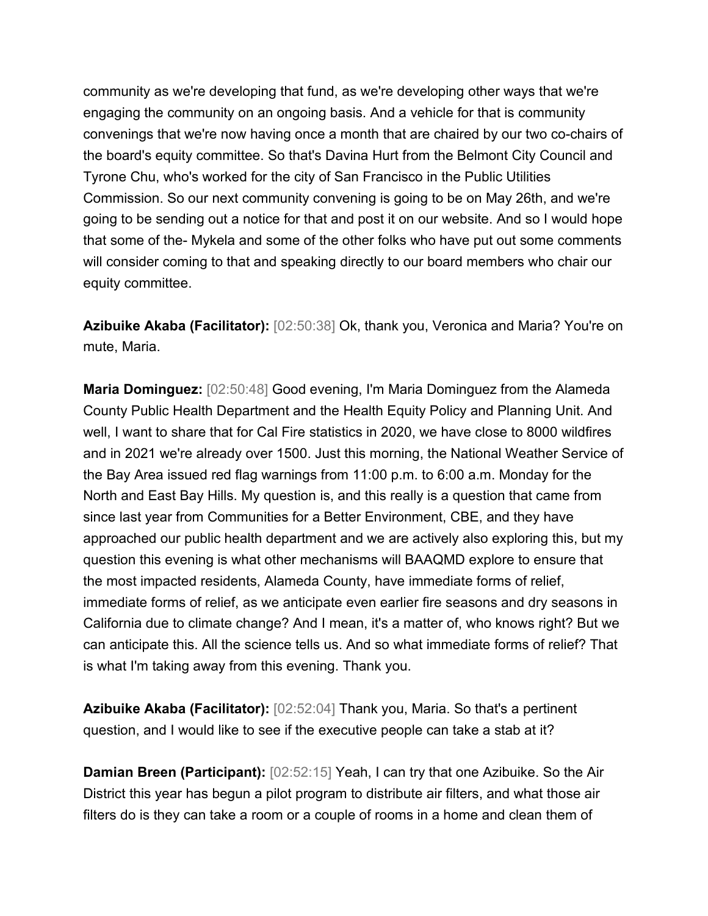community as we're developing that fund, as we're developing other ways that we're engaging the community on an ongoing basis. And a vehicle for that is community convenings that we're now having once a month that are chaired by our two co-chairs of the board's equity committee. So that's Davina Hurt from the Belmont City Council and Tyrone Chu, who's worked for the city of San Francisco in the Public Utilities Commission. So our next community convening is going to be on May 26th, and we're going to be sending out a notice for that and post it on our website. And so I would hope that some of the- Mykela and some of the other folks who have put out some comments will consider coming to that and speaking directly to our board members who chair our equity committee.

**Azibuike Akaba (Facilitator):** [02:50:38] Ok, thank you, Veronica and Maria? You're on mute, Maria.

**Maria Dominguez:** [02:50:48] Good evening, I'm Maria Dominguez from the Alameda County Public Health Department and the Health Equity Policy and Planning Unit. And well, I want to share that for Cal Fire statistics in 2020, we have close to 8000 wildfires and in 2021 we're already over 1500. Just this morning, the National Weather Service of the Bay Area issued red flag warnings from 11:00 p.m. to 6:00 a.m. Monday for the North and East Bay Hills. My question is, and this really is a question that came from since last year from Communities for a Better Environment, CBE, and they have approached our public health department and we are actively also exploring this, but my question this evening is what other mechanisms will BAAQMD explore to ensure that the most impacted residents, Alameda County, have immediate forms of relief, immediate forms of relief, as we anticipate even earlier fire seasons and dry seasons in California due to climate change? And I mean, it's a matter of, who knows right? But we can anticipate this. All the science tells us. And so what immediate forms of relief? That is what I'm taking away from this evening. Thank you.

**Azibuike Akaba (Facilitator):** [02:52:04] Thank you, Maria. So that's a pertinent question, and I would like to see if the executive people can take a stab at it?

**Damian Breen (Participant):** [02:52:15] Yeah, I can try that one Azibuike. So the Air District this year has begun a pilot program to distribute air filters, and what those air filters do is they can take a room or a couple of rooms in a home and clean them of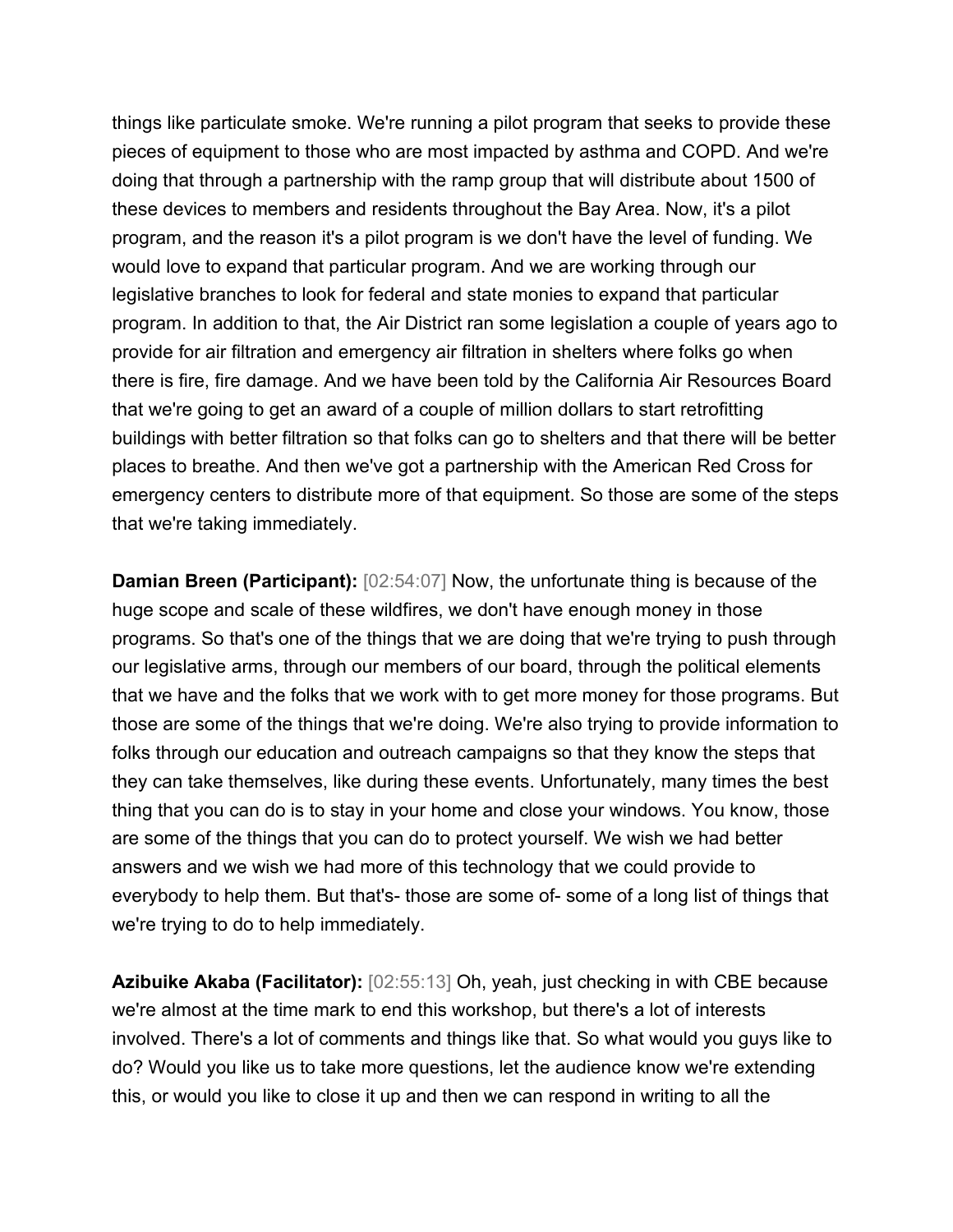things like particulate smoke. We're running a pilot program that seeks to provide these pieces of equipment to those who are most impacted by asthma and COPD. And we're doing that through a partnership with the ramp group that will distribute about 1500 of these devices to members and residents throughout the Bay Area. Now, it's a pilot program, and the reason it's a pilot program is we don't have the level of funding. We would love to expand that particular program. And we are working through our legislative branches to look for federal and state monies to expand that particular program. In addition to that, the Air District ran some legislation a couple of years ago to provide for air filtration and emergency air filtration in shelters where folks go when there is fire, fire damage. And we have been told by the California Air Resources Board that we're going to get an award of a couple of million dollars to start retrofitting buildings with better filtration so that folks can go to shelters and that there will be better places to breathe. And then we've got a partnership with the American Red Cross for emergency centers to distribute more of that equipment. So those are some of the steps that we're taking immediately.

**Damian Breen (Participant):** [02:54:07] Now, the unfortunate thing is because of the huge scope and scale of these wildfires, we don't have enough money in those programs. So that's one of the things that we are doing that we're trying to push through our legislative arms, through our members of our board, through the political elements that we have and the folks that we work with to get more money for those programs. But those are some of the things that we're doing. We're also trying to provide information to folks through our education and outreach campaigns so that they know the steps that they can take themselves, like during these events. Unfortunately, many times the best thing that you can do is to stay in your home and close your windows. You know, those are some of the things that you can do to protect yourself. We wish we had better answers and we wish we had more of this technology that we could provide to everybody to help them. But that's- those are some of- some of a long list of things that we're trying to do to help immediately.

**Azibuike Akaba (Facilitator):** [02:55:13] Oh, yeah, just checking in with CBE because we're almost at the time mark to end this workshop, but there's a lot of interests involved. There's a lot of comments and things like that. So what would you guys like to do? Would you like us to take more questions, let the audience know we're extending this, or would you like to close it up and then we can respond in writing to all the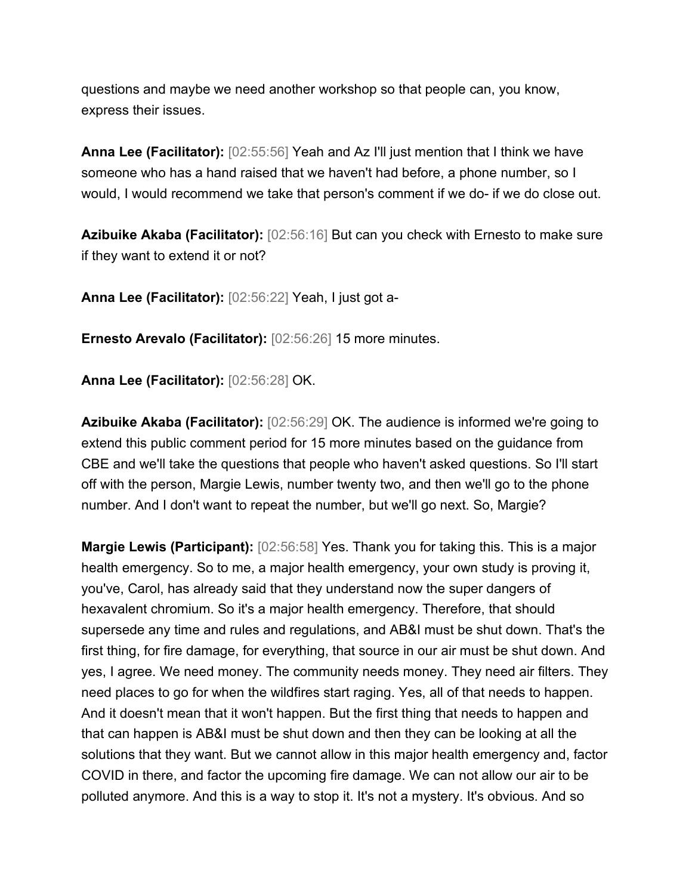questions and maybe we need another workshop so that people can, you know, express their issues.

**Anna Lee (Facilitator):** [02:55:56] Yeah and Az I'll just mention that I think we have someone who has a hand raised that we haven't had before, a phone number, so I would, I would recommend we take that person's comment if we do- if we do close out.

**Azibuike Akaba (Facilitator):** [02:56:16] But can you check with Ernesto to make sure if they want to extend it or not?

**Anna Lee (Facilitator):** [02:56:22] Yeah, I just got a-

**Ernesto Arevalo (Facilitator):** [02:56:26] 15 more minutes.

**Anna Lee (Facilitator):** [02:56:28] OK.

**Azibuike Akaba (Facilitator):** [02:56:29] OK. The audience is informed we're going to extend this public comment period for 15 more minutes based on the guidance from CBE and we'll take the questions that people who haven't asked questions. So I'll start off with the person, Margie Lewis, number twenty two, and then we'll go to the phone number. And I don't want to repeat the number, but we'll go next. So, Margie?

**Margie Lewis (Participant):** [02:56:58] Yes. Thank you for taking this. This is a major health emergency. So to me, a major health emergency, your own study is proving it, you've, Carol, has already said that they understand now the super dangers of hexavalent chromium. So it's a major health emergency. Therefore, that should supersede any time and rules and regulations, and AB&I must be shut down. That's the first thing, for fire damage, for everything, that source in our air must be shut down. And yes, I agree. We need money. The community needs money. They need air filters. They need places to go for when the wildfires start raging. Yes, all of that needs to happen. And it doesn't mean that it won't happen. But the first thing that needs to happen and that can happen is AB&I must be shut down and then they can be looking at all the solutions that they want. But we cannot allow in this major health emergency and, factor COVID in there, and factor the upcoming fire damage. We can not allow our air to be polluted anymore. And this is a way to stop it. It's not a mystery. It's obvious. And so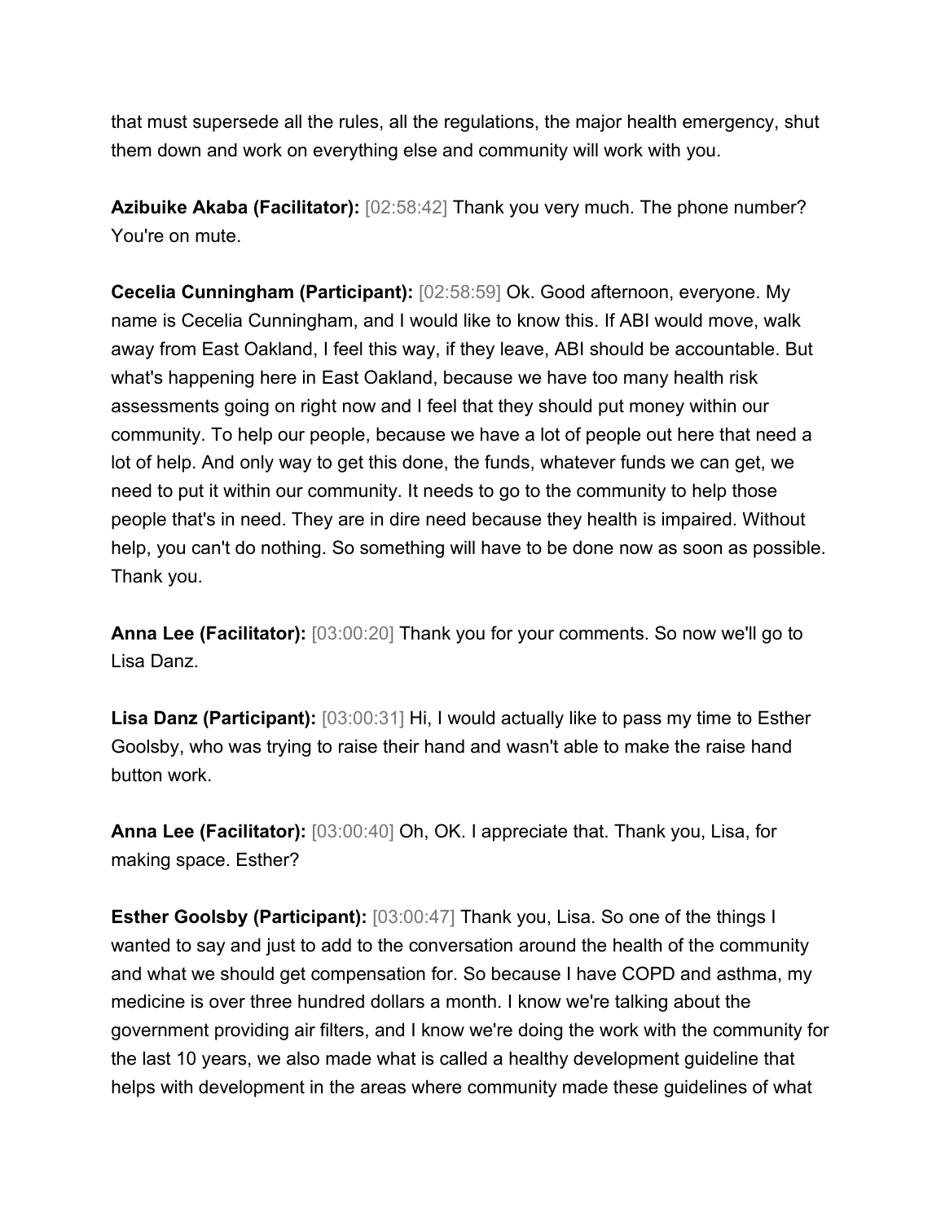that must supersede all the rules, all the regulations, the major health emergency, shut them down and work on everything else and community will work with you.

**Azibuike Akaba (Facilitator):** [02:58:42] Thank you very much. The phone number? You're on mute.

**Cecelia Cunningham (Participant):** [02:58:59] Ok. Good afternoon, everyone. My name is Cecelia Cunningham, and I would like to know this. If ABI would move, walk away from East Oakland, I feel this way, if they leave, ABI should be accountable. But what's happening here in East Oakland, because we have too many health risk assessments going on right now and I feel that they should put money within our community. To help our people, because we have a lot of people out here that need a lot of help. And only way to get this done, the funds, whatever funds we can get, we need to put it within our community. It needs to go to the community to help those people that's in need. They are in dire need because they health is impaired. Without help, you can't do nothing. So something will have to be done now as soon as possible. Thank you.

**Anna Lee (Facilitator):** [03:00:20] Thank you for your comments. So now we'll go to Lisa Danz.

**Lisa Danz (Participant):** [03:00:31] Hi, I would actually like to pass my time to Esther Goolsby, who was trying to raise their hand and wasn't able to make the raise hand button work.

**Anna Lee (Facilitator):** [03:00:40] Oh, OK. I appreciate that. Thank you, Lisa, for making space. Esther?

**Esther Goolsby (Participant):** [03:00:47] Thank you, Lisa. So one of the things I wanted to say and just to add to the conversation around the health of the community and what we should get compensation for. So because I have COPD and asthma, my medicine is over three hundred dollars a month. I know we're talking about the government providing air filters, and I know we're doing the work with the community for the last 10 years, we also made what is called a healthy development guideline that helps with development in the areas where community made these guidelines of what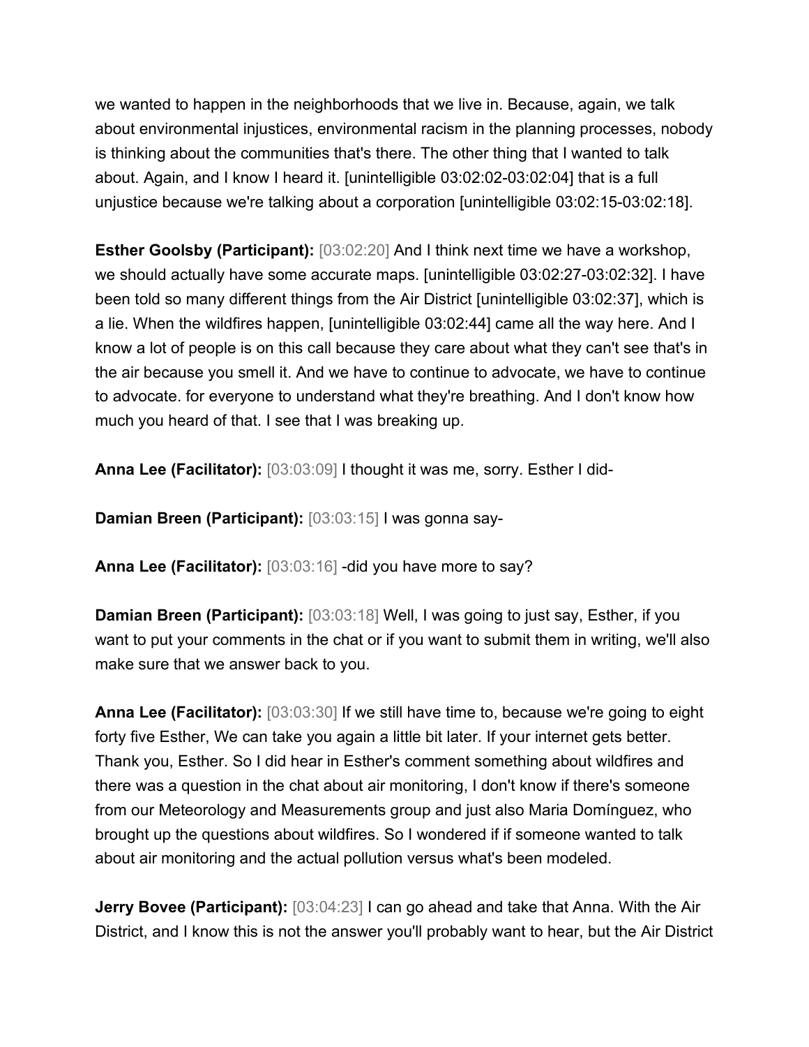we wanted to happen in the neighborhoods that we live in. Because, again, we talk about environmental injustices, environmental racism in the planning processes, nobody is thinking about the communities that's there. The other thing that I wanted to talk about. Again, and I know I heard it. [unintelligible 03:02:02-03:02:04] that is a full unjustice because we're talking about a corporation [unintelligible 03:02:15-03:02:18].

**Esther Goolsby (Participant):** [03:02:20] And I think next time we have a workshop, we should actually have some accurate maps. [unintelligible 03:02:27-03:02:32]. I have been told so many different things from the Air District [unintelligible 03:02:37], which is a lie. When the wildfires happen, [unintelligible 03:02:44] came all the way here. And I know a lot of people is on this call because they care about what they can't see that's in the air because you smell it. And we have to continue to advocate, we have to continue to advocate. for everyone to understand what they're breathing. And I don't know how much you heard of that. I see that I was breaking up.

**Anna Lee (Facilitator):** [03:03:09] I thought it was me, sorry. Esther I did-

**Damian Breen (Participant):** [03:03:15] I was gonna say-

**Anna Lee (Facilitator):** [03:03:16] -did you have more to say?

**Damian Breen (Participant):** [03:03:18] Well, I was going to just say, Esther, if you want to put your comments in the chat or if you want to submit them in writing, we'll also make sure that we answer back to you.

**Anna Lee (Facilitator):** [03:03:30] If we still have time to, because we're going to eight forty five Esther, We can take you again a little bit later. If your internet gets better. Thank you, Esther. So I did hear in Esther's comment something about wildfires and there was a question in the chat about air monitoring, I don't know if there's someone from our Meteorology and Measurements group and just also Maria Domínguez, who brought up the questions about wildfires. So I wondered if if someone wanted to talk about air monitoring and the actual pollution versus what's been modeled.

**Jerry Bovee (Participant):** [03:04:23] I can go ahead and take that Anna. With the Air District, and I know this is not the answer you'll probably want to hear, but the Air District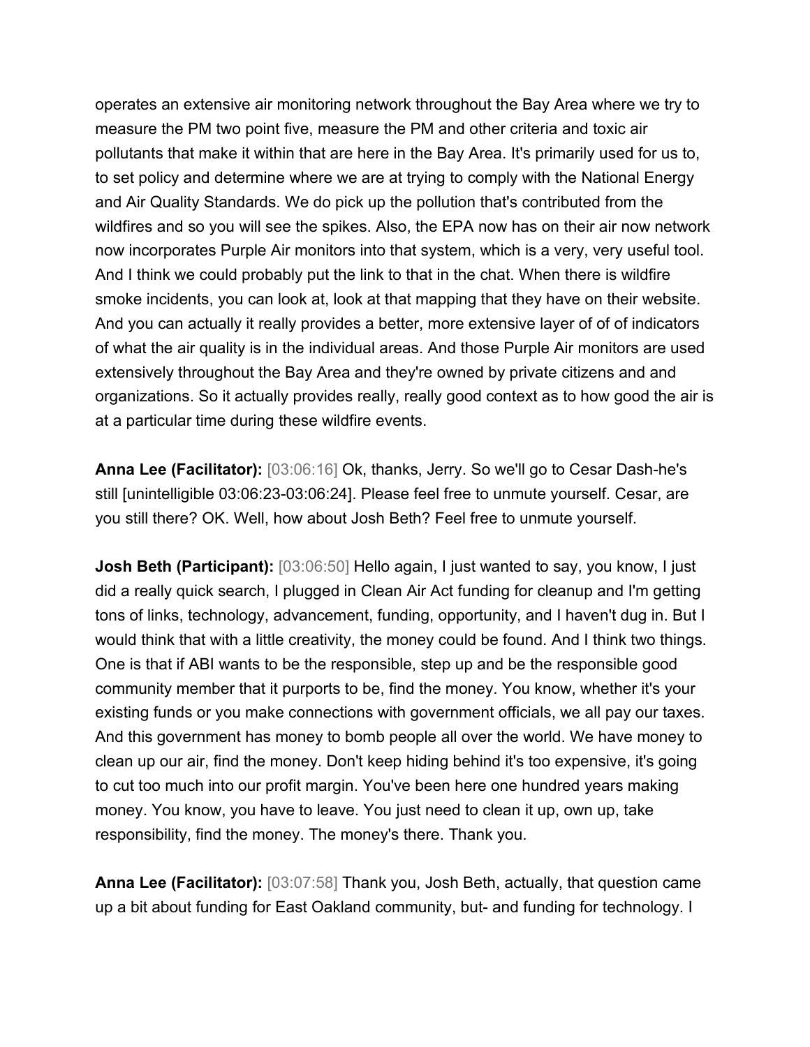operates an extensive air monitoring network throughout the Bay Area where we try to measure the PM two point five, measure the PM and other criteria and toxic air pollutants that make it within that are here in the Bay Area. It's primarily used for us to, to set policy and determine where we are at trying to comply with the National Energy and Air Quality Standards. We do pick up the pollution that's contributed from the wildfires and so you will see the spikes. Also, the EPA now has on their air now network now incorporates Purple Air monitors into that system, which is a very, very useful tool. And I think we could probably put the link to that in the chat. When there is wildfire smoke incidents, you can look at, look at that mapping that they have on their website. And you can actually it really provides a better, more extensive layer of of of indicators of what the air quality is in the individual areas. And those Purple Air monitors are used extensively throughout the Bay Area and they're owned by private citizens and and organizations. So it actually provides really, really good context as to how good the air is at a particular time during these wildfire events.

**Anna Lee (Facilitator):** [03:06:16] Ok, thanks, Jerry. So we'll go to Cesar Dash-he's still [unintelligible 03:06:23-03:06:24]. Please feel free to unmute yourself. Cesar, are you still there? OK. Well, how about Josh Beth? Feel free to unmute yourself.

**Josh Beth (Participant):** [03:06:50] Hello again, I just wanted to say, you know, I just did a really quick search, I plugged in Clean Air Act funding for cleanup and I'm getting tons of links, technology, advancement, funding, opportunity, and I haven't dug in. But I would think that with a little creativity, the money could be found. And I think two things. One is that if ABI wants to be the responsible, step up and be the responsible good community member that it purports to be, find the money. You know, whether it's your existing funds or you make connections with government officials, we all pay our taxes. And this government has money to bomb people all over the world. We have money to clean up our air, find the money. Don't keep hiding behind it's too expensive, it's going to cut too much into our profit margin. You've been here one hundred years making money. You know, you have to leave. You just need to clean it up, own up, take responsibility, find the money. The money's there. Thank you.

**Anna Lee (Facilitator):** [03:07:58] Thank you, Josh Beth, actually, that question came up a bit about funding for East Oakland community, but- and funding for technology. I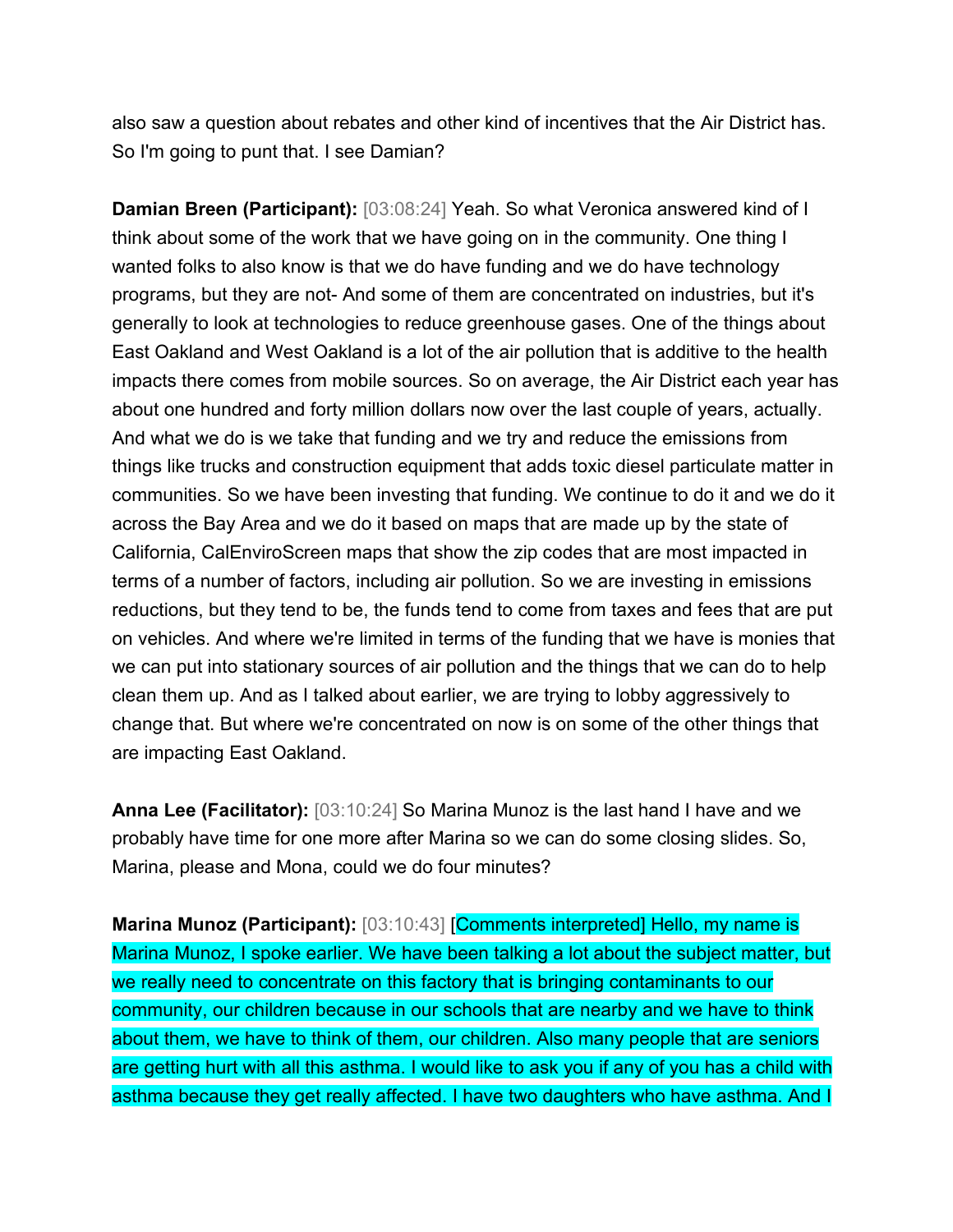also saw a question about rebates and other kind of incentives that the Air District has. So I'm going to punt that. I see Damian?

**Damian Breen (Participant):** [03:08:24] Yeah. So what Veronica answered kind of I think about some of the work that we have going on in the community. One thing I wanted folks to also know is that we do have funding and we do have technology programs, but they are not- And some of them are concentrated on industries, but it's generally to look at technologies to reduce greenhouse gases. One of the things about East Oakland and West Oakland is a lot of the air pollution that is additive to the health impacts there comes from mobile sources. So on average, the Air District each year has about one hundred and forty million dollars now over the last couple of years, actually. And what we do is we take that funding and we try and reduce the emissions from things like trucks and construction equipment that adds toxic diesel particulate matter in communities. So we have been investing that funding. We continue to do it and we do it across the Bay Area and we do it based on maps that are made up by the state of California, CalEnviroScreen maps that show the zip codes that are most impacted in terms of a number of factors, including air pollution. So we are investing in emissions reductions, but they tend to be, the funds tend to come from taxes and fees that are put on vehicles. And where we're limited in terms of the funding that we have is monies that we can put into stationary sources of air pollution and the things that we can do to help clean them up. And as I talked about earlier, we are trying to lobby aggressively to change that. But where we're concentrated on now is on some of the other things that are impacting East Oakland.

**Anna Lee (Facilitator):** [03:10:24] So Marina Munoz is the last hand I have and we probably have time for one more after Marina so we can do some closing slides. So, Marina, please and Mona, could we do four minutes?

**Marina Munoz (Participant):** [03:10:43] [Comments interpreted] Hello, my name is Marina Munoz, I spoke earlier. We have been talking a lot about the subject matter, but we really need to concentrate on this factory that is bringing contaminants to our community, our children because in our schools that are nearby and we have to think about them, we have to think of them, our children. Also many people that are seniors are getting hurt with all this asthma. I would like to ask you if any of you has a child with asthma because they get really affected. I have two daughters who have asthma. And I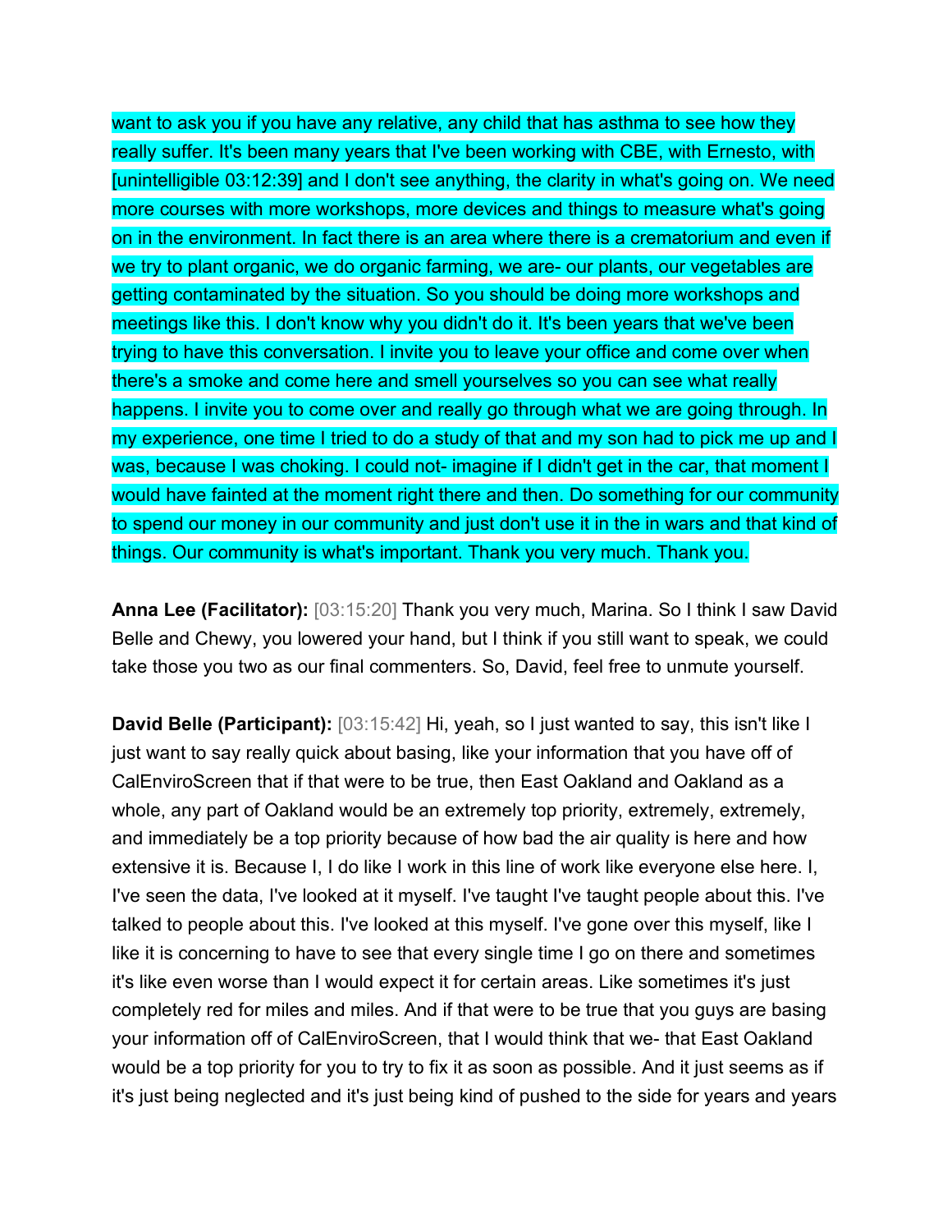want to ask you if you have any relative, any child that has asthma to see how they really suffer. It's been many years that I've been working with CBE, with Ernesto, with [unintelligible 03:12:39] and I don't see anything, the clarity in what's going on. We need more courses with more workshops, more devices and things to measure what's going on in the environment. In fact there is an area where there is a crematorium and even if we try to plant organic, we do organic farming, we are- our plants, our vegetables are getting contaminated by the situation. So you should be doing more workshops and meetings like this. I don't know why you didn't do it. It's been years that we've been trying to have this conversation. I invite you to leave your office and come over when there's a smoke and come here and smell yourselves so you can see what really happens. I invite you to come over and really go through what we are going through. In my experience, one time I tried to do a study of that and my son had to pick me up and I was, because I was choking. I could not- imagine if I didn't get in the car, that moment I would have fainted at the moment right there and then. Do something for our community to spend our money in our community and just don't use it in the in wars and that kind of things. Our community is what's important. Thank you very much. Thank you.

**Anna Lee (Facilitator):** [03:15:20] Thank you very much, Marina. So I think I saw David Belle and Chewy, you lowered your hand, but I think if you still want to speak, we could take those you two as our final commenters. So, David, feel free to unmute yourself.

**David Belle (Participant):** [03:15:42] Hi, yeah, so I just wanted to say, this isn't like I just want to say really quick about basing, like your information that you have off of CalEnviroScreen that if that were to be true, then East Oakland and Oakland as a whole, any part of Oakland would be an extremely top priority, extremely, extremely, and immediately be a top priority because of how bad the air quality is here and how extensive it is. Because I, I do like I work in this line of work like everyone else here. I, I've seen the data, I've looked at it myself. I've taught I've taught people about this. I've talked to people about this. I've looked at this myself. I've gone over this myself, like I like it is concerning to have to see that every single time I go on there and sometimes it's like even worse than I would expect it for certain areas. Like sometimes it's just completely red for miles and miles. And if that were to be true that you guys are basing your information off of CalEnviroScreen, that I would think that we- that East Oakland would be a top priority for you to try to fix it as soon as possible. And it just seems as if it's just being neglected and it's just being kind of pushed to the side for years and years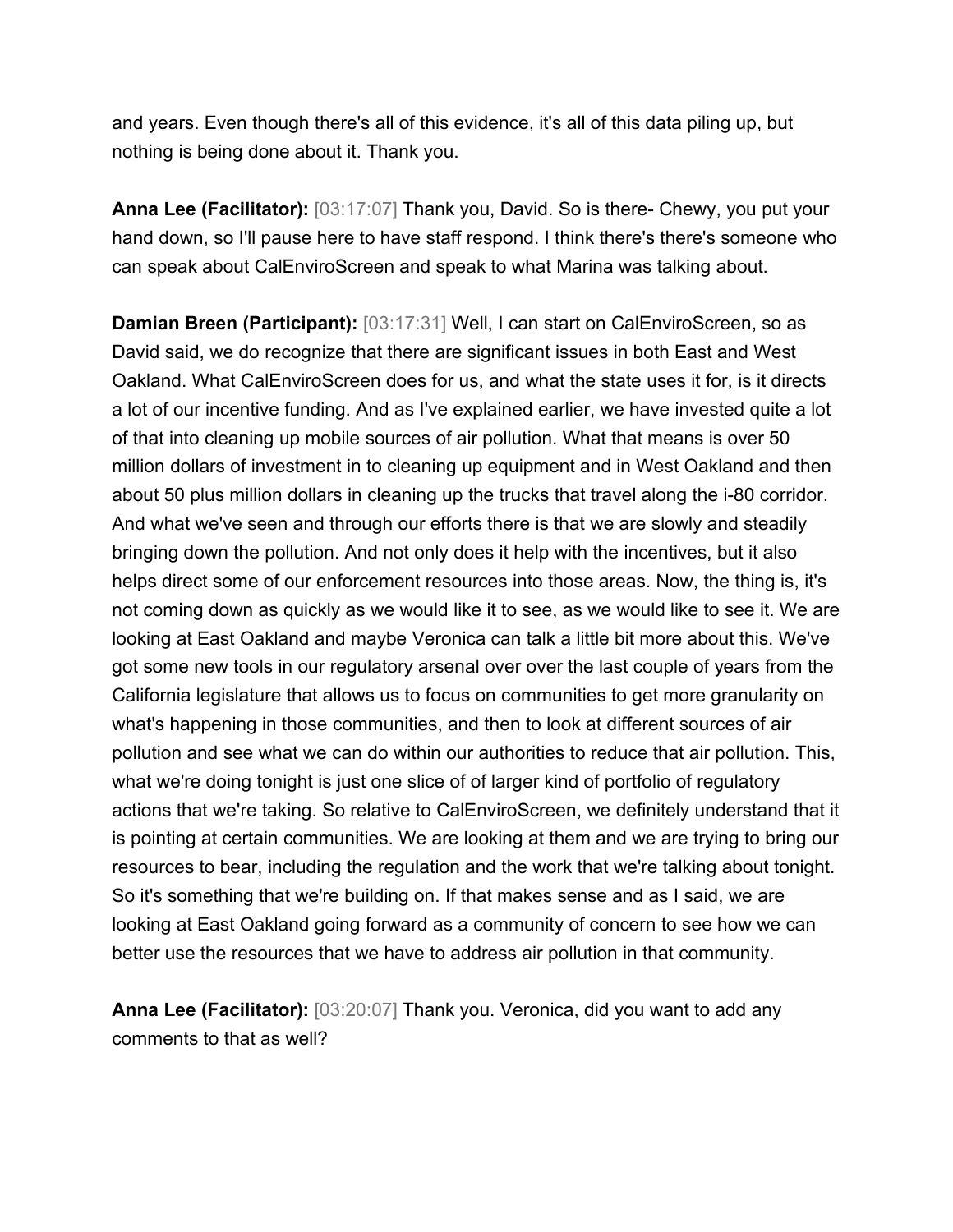and years. Even though there's all of this evidence, it's all of this data piling up, but nothing is being done about it. Thank you.

**Anna Lee (Facilitator):** [03:17:07] Thank you, David. So is there- Chewy, you put your hand down, so I'll pause here to have staff respond. I think there's there's someone who can speak about CalEnviroScreen and speak to what Marina was talking about.

**Damian Breen (Participant):** [03:17:31] Well, I can start on CalEnviroScreen, so as David said, we do recognize that there are significant issues in both East and West Oakland. What CalEnviroScreen does for us, and what the state uses it for, is it directs a lot of our incentive funding. And as I've explained earlier, we have invested quite a lot of that into cleaning up mobile sources of air pollution. What that means is over 50 million dollars of investment in to cleaning up equipment and in West Oakland and then about 50 plus million dollars in cleaning up the trucks that travel along the i-80 corridor. And what we've seen and through our efforts there is that we are slowly and steadily bringing down the pollution. And not only does it help with the incentives, but it also helps direct some of our enforcement resources into those areas. Now, the thing is, it's not coming down as quickly as we would like it to see, as we would like to see it. We are looking at East Oakland and maybe Veronica can talk a little bit more about this. We've got some new tools in our regulatory arsenal over over the last couple of years from the California legislature that allows us to focus on communities to get more granularity on what's happening in those communities, and then to look at different sources of air pollution and see what we can do within our authorities to reduce that air pollution. This, what we're doing tonight is just one slice of of larger kind of portfolio of regulatory actions that we're taking. So relative to CalEnviroScreen, we definitely understand that it is pointing at certain communities. We are looking at them and we are trying to bring our resources to bear, including the regulation and the work that we're talking about tonight. So it's something that we're building on. If that makes sense and as I said, we are looking at East Oakland going forward as a community of concern to see how we can better use the resources that we have to address air pollution in that community.

**Anna Lee (Facilitator):** [03:20:07] Thank you. Veronica, did you want to add any comments to that as well?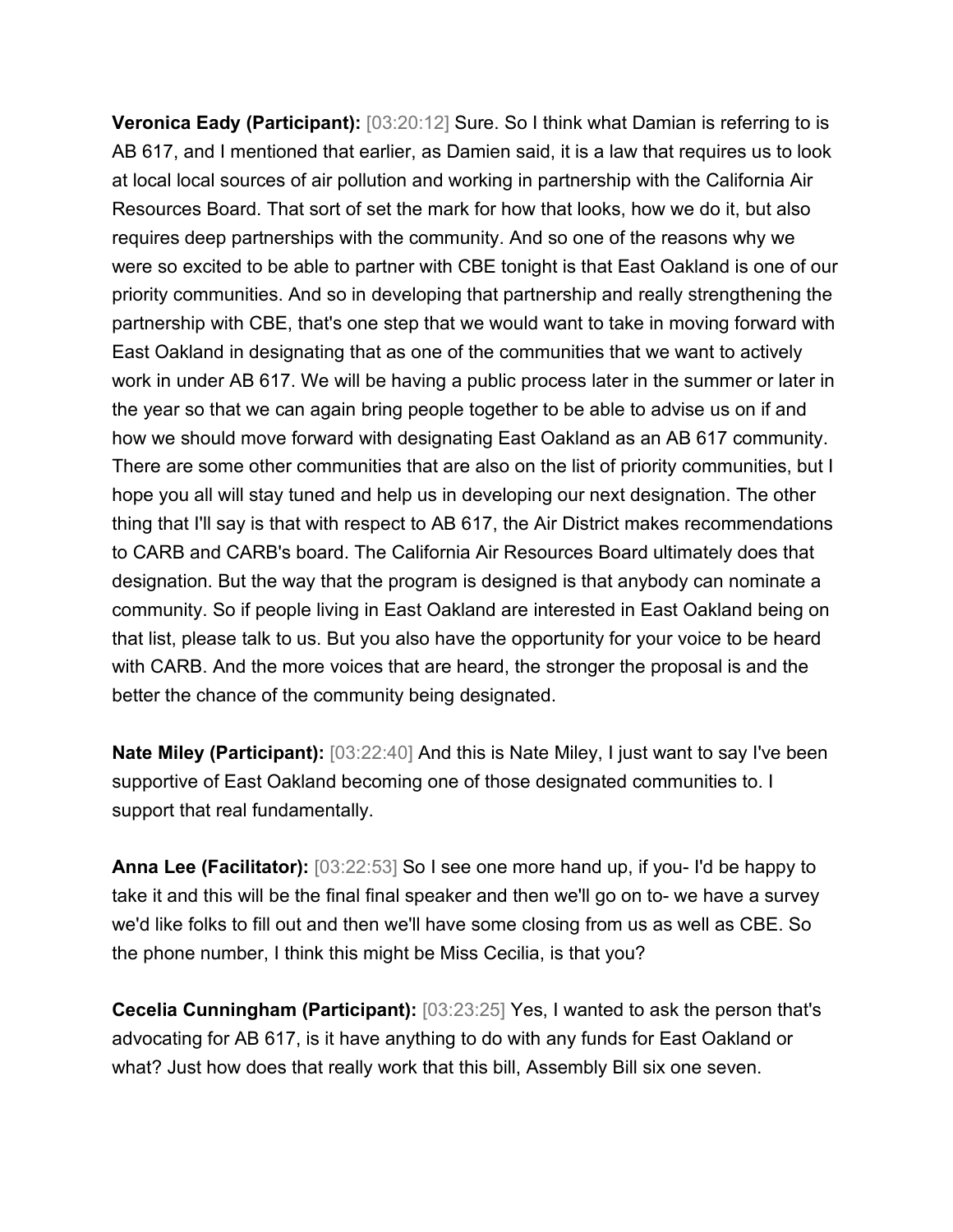**Veronica Eady (Participant):** [03:20:12] Sure. So I think what Damian is referring to is AB 617, and I mentioned that earlier, as Damien said, it is a law that requires us to look at local local sources of air pollution and working in partnership with the California Air Resources Board. That sort of set the mark for how that looks, how we do it, but also requires deep partnerships with the community. And so one of the reasons why we were so excited to be able to partner with CBE tonight is that East Oakland is one of our priority communities. And so in developing that partnership and really strengthening the partnership with CBE, that's one step that we would want to take in moving forward with East Oakland in designating that as one of the communities that we want to actively work in under AB 617. We will be having a public process later in the summer or later in the year so that we can again bring people together to be able to advise us on if and how we should move forward with designating East Oakland as an AB 617 community. There are some other communities that are also on the list of priority communities, but I hope you all will stay tuned and help us in developing our next designation. The other thing that I'll say is that with respect to AB 617, the Air District makes recommendations to CARB and CARB's board. The California Air Resources Board ultimately does that designation. But the way that the program is designed is that anybody can nominate a community. So if people living in East Oakland are interested in East Oakland being on that list, please talk to us. But you also have the opportunity for your voice to be heard with CARB. And the more voices that are heard, the stronger the proposal is and the better the chance of the community being designated.

**Nate Miley (Participant):** [03:22:40] And this is Nate Miley, I just want to say I've been supportive of East Oakland becoming one of those designated communities to. I support that real fundamentally.

**Anna Lee (Facilitator):** [03:22:53] So I see one more hand up, if you- I'd be happy to take it and this will be the final final speaker and then we'll go on to- we have a survey we'd like folks to fill out and then we'll have some closing from us as well as CBE. So the phone number, I think this might be Miss Cecilia, is that you?

**Cecelia Cunningham (Participant):** [03:23:25] Yes, I wanted to ask the person that's advocating for AB 617, is it have anything to do with any funds for East Oakland or what? Just how does that really work that this bill, Assembly Bill six one seven.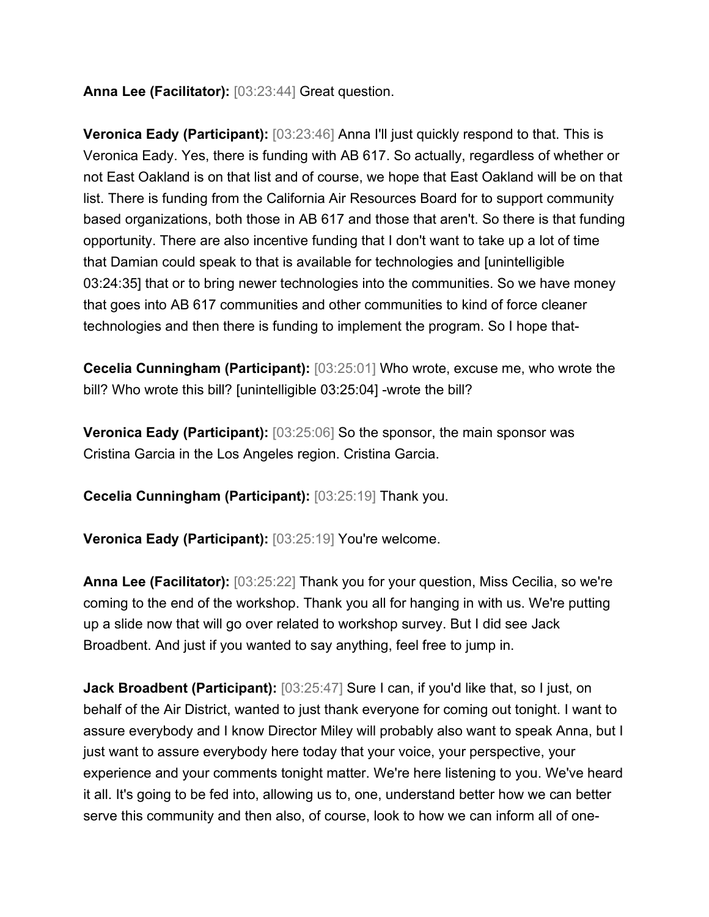**Anna Lee (Facilitator):** [03:23:44] Great question.

**Veronica Eady (Participant):** [03:23:46] Anna I'll just quickly respond to that. This is Veronica Eady. Yes, there is funding with AB 617. So actually, regardless of whether or not East Oakland is on that list and of course, we hope that East Oakland will be on that list. There is funding from the California Air Resources Board for to support community based organizations, both those in AB 617 and those that aren't. So there is that funding opportunity. There are also incentive funding that I don't want to take up a lot of time that Damian could speak to that is available for technologies and [unintelligible 03:24:35] that or to bring newer technologies into the communities. So we have money that goes into AB 617 communities and other communities to kind of force cleaner technologies and then there is funding to implement the program. So I hope that-

**Cecelia Cunningham (Participant):** [03:25:01] Who wrote, excuse me, who wrote the bill? Who wrote this bill? [unintelligible 03:25:04] -wrote the bill?

**Veronica Eady (Participant):** [03:25:06] So the sponsor, the main sponsor was Cristina Garcia in the Los Angeles region. Cristina Garcia.

**Cecelia Cunningham (Participant):** [03:25:19] Thank you.

**Veronica Eady (Participant):** [03:25:19] You're welcome.

**Anna Lee (Facilitator):** [03:25:22] Thank you for your question, Miss Cecilia, so we're coming to the end of the workshop. Thank you all for hanging in with us. We're putting up a slide now that will go over related to workshop survey. But I did see Jack Broadbent. And just if you wanted to say anything, feel free to jump in.

**Jack Broadbent (Participant):** [03:25:47] Sure I can, if you'd like that, so I just, on behalf of the Air District, wanted to just thank everyone for coming out tonight. I want to assure everybody and I know Director Miley will probably also want to speak Anna, but I just want to assure everybody here today that your voice, your perspective, your experience and your comments tonight matter. We're here listening to you. We've heard it all. It's going to be fed into, allowing us to, one, understand better how we can better serve this community and then also, of course, look to how we can inform all of one-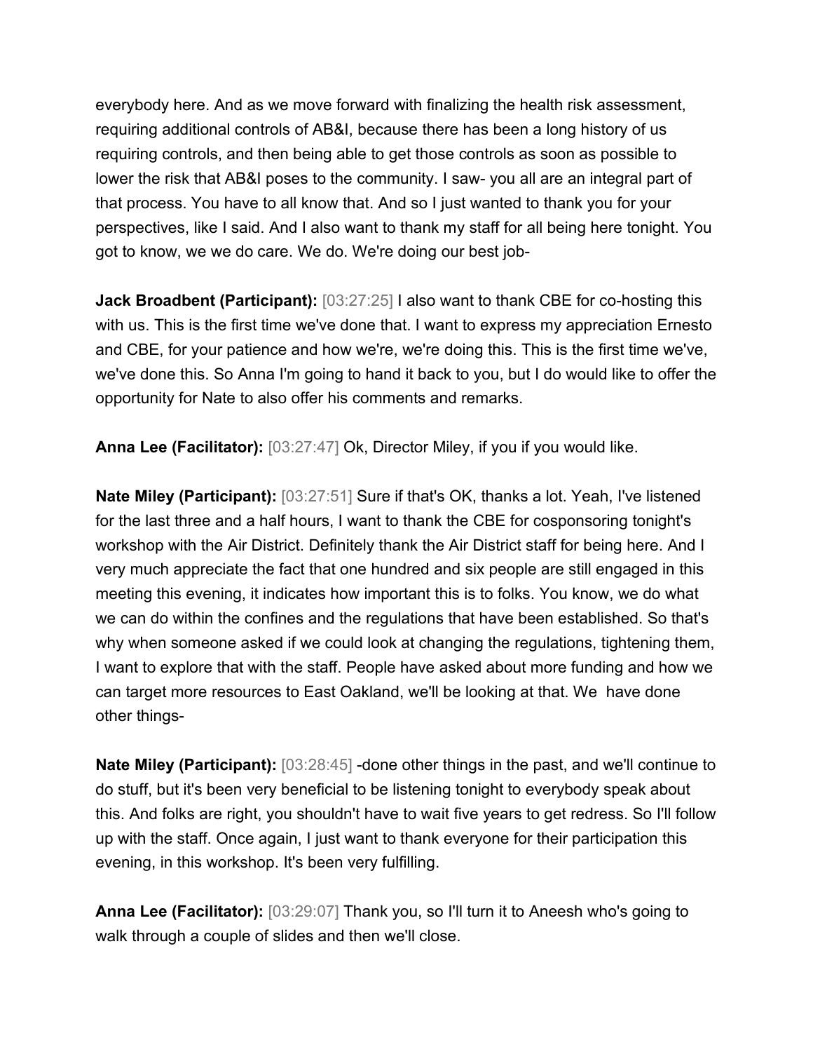everybody here. And as we move forward with finalizing the health risk assessment, requiring additional controls of AB&I, because there has been a long history of us requiring controls, and then being able to get those controls as soon as possible to lower the risk that AB&I poses to the community. I saw- you all are an integral part of that process. You have to all know that. And so I just wanted to thank you for your perspectives, like I said. And I also want to thank my staff for all being here tonight. You got to know, we we do care. We do. We're doing our best job-

**Jack Broadbent (Participant):** [03:27:25] I also want to thank CBE for co-hosting this with us. This is the first time we've done that. I want to express my appreciation Ernesto and CBE, for your patience and how we're, we're doing this. This is the first time we've, we've done this. So Anna I'm going to hand it back to you, but I do would like to offer the opportunity for Nate to also offer his comments and remarks.

**Anna Lee (Facilitator):** [03:27:47] Ok, Director Miley, if you if you would like.

**Nate Miley (Participant):** [03:27:51] Sure if that's OK, thanks a lot. Yeah, I've listened for the last three and a half hours, I want to thank the CBE for cosponsoring tonight's workshop with the Air District. Definitely thank the Air District staff for being here. And I very much appreciate the fact that one hundred and six people are still engaged in this meeting this evening, it indicates how important this is to folks. You know, we do what we can do within the confines and the regulations that have been established. So that's why when someone asked if we could look at changing the regulations, tightening them, I want to explore that with the staff. People have asked about more funding and how we can target more resources to East Oakland, we'll be looking at that. We have done other things-

**Nate Miley (Participant):** [03:28:45] -done other things in the past, and we'll continue to do stuff, but it's been very beneficial to be listening tonight to everybody speak about this. And folks are right, you shouldn't have to wait five years to get redress. So I'll follow up with the staff. Once again, I just want to thank everyone for their participation this evening, in this workshop. It's been very fulfilling.

**Anna Lee (Facilitator):** [03:29:07] Thank you, so I'll turn it to Aneesh who's going to walk through a couple of slides and then we'll close.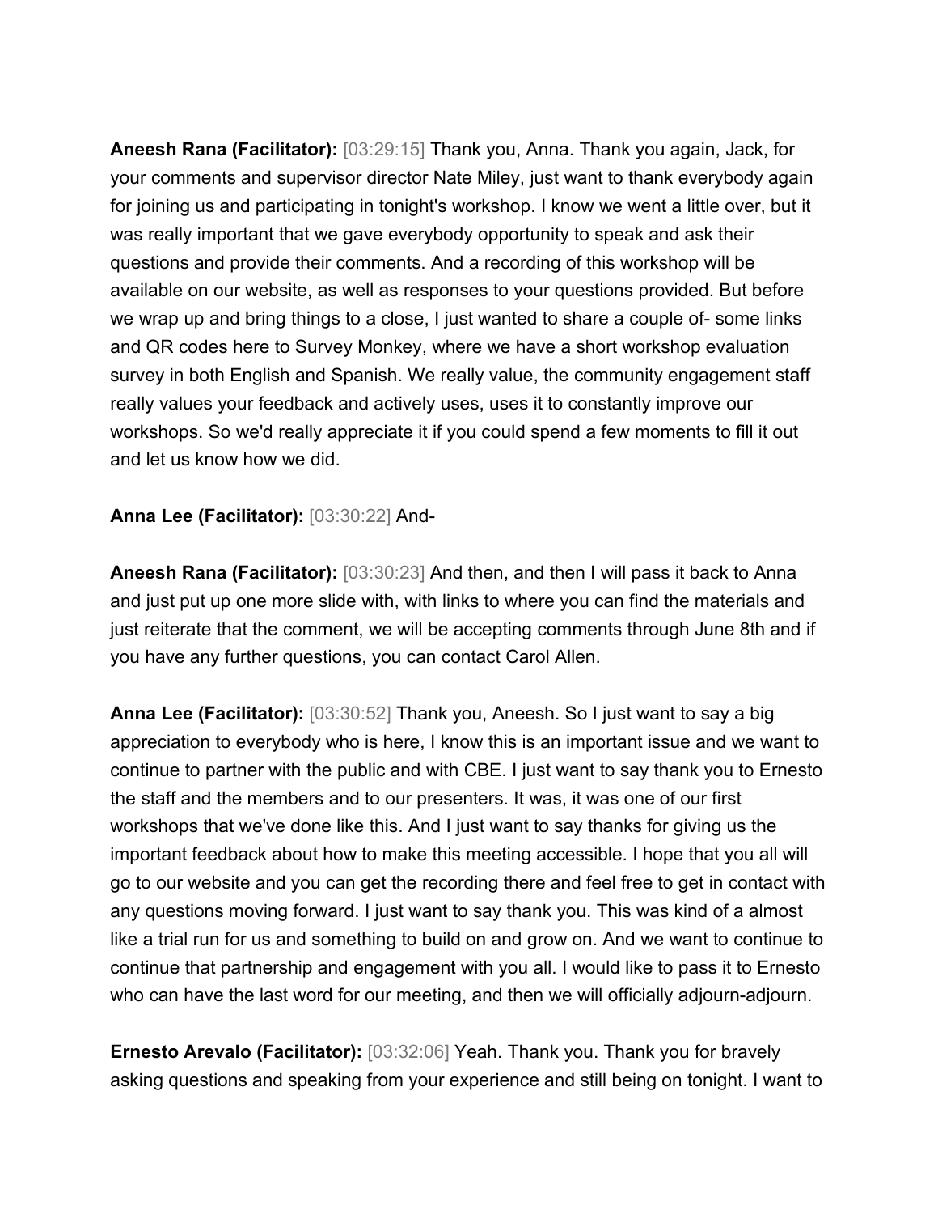**Aneesh Rana (Facilitator):** [03:29:15] Thank you, Anna. Thank you again, Jack, for your comments and supervisor director Nate Miley, just want to thank everybody again for joining us and participating in tonight's workshop. I know we went a little over, but it was really important that we gave everybody opportunity to speak and ask their questions and provide their comments. And a recording of this workshop will be available on our website, as well as responses to your questions provided. But before we wrap up and bring things to a close, I just wanted to share a couple of- some links and QR codes here to Survey Monkey, where we have a short workshop evaluation survey in both English and Spanish. We really value, the community engagement staff really values your feedback and actively uses, uses it to constantly improve our workshops. So we'd really appreciate it if you could spend a few moments to fill it out and let us know how we did.

**Anna Lee (Facilitator):** [03:30:22] And-

**Aneesh Rana (Facilitator):** [03:30:23] And then, and then I will pass it back to Anna and just put up one more slide with, with links to where you can find the materials and just reiterate that the comment, we will be accepting comments through June 8th and if you have any further questions, you can contact Carol Allen.

**Anna Lee (Facilitator):** [03:30:52] Thank you, Aneesh. So I just want to say a big appreciation to everybody who is here, I know this is an important issue and we want to continue to partner with the public and with CBE. I just want to say thank you to Ernesto the staff and the members and to our presenters. It was, it was one of our first workshops that we've done like this. And I just want to say thanks for giving us the important feedback about how to make this meeting accessible. I hope that you all will go to our website and you can get the recording there and feel free to get in contact with any questions moving forward. I just want to say thank you. This was kind of a almost like a trial run for us and something to build on and grow on. And we want to continue to continue that partnership and engagement with you all. I would like to pass it to Ernesto who can have the last word for our meeting, and then we will officially adjourn-adjourn.

**Ernesto Arevalo (Facilitator):** [03:32:06] Yeah. Thank you. Thank you for bravely asking questions and speaking from your experience and still being on tonight. I want to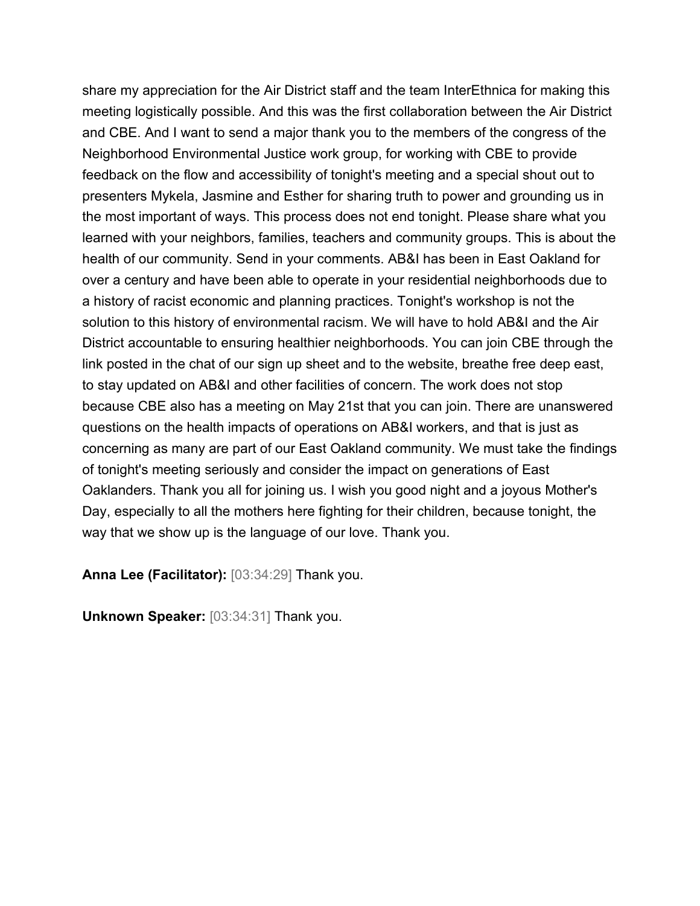share my appreciation for the Air District staff and the team InterEthnica for making this meeting logistically possible. And this was the first collaboration between the Air District and CBE. And I want to send a major thank you to the members of the congress of the Neighborhood Environmental Justice work group, for working with CBE to provide feedback on the flow and accessibility of tonight's meeting and a special shout out to presenters Mykela, Jasmine and Esther for sharing truth to power and grounding us in the most important of ways. This process does not end tonight. Please share what you learned with your neighbors, families, teachers and community groups. This is about the health of our community. Send in your comments. AB&I has been in East Oakland for over a century and have been able to operate in your residential neighborhoods due to a history of racist economic and planning practices. Tonight's workshop is not the solution to this history of environmental racism. We will have to hold AB&I and the Air District accountable to ensuring healthier neighborhoods. You can join CBE through the link posted in the chat of our sign up sheet and to the website, breathe free deep east, to stay updated on AB&I and other facilities of concern. The work does not stop because CBE also has a meeting on May 21st that you can join. There are unanswered questions on the health impacts of operations on AB&I workers, and that is just as concerning as many are part of our East Oakland community. We must take the findings of tonight's meeting seriously and consider the impact on generations of East Oaklanders. Thank you all for joining us. I wish you good night and a joyous Mother's Day, especially to all the mothers here fighting for their children, because tonight, the way that we show up is the language of our love. Thank you.

**Anna Lee (Facilitator):** [03:34:29] Thank you.

**Unknown Speaker:** [03:34:31] Thank you.